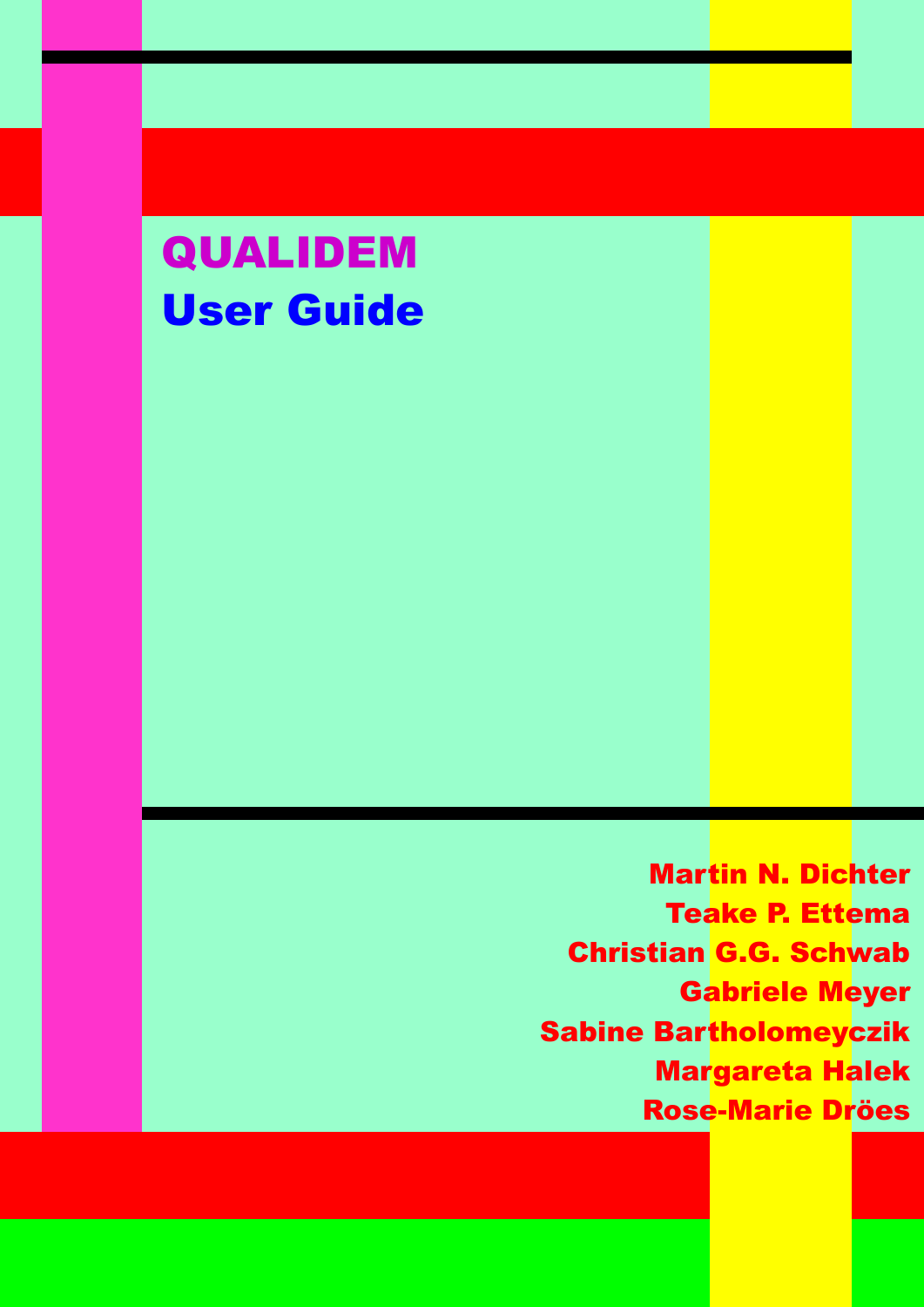# QUALIDEM

## User Guide

Martin N. Dichter

Teake P. Ettema

Christian G.G. Schwab

Gabriele Meyer

Sabine Bartholomeyczik

Margareta Halek

Rose-Marie Dröes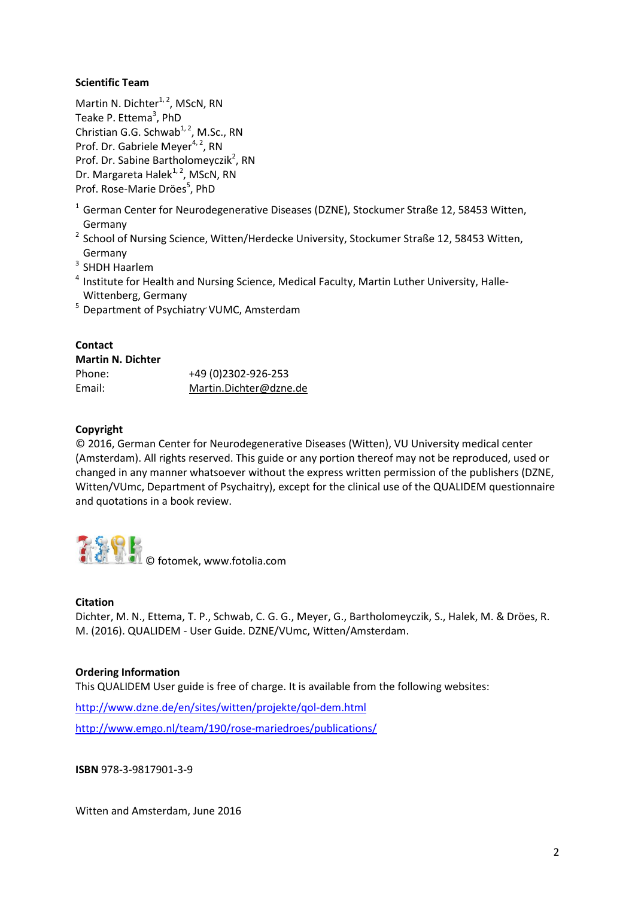**Scientific Team**

Martin N. Dichter[1, 2], MScN, RN
Teake P. Ettema[3], PhD
Christian G.G. Schwab[1, 2], M.Sc., RN
Prof. Dr. Gabriele Meyer[4, 2], RN
Prof. Dr. Sabine Bartholomeyczik[2], RN
Dr. Margareta Halek[1, 2], MScN, RN
Prof. Rose-Marie Dröes[5], PhD

[1] German Center for Neurodegenerative Diseases (DZNE), Stockumer Straße 12, 58453 Witten, Germany
[2] School of Nursing Science, Witten/Herdecke University, Stockumer Straße 12, 58453 Witten, Germany
[3] SHDH Haarlem
[4] Institute for Health and Nursing Science, Medical Faculty, Martin Luther University, Halle-Wittenberg, Germany
[5] Department of Psychiatry, VUMC, Amsterdam

**Contact**
**Martin N. Dichter**

| | |
|---|---|
| Phone: | +49 (0)2302-926-253 |
| Email: | Martin.Dichter@dzne.de |

**Copyright**
© 2016, German Center for Neurodegenerative Diseases (Witten), VU University medical center (Amsterdam). All rights reserved. This guide or any portion thereof may not be reproduced, used or changed in any manner whatsoever without the express written permission of the publishers (DZNE, Witten/VUmc, Department of Psychaitry), except for the clinical use of the QUALIDEM questionnaire and quotations in a book review.

© fotomek, www.fotolia.com

**Citation**
Dichter, M. N., Ettema, T. P., Schwab, C. G. G., Meyer, G., Bartholomeyczik, S., Halek, M. & Dröes, R. M. (2016). QUALIDEM - User Guide. DZNE/VUmc, Witten/Amsterdam.

**Ordering Information**
This QUALIDEM User guide is free of charge. It is available from the following websites:

http://www.dzne.de/en/sites/witten/projekte/qol-dem.html

http://www.emgo.nl/team/190/rose-mariedroes/publications/

**ISBN** 978-3-9817901-3-9

Witten and Amsterdam, June 2016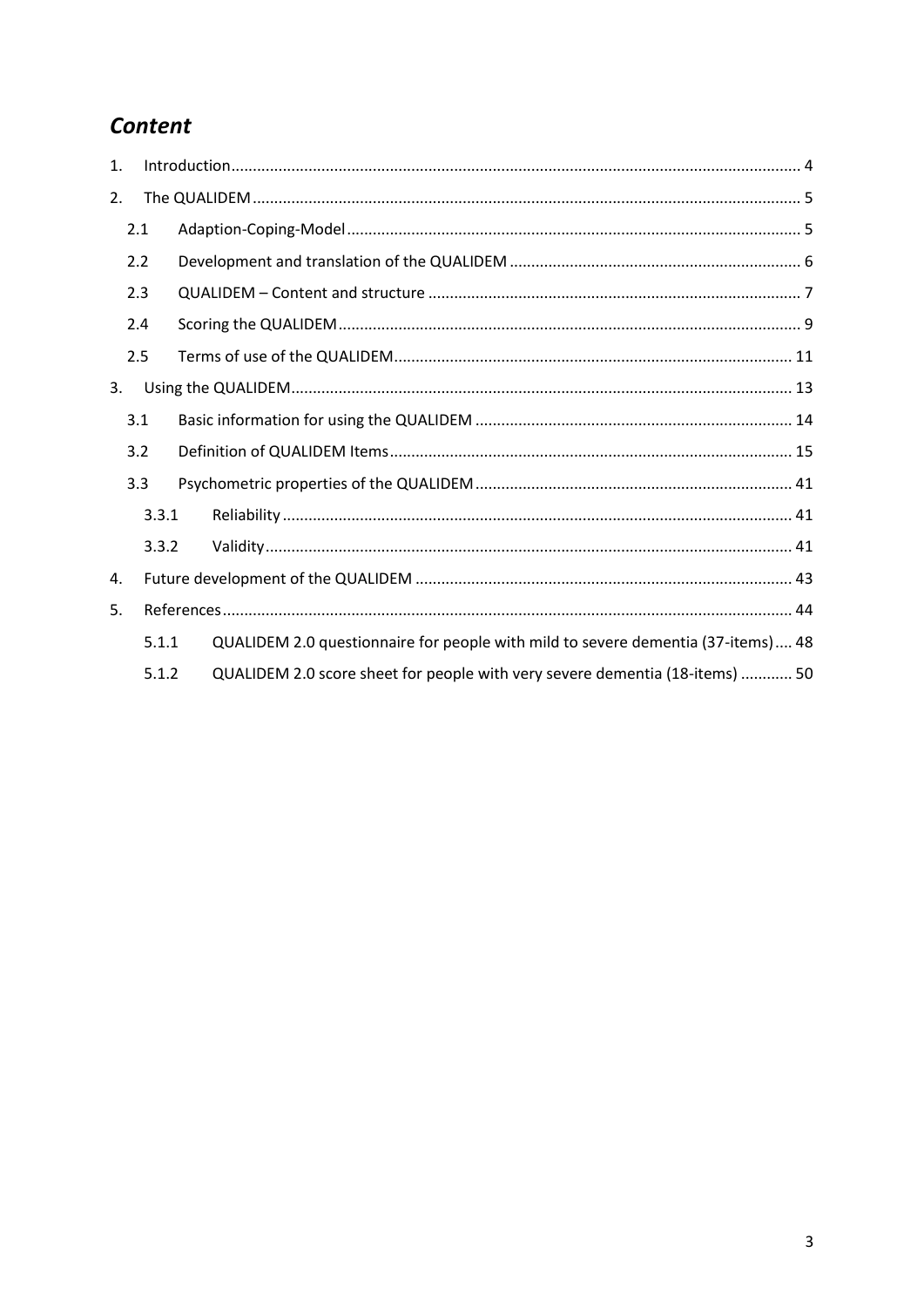# *Content*

1. Introduction ........ 4
2. The QUALIDEM ........ 5
   - 2.1 Adaption-Coping-Model ........ 5
   - 2.2 Development and translation of the QUALIDEM ........ 6
   - 2.3 QUALIDEM – Content and structure ........ 7
   - 2.4 Scoring the QUALIDEM ........ 9
   - 2.5 Terms of use of the QUALIDEM ........ 11
3. Using the QUALIDEM ........ 13
   - 3.1 Basic information for using the QUALIDEM ........ 14
   - 3.2 Definition of QUALIDEM Items ........ 15
   - 3.3 Psychometric properties of the QUALIDEM ........ 41
     - 3.3.1 Reliability ........ 41
     - 3.3.2 Validity ........ 41
4. Future development of the QUALIDEM ........ 43
5. References ........ 44
   - 5.1.1 QUALIDEM 2.0 questionnaire for people with mild to severe dementia (37-items) ........ 48
   - 5.1.2 QUALIDEM 2.0 score sheet for people with very severe dementia (18-items) ........ 50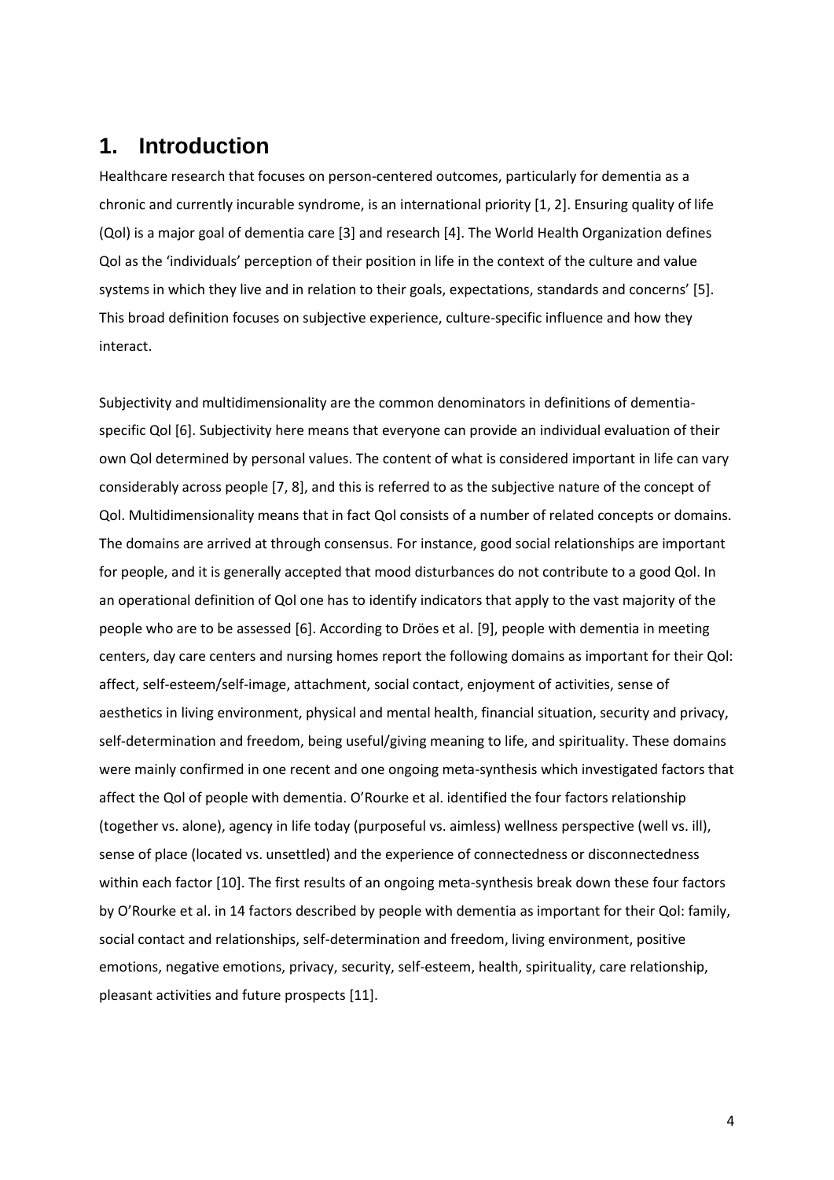# 1. Introduction

Healthcare research that focuses on person-centered outcomes, particularly for dementia as a chronic and currently incurable syndrome, is an international priority [1, 2]. Ensuring quality of life (Qol) is a major goal of dementia care [3] and research [4]. The World Health Organization defines Qol as the 'individuals' perception of their position in life in the context of the culture and value systems in which they live and in relation to their goals, expectations, standards and concerns' [5]. This broad definition focuses on subjective experience, culture-specific influence and how they interact.

Subjectivity and multidimensionality are the common denominators in definitions of dementia-specific Qol [6]. Subjectivity here means that everyone can provide an individual evaluation of their own Qol determined by personal values. The content of what is considered important in life can vary considerably across people [7, 8], and this is referred to as the subjective nature of the concept of Qol. Multidimensionality means that in fact Qol consists of a number of related concepts or domains. The domains are arrived at through consensus. For instance, good social relationships are important for people, and it is generally accepted that mood disturbances do not contribute to a good Qol. In an operational definition of Qol one has to identify indicators that apply to the vast majority of the people who are to be assessed [6]. According to Dröes et al. [9], people with dementia in meeting centers, day care centers and nursing homes report the following domains as important for their Qol: affect, self-esteem/self-image, attachment, social contact, enjoyment of activities, sense of aesthetics in living environment, physical and mental health, financial situation, security and privacy, self-determination and freedom, being useful/giving meaning to life, and spirituality. These domains were mainly confirmed in one recent and one ongoing meta-synthesis which investigated factors that affect the Qol of people with dementia. O'Rourke et al. identified the four factors relationship (together vs. alone), agency in life today (purposeful vs. aimless) wellness perspective (well vs. ill), sense of place (located vs. unsettled) and the experience of connectedness or disconnectedness within each factor [10]. The first results of an ongoing meta-synthesis break down these four factors by O'Rourke et al. in 14 factors described by people with dementia as important for their Qol: family, social contact and relationships, self-determination and freedom, living environment, positive emotions, negative emotions, privacy, security, self-esteem, health, spirituality, care relationship, pleasant activities and future prospects [11].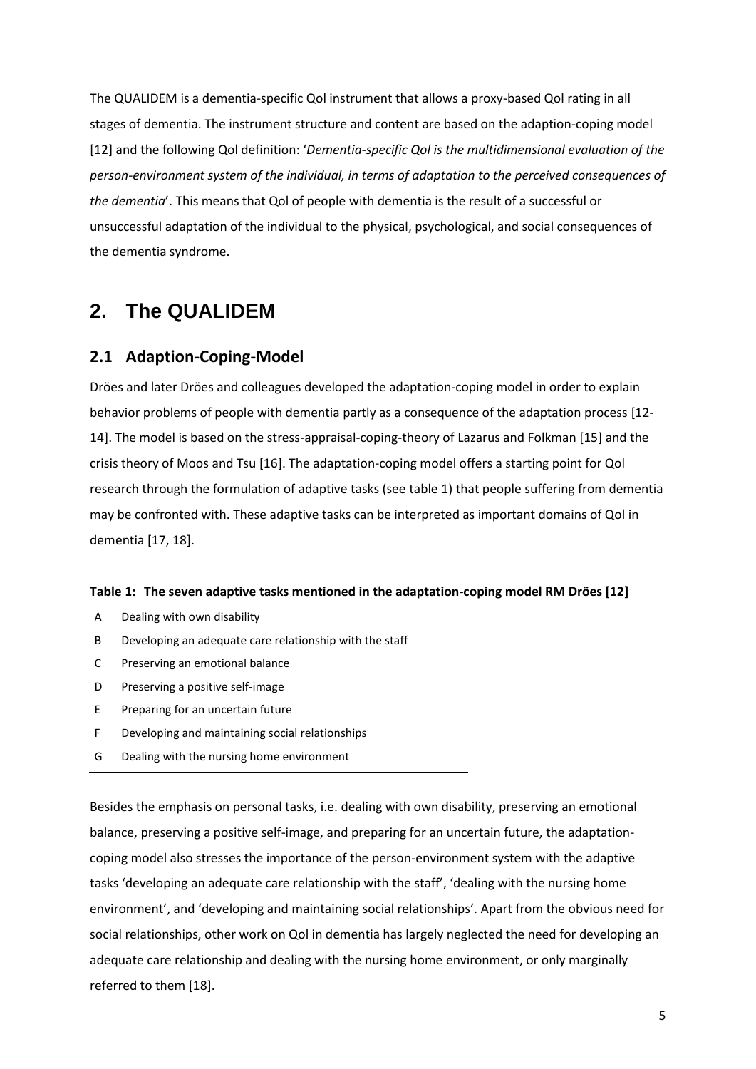The QUALIDEM is a dementia-specific Qol instrument that allows a proxy-based Qol rating in all stages of dementia. The instrument structure and content are based on the adaption-coping model [12] and the following Qol definition: '*Dementia-specific Qol is the multidimensional evaluation of the person-environment system of the individual, in terms of adaptation to the perceived consequences of the dementia*'. This means that Qol of people with dementia is the result of a successful or unsuccessful adaptation of the individual to the physical, psychological, and social consequences of the dementia syndrome.

# 2. The QUALIDEM

## 2.1 Adaption-Coping-Model

Dröes and later Dröes and colleagues developed the adaptation-coping model in order to explain behavior problems of people with dementia partly as a consequence of the adaptation process [12-14]. The model is based on the stress-appraisal-coping-theory of Lazarus and Folkman [15] and the crisis theory of Moos and Tsu [16]. The adaptation-coping model offers a starting point for Qol research through the formulation of adaptive tasks (see table 1) that people suffering from dementia may be confronted with. These adaptive tasks can be interpreted as important domains of Qol in dementia [17, 18].

**Table 1: The seven adaptive tasks mentioned in the adaptation-coping model RM Dröes [12]**

| | |
|---|---|
| A | Dealing with own disability |
| B | Developing an adequate care relationship with the staff |
| C | Preserving an emotional balance |
| D | Preserving a positive self-image |
| E | Preparing for an uncertain future |
| F | Developing and maintaining social relationships |
| G | Dealing with the nursing home environment |

Besides the emphasis on personal tasks, i.e. dealing with own disability, preserving an emotional balance, preserving a positive self-image, and preparing for an uncertain future, the adaptation-coping model also stresses the importance of the person-environment system with the adaptive tasks 'developing an adequate care relationship with the staff', 'dealing with the nursing home environment', and 'developing and maintaining social relationships'. Apart from the obvious need for social relationships, other work on Qol in dementia has largely neglected the need for developing an adequate care relationship and dealing with the nursing home environment, or only marginally referred to them [18].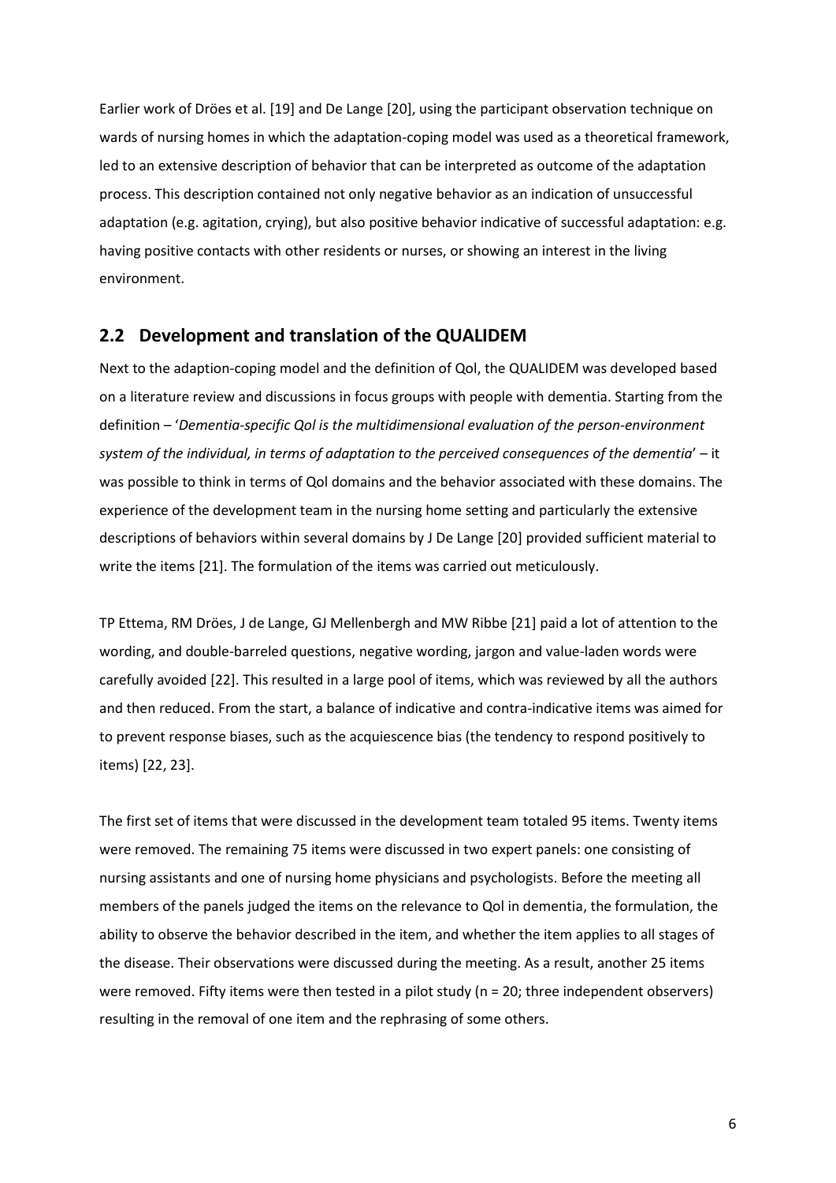Earlier work of Dröes et al. [19] and De Lange [20], using the participant observation technique on wards of nursing homes in which the adaptation-coping model was used as a theoretical framework, led to an extensive description of behavior that can be interpreted as outcome of the adaptation process. This description contained not only negative behavior as an indication of unsuccessful adaptation (e.g. agitation, crying), but also positive behavior indicative of successful adaptation: e.g. having positive contacts with other residents or nurses, or showing an interest in the living environment.

## 2.2 Development and translation of the QUALIDEM

Next to the adaption-coping model and the definition of Qol, the QUALIDEM was developed based on a literature review and discussions in focus groups with people with dementia. Starting from the definition – '*Dementia-specific Qol is the multidimensional evaluation of the person-environment system of the individual, in terms of adaptation to the perceived consequences of the dementia*' – it was possible to think in terms of Qol domains and the behavior associated with these domains. The experience of the development team in the nursing home setting and particularly the extensive descriptions of behaviors within several domains by J De Lange [20] provided sufficient material to write the items [21]. The formulation of the items was carried out meticulously.

TP Ettema, RM Dröes, J de Lange, GJ Mellenbergh and MW Ribbe [21] paid a lot of attention to the wording, and double-barreled questions, negative wording, jargon and value-laden words were carefully avoided [22]. This resulted in a large pool of items, which was reviewed by all the authors and then reduced. From the start, a balance of indicative and contra-indicative items was aimed for to prevent response biases, such as the acquiescence bias (the tendency to respond positively to items) [22, 23].

The first set of items that were discussed in the development team totaled 95 items. Twenty items were removed. The remaining 75 items were discussed in two expert panels: one consisting of nursing assistants and one of nursing home physicians and psychologists. Before the meeting all members of the panels judged the items on the relevance to Qol in dementia, the formulation, the ability to observe the behavior described in the item, and whether the item applies to all stages of the disease. Their observations were discussed during the meeting. As a result, another 25 items were removed. Fifty items were then tested in a pilot study (n = 20; three independent observers) resulting in the removal of one item and the rephrasing of some others.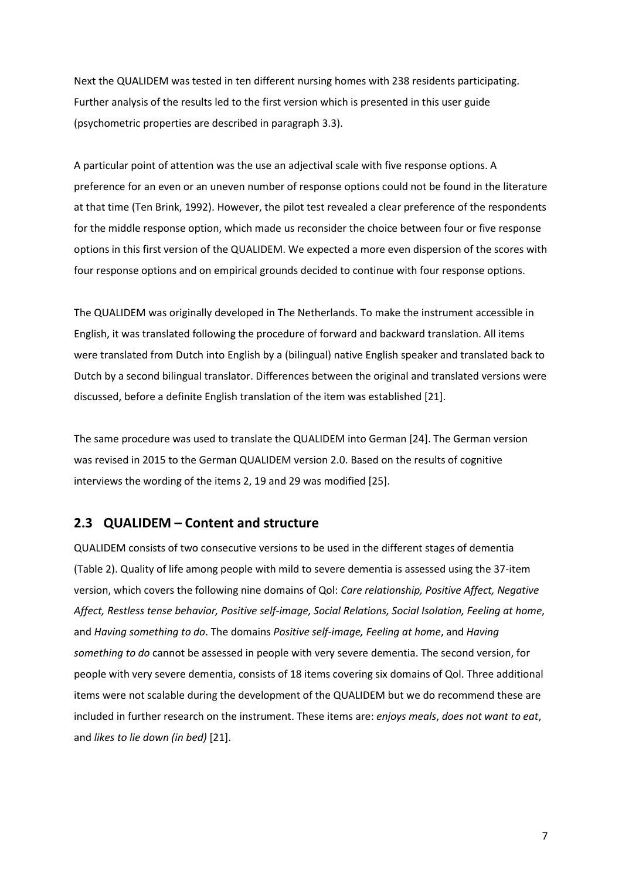Next the QUALIDEM was tested in ten different nursing homes with 238 residents participating. Further analysis of the results led to the first version which is presented in this user guide (psychometric properties are described in paragraph 3.3).

A particular point of attention was the use an adjectival scale with five response options. A preference for an even or an uneven number of response options could not be found in the literature at that time (Ten Brink, 1992). However, the pilot test revealed a clear preference of the respondents for the middle response option, which made us reconsider the choice between four or five response options in this first version of the QUALIDEM. We expected a more even dispersion of the scores with four response options and on empirical grounds decided to continue with four response options.

The QUALIDEM was originally developed in The Netherlands. To make the instrument accessible in English, it was translated following the procedure of forward and backward translation. All items were translated from Dutch into English by a (bilingual) native English speaker and translated back to Dutch by a second bilingual translator. Differences between the original and translated versions were discussed, before a definite English translation of the item was established [21].

The same procedure was used to translate the QUALIDEM into German [24]. The German version was revised in 2015 to the German QUALIDEM version 2.0. Based on the results of cognitive interviews the wording of the items 2, 19 and 29 was modified [25].

## 2.3 QUALIDEM – Content and structure

QUALIDEM consists of two consecutive versions to be used in the different stages of dementia (Table 2). Quality of life among people with mild to severe dementia is assessed using the 37-item version, which covers the following nine domains of Qol: *Care relationship, Positive Affect, Negative Affect, Restless tense behavior, Positive self-image, Social Relations, Social Isolation, Feeling at home*, and *Having something to do*. The domains *Positive self-image, Feeling at home*, and *Having something to do* cannot be assessed in people with very severe dementia. The second version, for people with very severe dementia, consists of 18 items covering six domains of Qol. Three additional items were not scalable during the development of the QUALIDEM but we do recommend these are included in further research on the instrument. These items are: *enjoys meals*, *does not want to eat*, and *likes to lie down (in bed)* [21].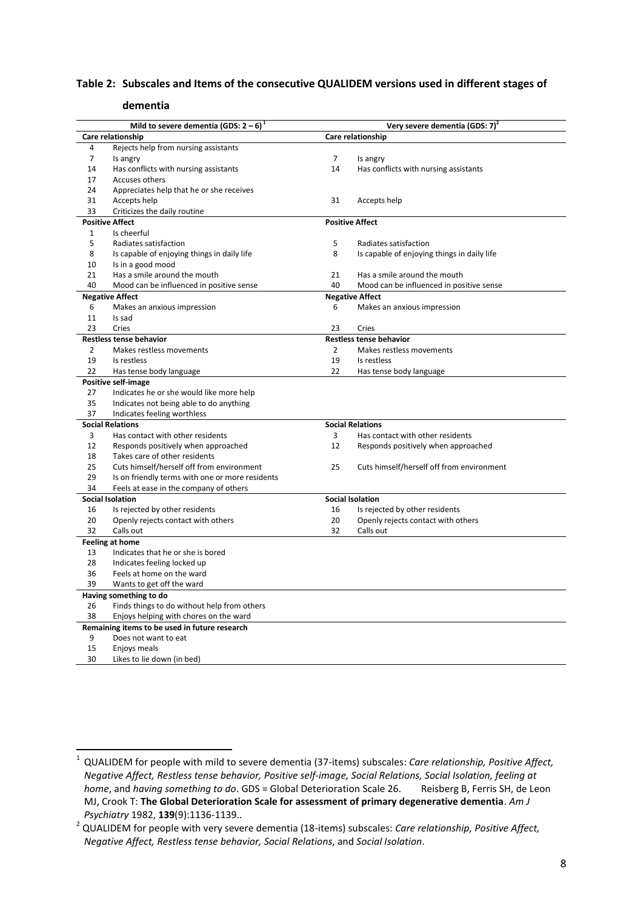## Table 2: Subscales and Items of the consecutive QUALIDEM versions used in different stages of dementia

| Mild to severe dementia (GDS: 2 – 6)[1] | | Very severe dementia (GDS: 7)[2] | |
|---|---|---|---|
| **Care relationship** | | **Care relationship** | |
| 4 | Rejects help from nursing assistants | | |
| 7 | Is angry | 7 | Is angry |
| 14 | Has conflicts with nursing assistants | 14 | Has conflicts with nursing assistants |
| 17 | Accuses others | | |
| 24 | Appreciates help that he or she receives | | |
| 31 | Accepts help | 31 | Accepts help |
| 33 | Criticizes the daily routine | | |
| **Positive Affect** | | **Positive Affect** | |
| 1 | Is cheerful | | |
| 5 | Radiates satisfaction | 5 | Radiates satisfaction |
| 8 | Is capable of enjoying things in daily life | 8 | Is capable of enjoying things in daily life |
| 10 | Is in a good mood | | |
| 21 | Has a smile around the mouth | 21 | Has a smile around the mouth |
| 40 | Mood can be influenced in positive sense | 40 | Mood can be influenced in positive sense |
| **Negative Affect** | | **Negative Affect** | |
| 6 | Makes an anxious impression | 6 | Makes an anxious impression |
| 11 | Is sad | | |
| 23 | Cries | 23 | Cries |
| **Restless tense behavior** | | **Restless tense behavior** | |
| 2 | Makes restless movements | 2 | Makes restless movements |
| 19 | Is restless | 19 | Is restless |
| 22 | Has tense body language | 22 | Has tense body language |
| **Positive self-image** | | | |
| 27 | Indicates he or she would like more help | | |
| 35 | Indicates not being able to do anything | | |
| 37 | Indicates feeling worthless | | |
| **Social Relations** | | **Social Relations** | |
| 3 | Has contact with other residents | 3 | Has contact with other residents |
| 12 | Responds positively when approached | 12 | Responds positively when approached |
| 18 | Takes care of other residents | | |
| 25 | Cuts himself/herself off from environment | 25 | Cuts himself/herself off from environment |
| 29 | Is on friendly terms with one or more residents | | |
| 34 | Feels at ease in the company of others | | |
| **Social Isolation** | | **Social Isolation** | |
| 16 | Is rejected by other residents | 16 | Is rejected by other residents |
| 20 | Openly rejects contact with others | 20 | Openly rejects contact with others |
| 32 | Calls out | 32 | Calls out |
| **Feeling at home** | | | |
| 13 | Indicates that he or she is bored | | |
| 28 | Indicates feeling locked up | | |
| 36 | Feels at home on the ward | | |
| 39 | Wants to get off the ward | | |
| **Having something to do** | | | |
| 26 | Finds things to do without help from others | | |
| 38 | Enjoys helping with chores on the ward | | |
| **Remaining items to be used in future research** | | | |
| 9 | Does not want to eat | | |
| 15 | Enjoys meals | | |
| 30 | Likes to lie down (in bed) | | |

[1] QUALIDEM for people with mild to severe dementia (37-items) subscales: *Care relationship, Positive Affect, Negative Affect, Restless tense behavior, Positive self-image, Social Relations, Social Isolation, feeling at home*, and *having something to do*. GDS = Global Deterioration Scale 26. Reisberg B, Ferris SH, de Leon MJ, Crook T: **The Global Deterioration Scale for assessment of primary degenerative dementia**. *Am J Psychiatry* 1982, **139**(9):1136-1139..

[2] QUALIDEM for people with very severe dementia (18-items) subscales: *Care relationship, Positive Affect, Negative Affect, Restless tense behavior, Social Relations*, and *Social Isolation*.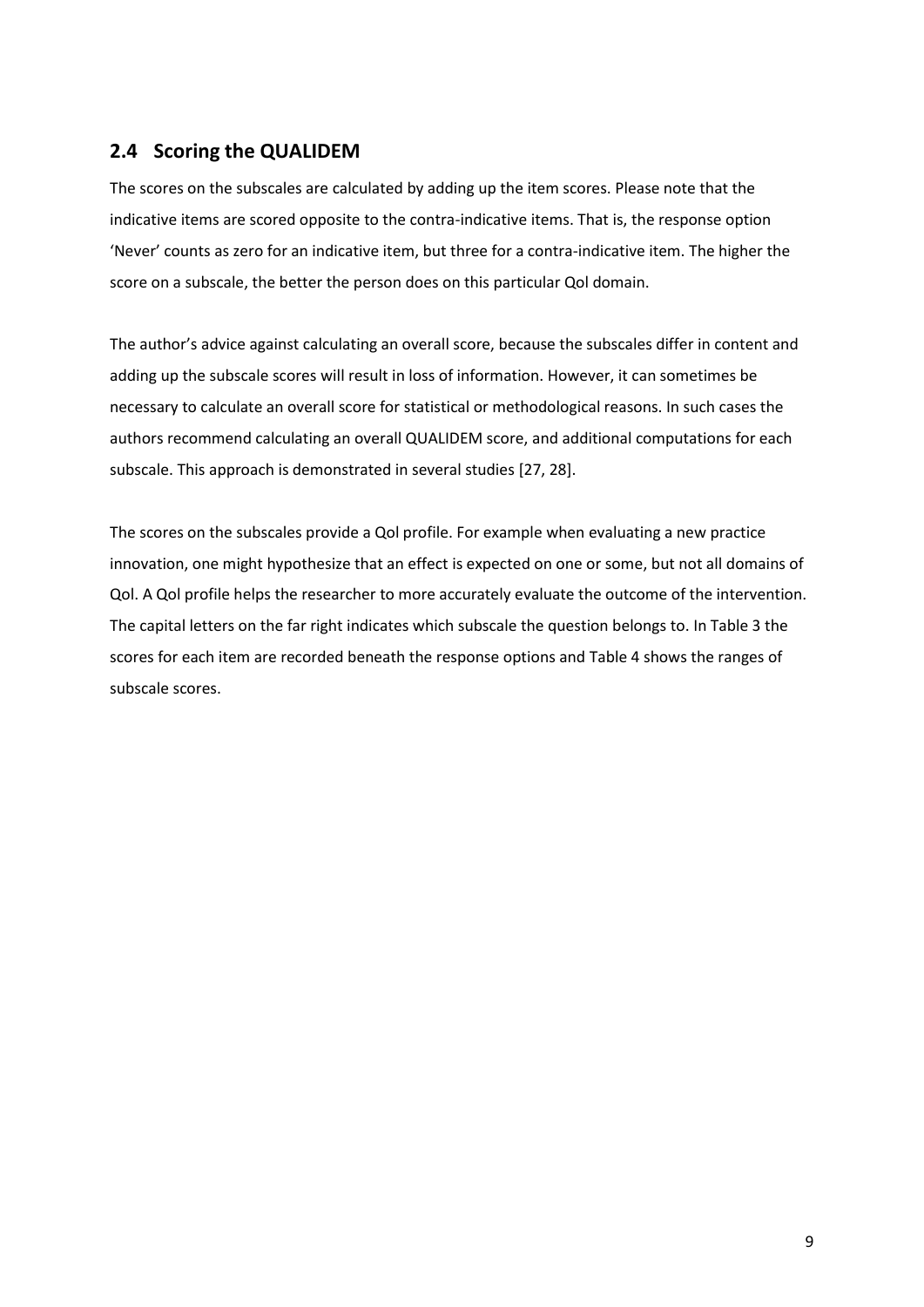## 2.4 Scoring the QUALIDEM

The scores on the subscales are calculated by adding up the item scores. Please note that the indicative items are scored opposite to the contra-indicative items. That is, the response option 'Never' counts as zero for an indicative item, but three for a contra-indicative item. The higher the score on a subscale, the better the person does on this particular Qol domain.

The author's advice against calculating an overall score, because the subscales differ in content and adding up the subscale scores will result in loss of information. However, it can sometimes be necessary to calculate an overall score for statistical or methodological reasons. In such cases the authors recommend calculating an overall QUALIDEM score, and additional computations for each subscale. This approach is demonstrated in several studies [27, 28].

The scores on the subscales provide a Qol profile. For example when evaluating a new practice innovation, one might hypothesize that an effect is expected on one or some, but not all domains of Qol. A Qol profile helps the researcher to more accurately evaluate the outcome of the intervention. The capital letters on the far right indicates which subscale the question belongs to. In Table 3 the scores for each item are recorded beneath the response options and Table 4 shows the ranges of subscale scores.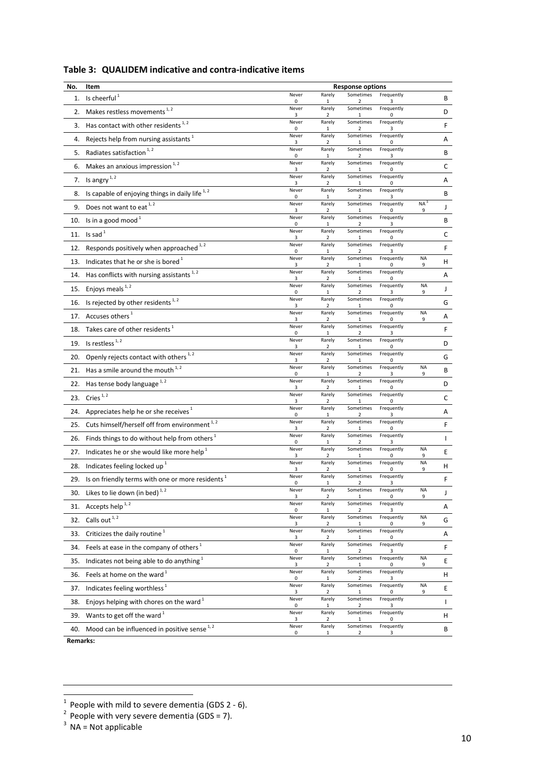## Table 3: QUALIDEM indicative and contra-indicative items

| No. | Item | Response options | | | | | |
|---|---|---|---|---|---|---|---|
| 1. | Is cheerful [1] | Never 0 | Rarely 1 | Sometimes 2 | Frequently 3 | | B |
| 2. | Makes restless movements [1, 2] | Never 3 | Rarely 2 | Sometimes 1 | Frequently 0 | | D |
| 3. | Has contact with other residents [1, 2] | Never 0 | Rarely 1 | Sometimes 2 | Frequently 3 | | F |
| 4. | Rejects help from nursing assistants [1] | Never 3 | Rarely 2 | Sometimes 1 | Frequently 0 | | A |
| 5. | Radiates satisfaction [1, 2] | Never 0 | Rarely 1 | Sometimes 2 | Frequently 3 | | B |
| 6. | Makes an anxious impression [1, 2] | Never 3 | Rarely 2 | Sometimes 1 | Frequently 0 | | C |
| 7. | Is angry [1, 2] | Never 3 | Rarely 2 | Sometimes 1 | Frequently 0 | | A |
| 8. | Is capable of enjoying things in daily life [1, 2] | Never 0 | Rarely 1 | Sometimes 2 | Frequently 3 | | B |
| 9. | Does not want to eat [1, 2] | Never 3 | Rarely 2 | Sometimes 1 | Frequently 0 | NA [3] 9 | J |
| 10. | Is in a good mood [1] | Never 0 | Rarely 1 | Sometimes 2 | Frequently 3 | | B |
| 11. | Is sad [1] | Never 3 | Rarely 2 | Sometimes 1 | Frequently 0 | | C |
| 12. | Responds positively when approached [1, 2] | Never 0 | Rarely 1 | Sometimes 2 | Frequently 3 | | F |
| 13. | Indicates that he or she is bored [1] | Never 3 | Rarely 2 | Sometimes 1 | Frequently 0 | NA 9 | H |
| 14. | Has conflicts with nursing assistants [1, 2] | Never 3 | Rarely 2 | Sometimes 1 | Frequently 0 | | A |
| 15. | Enjoys meals [1, 2] | Never 0 | Rarely 1 | Sometimes 2 | Frequently 3 | NA 9 | J |
| 16. | Is rejected by other residents [1, 2] | Never 3 | Rarely 2 | Sometimes 1 | Frequently 0 | | G |
| 17. | Accuses others [1] | Never 3 | Rarely 2 | Sometimes 1 | Frequently 0 | NA 9 | A |
| 18. | Takes care of other residents [1] | Never 0 | Rarely 1 | Sometimes 2 | Frequently 3 | | F |
| 19. | Is restless [1, 2] | Never 3 | Rarely 2 | Sometimes 1 | Frequently 0 | | D |
| 20. | Openly rejects contact with others [1, 2] | Never 3 | Rarely 2 | Sometimes 1 | Frequently 0 | | G |
| 21. | Has a smile around the mouth [1, 2] | Never 0 | Rarely 1 | Sometimes 2 | Frequently 3 | NA 9 | B |
| 22. | Has tense body language [1, 2] | Never 3 | Rarely 2 | Sometimes 1 | Frequently 0 | | D |
| 23. | Cries [1, 2] | Never 3 | Rarely 2 | Sometimes 1 | Frequently 0 | | C |
| 24. | Appreciates help he or she receives [1] | Never 0 | Rarely 1 | Sometimes 2 | Frequently 3 | | A |
| 25. | Cuts himself/herself off from environment [1, 2] | Never 3 | Rarely 2 | Sometimes 1 | Frequently 0 | | F |
| 26. | Finds things to do without help from others [1] | Never 0 | Rarely 1 | Sometimes 2 | Frequently 3 | | I |
| 27. | Indicates he or she would like more help [1] | Never 3 | Rarely 2 | Sometimes 1 | Frequently 0 | NA 9 | E |
| 28. | Indicates feeling locked up [1] | Never 3 | Rarely 2 | Sometimes 1 | Frequently 0 | NA 9 | H |
| 29. | Is on friendly terms with one or more residents [1] | Never 0 | Rarely 1 | Sometimes 2 | Frequently 3 | | F |
| 30. | Likes to lie down (in bed) [1, 2] | Never 3 | Rarely 2 | Sometimes 1 | Frequently 0 | NA 9 | J |
| 31. | Accepts help [1, 2] | Never 0 | Rarely 1 | Sometimes 2 | Frequently 3 | | A |
| 32. | Calls out [1, 2] | Never 3 | Rarely 2 | Sometimes 1 | Frequently 0 | NA 9 | G |
| 33. | Criticizes the daily routine [1] | Never 3 | Rarely 2 | Sometimes 1 | Frequently 0 | | A |
| 34. | Feels at ease in the company of others [1] | Never 0 | Rarely 1 | Sometimes 2 | Frequently 3 | | F |
| 35. | Indicates not being able to do anything [1] | Never 3 | Rarely 2 | Sometimes 1 | Frequently 0 | NA 9 | E |
| 36. | Feels at home on the ward [1] | Never 0 | Rarely 1 | Sometimes 2 | Frequently 3 | | H |
| 37. | Indicates feeling worthless [1] | Never 3 | Rarely 2 | Sometimes 1 | Frequently 0 | NA 9 | E |
| 38. | Enjoys helping with chores on the ward [1] | Never 0 | Rarely 1 | Sometimes 2 | Frequently 3 | | I |
| 39. | Wants to get off the ward [1] | Never 3 | Rarely 2 | Sometimes 1 | Frequently 0 | | H |
| 40. | Mood can be influenced in positive sense [1, 2] | Never 0 | Rarely 1 | Sometimes 2 | Frequently 3 | | B |

**Remarks:**

[1] People with mild to severe dementia (GDS 2 - 6).

[2] People with very severe dementia (GDS = 7).

[3] NA = Not applicable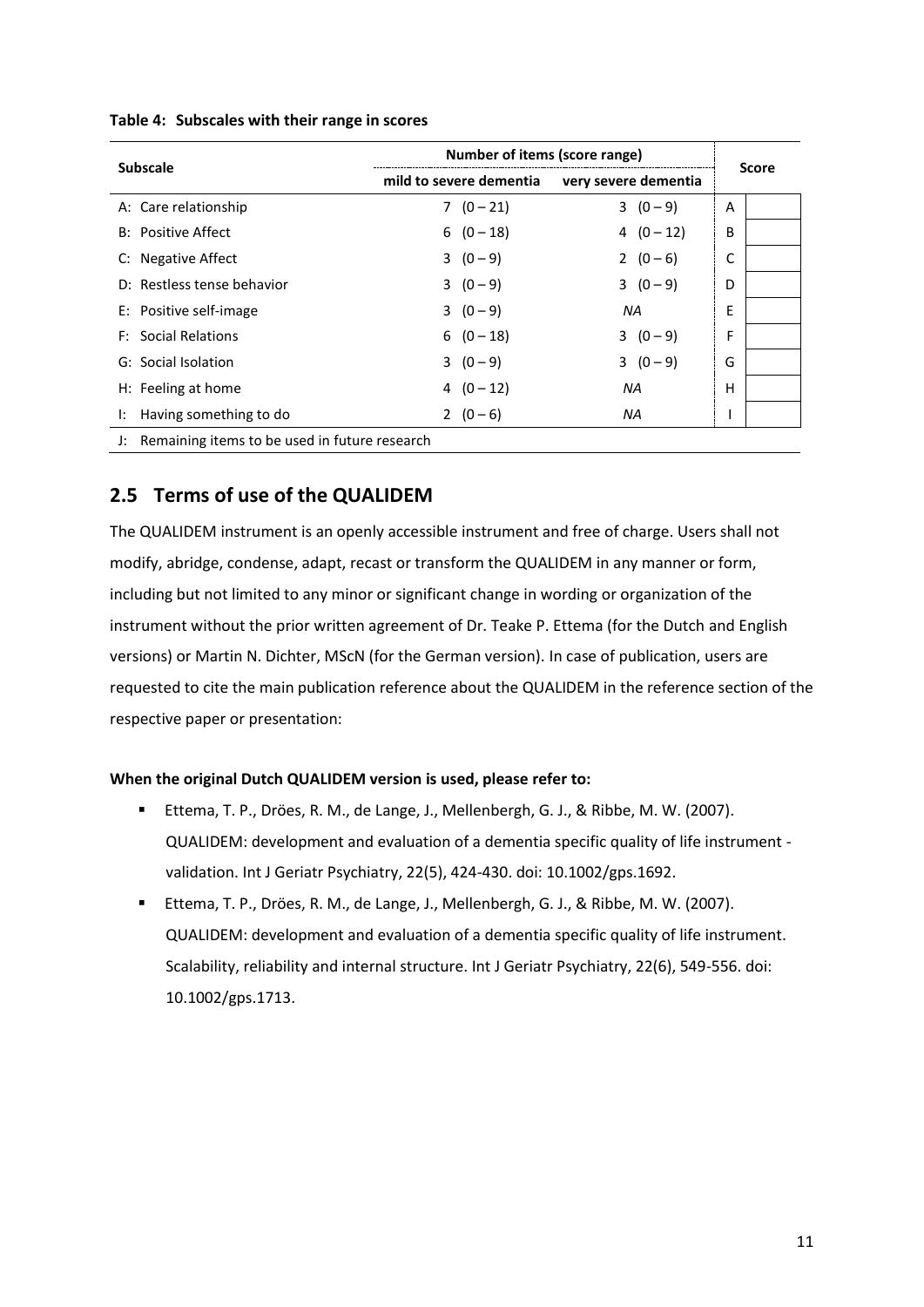**Table 4: Subscales with their range in scores**

| Subscale | Number of items (score range) | | Score | |
|---|---|---|---|---|
| | mild to severe dementia | very severe dementia | | |
| A: Care relationship | 7 (0 – 21) | 3 (0 – 9) | A | |
| B: Positive Affect | 6 (0 – 18) | 4 (0 – 12) | B | |
| C: Negative Affect | 3 (0 – 9) | 2 (0 – 6) | C | |
| D: Restless tense behavior | 3 (0 – 9) | 3 (0 – 9) | D | |
| E: Positive self-image | 3 (0 – 9) | *NA* | E | |
| F: Social Relations | 6 (0 – 18) | 3 (0 – 9) | F | |
| G: Social Isolation | 3 (0 – 9) | 3 (0 – 9) | G | |
| H: Feeling at home | 4 (0 – 12) | *NA* | H | |
| I: Having something to do | 2 (0 – 6) | *NA* | I | |
| J: Remaining items to be used in future research | | | | |

## 2.5 Terms of use of the QUALIDEM

The QUALIDEM instrument is an openly accessible instrument and free of charge. Users shall not modify, abridge, condense, adapt, recast or transform the QUALIDEM in any manner or form, including but not limited to any minor or significant change in wording or organization of the instrument without the prior written agreement of Dr. Teake P. Ettema (for the Dutch and English versions) or Martin N. Dichter, MScN (for the German version). In case of publication, users are requested to cite the main publication reference about the QUALIDEM in the reference section of the respective paper or presentation:

**When the original Dutch QUALIDEM version is used, please refer to:**

- Ettema, T. P., Dröes, R. M., de Lange, J., Mellenbergh, G. J., & Ribbe, M. W. (2007). QUALIDEM: development and evaluation of a dementia specific quality of life instrument - validation. Int J Geriatr Psychiatry, 22(5), 424-430. doi: 10.1002/gps.1692.
- Ettema, T. P., Dröes, R. M., de Lange, J., Mellenbergh, G. J., & Ribbe, M. W. (2007). QUALIDEM: development and evaluation of a dementia specific quality of life instrument. Scalability, reliability and internal structure. Int J Geriatr Psychiatry, 22(6), 549-556. doi: 10.1002/gps.1713.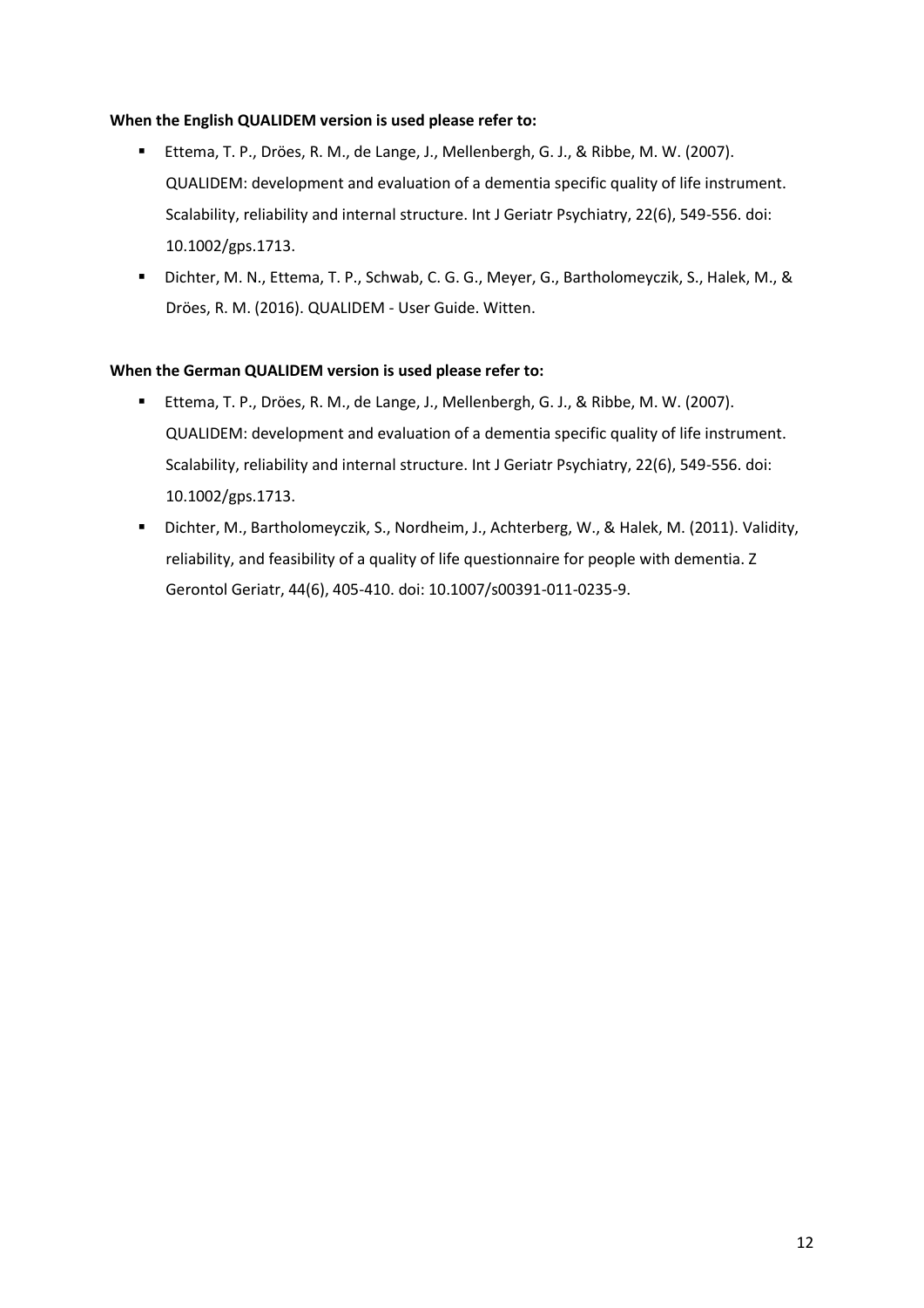**When the English QUALIDEM version is used please refer to:**

- Ettema, T. P., Dröes, R. M., de Lange, J., Mellenbergh, G. J., & Ribbe, M. W. (2007). QUALIDEM: development and evaluation of a dementia specific quality of life instrument. Scalability, reliability and internal structure. Int J Geriatr Psychiatry, 22(6), 549-556. doi: 10.1002/gps.1713.
- Dichter, M. N., Ettema, T. P., Schwab, C. G. G., Meyer, G., Bartholomeyczik, S., Halek, M., & Dröes, R. M. (2016). QUALIDEM - User Guide. Witten.

**When the German QUALIDEM version is used please refer to:**

- Ettema, T. P., Dröes, R. M., de Lange, J., Mellenbergh, G. J., & Ribbe, M. W. (2007). QUALIDEM: development and evaluation of a dementia specific quality of life instrument. Scalability, reliability and internal structure. Int J Geriatr Psychiatry, 22(6), 549-556. doi: 10.1002/gps.1713.
- Dichter, M., Bartholomeyczik, S., Nordheim, J., Achterberg, W., & Halek, M. (2011). Validity, reliability, and feasibility of a quality of life questionnaire for people with dementia. Z Gerontol Geriatr, 44(6), 405-410. doi: 10.1007/s00391-011-0235-9.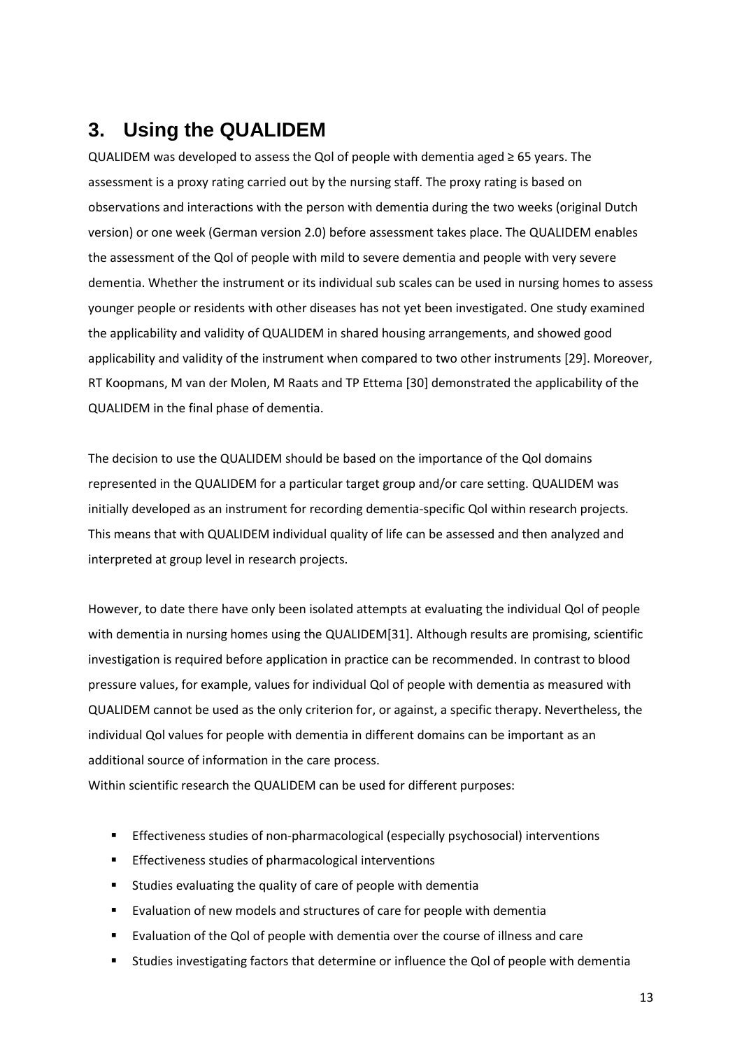## 3. Using the QUALIDEM

QUALIDEM was developed to assess the Qol of people with dementia aged ≥ 65 years. The assessment is a proxy rating carried out by the nursing staff. The proxy rating is based on observations and interactions with the person with dementia during the two weeks (original Dutch version) or one week (German version 2.0) before assessment takes place. The QUALIDEM enables the assessment of the Qol of people with mild to severe dementia and people with very severe dementia. Whether the instrument or its individual sub scales can be used in nursing homes to assess younger people or residents with other diseases has not yet been investigated. One study examined the applicability and validity of QUALIDEM in shared housing arrangements, and showed good applicability and validity of the instrument when compared to two other instruments [29]. Moreover, RT Koopmans, M van der Molen, M Raats and TP Ettema [30] demonstrated the applicability of the QUALIDEM in the final phase of dementia.

The decision to use the QUALIDEM should be based on the importance of the Qol domains represented in the QUALIDEM for a particular target group and/or care setting. QUALIDEM was initially developed as an instrument for recording dementia-specific Qol within research projects. This means that with QUALIDEM individual quality of life can be assessed and then analyzed and interpreted at group level in research projects.

However, to date there have only been isolated attempts at evaluating the individual Qol of people with dementia in nursing homes using the QUALIDEM[31]. Although results are promising, scientific investigation is required before application in practice can be recommended. In contrast to blood pressure values, for example, values for individual Qol of people with dementia as measured with QUALIDEM cannot be used as the only criterion for, or against, a specific therapy. Nevertheless, the individual Qol values for people with dementia in different domains can be important as an additional source of information in the care process.

Within scientific research the QUALIDEM can be used for different purposes:

- Effectiveness studies of non-pharmacological (especially psychosocial) interventions
- Effectiveness studies of pharmacological interventions
- Studies evaluating the quality of care of people with dementia
- Evaluation of new models and structures of care for people with dementia
- Evaluation of the Qol of people with dementia over the course of illness and care
- Studies investigating factors that determine or influence the Qol of people with dementia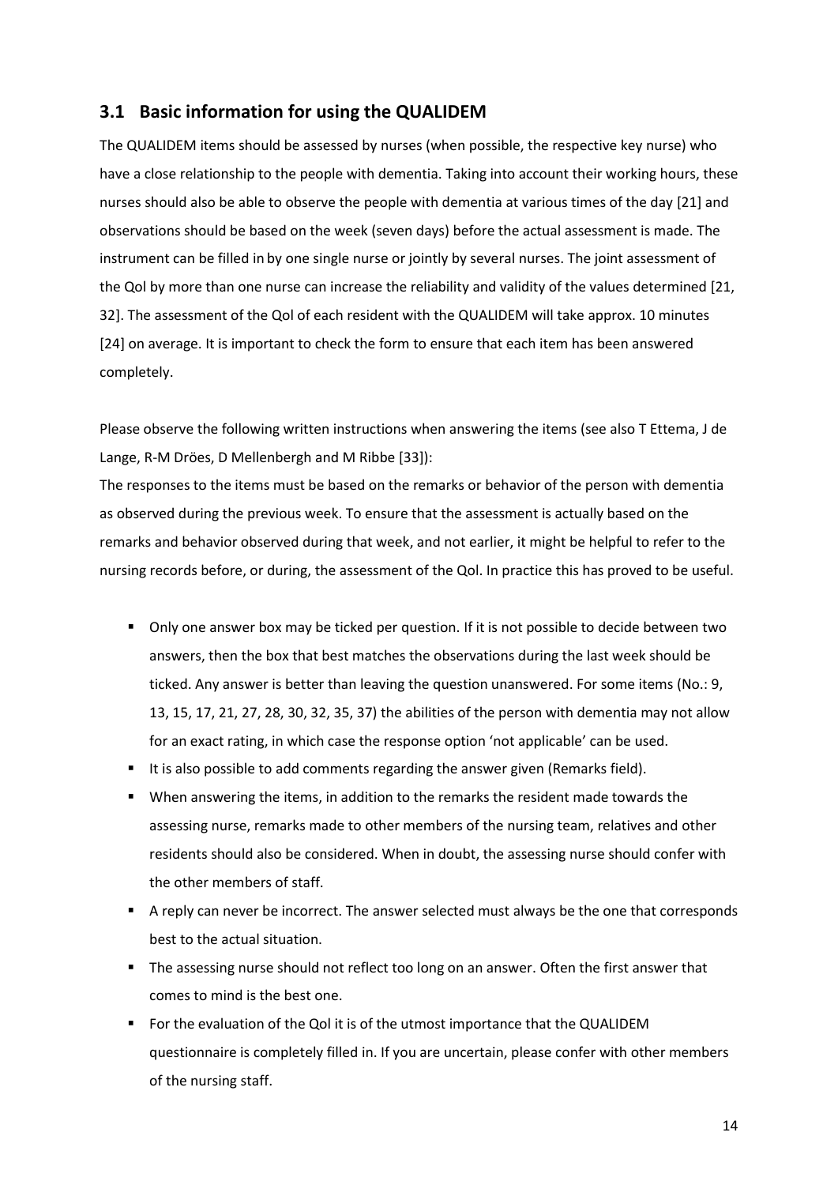## 3.1 Basic information for using the QUALIDEM

The QUALIDEM items should be assessed by nurses (when possible, the respective key nurse) who have a close relationship to the people with dementia. Taking into account their working hours, these nurses should also be able to observe the people with dementia at various times of the day [21] and observations should be based on the week (seven days) before the actual assessment is made. The instrument can be filled in by one single nurse or jointly by several nurses. The joint assessment of the Qol by more than one nurse can increase the reliability and validity of the values determined [21, 32]. The assessment of the Qol of each resident with the QUALIDEM will take approx. 10 minutes [24] on average. It is important to check the form to ensure that each item has been answered completely.

Please observe the following written instructions when answering the items (see also T Ettema, J de Lange, R-M Dröes, D Mellenbergh and M Ribbe [33]):

The responses to the items must be based on the remarks or behavior of the person with dementia as observed during the previous week. To ensure that the assessment is actually based on the remarks and behavior observed during that week, and not earlier, it might be helpful to refer to the nursing records before, or during, the assessment of the Qol. In practice this has proved to be useful.

- Only one answer box may be ticked per question. If it is not possible to decide between two answers, then the box that best matches the observations during the last week should be ticked. Any answer is better than leaving the question unanswered. For some items (No.: 9, 13, 15, 17, 21, 27, 28, 30, 32, 35, 37) the abilities of the person with dementia may not allow for an exact rating, in which case the response option 'not applicable' can be used.
- It is also possible to add comments regarding the answer given (Remarks field).
- When answering the items, in addition to the remarks the resident made towards the assessing nurse, remarks made to other members of the nursing team, relatives and other residents should also be considered. When in doubt, the assessing nurse should confer with the other members of staff.
- A reply can never be incorrect. The answer selected must always be the one that corresponds best to the actual situation.
- The assessing nurse should not reflect too long on an answer. Often the first answer that comes to mind is the best one.
- For the evaluation of the Qol it is of the utmost importance that the QUALIDEM questionnaire is completely filled in. If you are uncertain, please confer with other members of the nursing staff.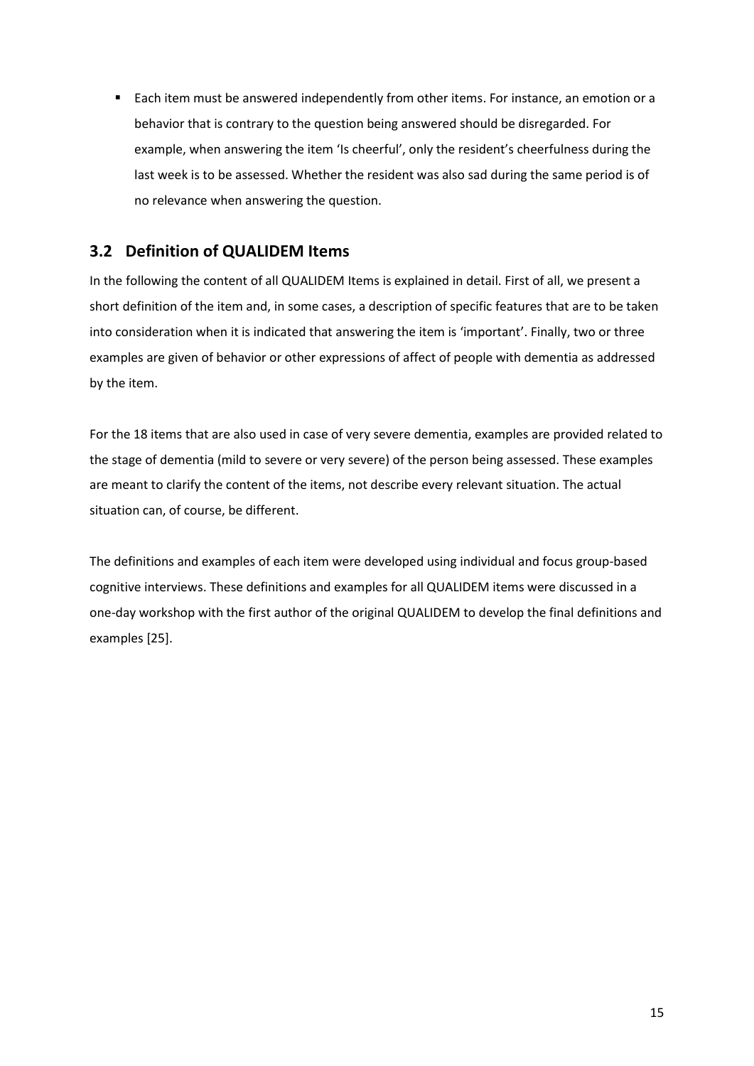- Each item must be answered independently from other items. For instance, an emotion or a behavior that is contrary to the question being answered should be disregarded. For example, when answering the item 'Is cheerful', only the resident's cheerfulness during the last week is to be assessed. Whether the resident was also sad during the same period is of no relevance when answering the question.

## 3.2 Definition of QUALIDEM Items

In the following the content of all QUALIDEM Items is explained in detail. First of all, we present a short definition of the item and, in some cases, a description of specific features that are to be taken into consideration when it is indicated that answering the item is 'important'. Finally, two or three examples are given of behavior or other expressions of affect of people with dementia as addressed by the item.

For the 18 items that are also used in case of very severe dementia, examples are provided related to the stage of dementia (mild to severe or very severe) of the person being assessed. These examples are meant to clarify the content of the items, not describe every relevant situation. The actual situation can, of course, be different.

The definitions and examples of each item were developed using individual and focus group-based cognitive interviews. These definitions and examples for all QUALIDEM items were discussed in a one-day workshop with the first author of the original QUALIDEM to develop the final definitions and examples [25].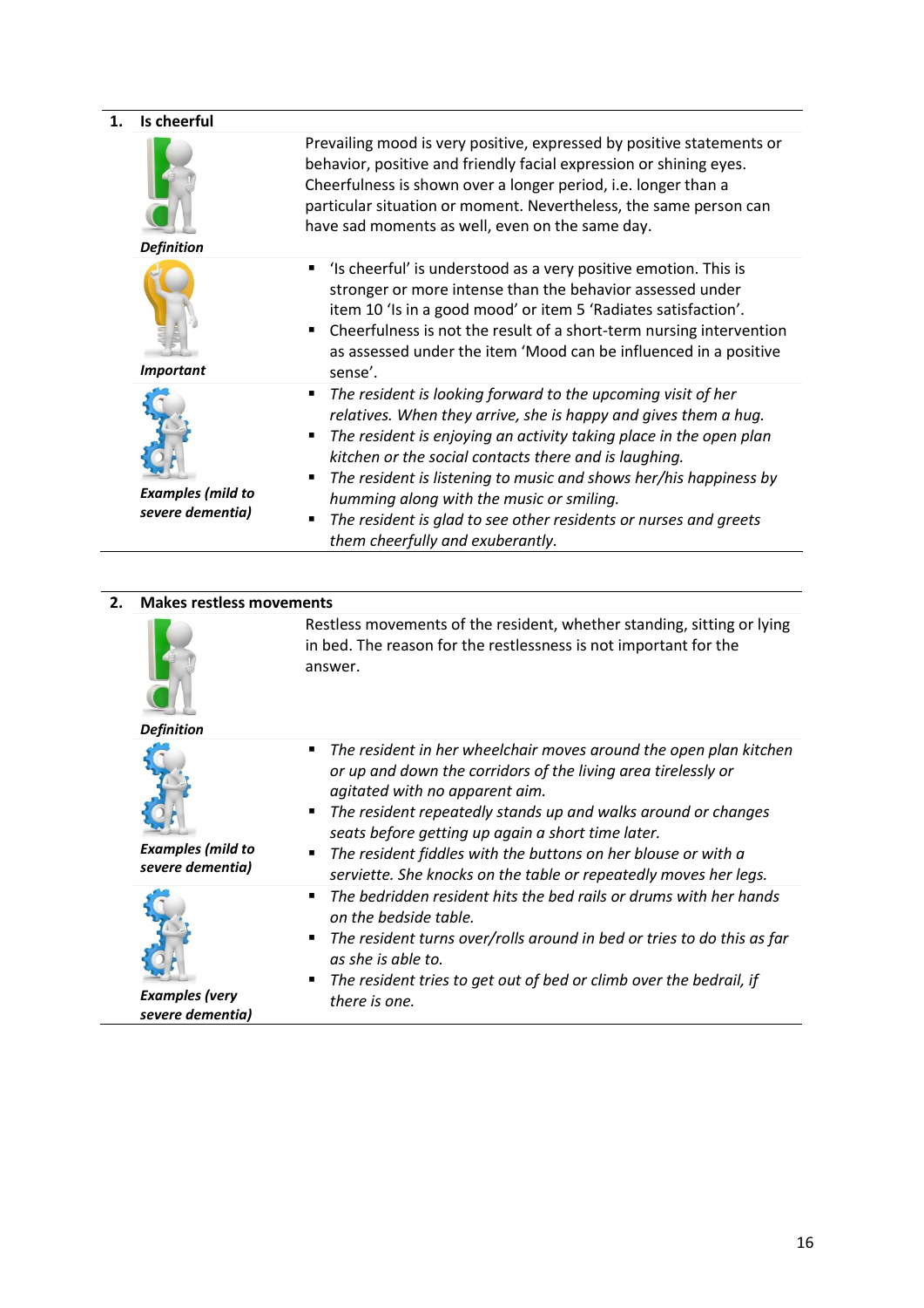## 1. Is cheerful

***Definition***

Prevailing mood is very positive, expressed by positive statements or behavior, positive and friendly facial expression or shining eyes. Cheerfulness is shown over a longer period, i.e. longer than a particular situation or moment. Nevertheless, the same person can have sad moments as well, even on the same day.

***Important***

- 'Is cheerful' is understood as a very positive emotion. This is stronger or more intense than the behavior assessed under item 10 'Is in a good mood' or item 5 'Radiates satisfaction'.
- Cheerfulness is not the result of a short-term nursing intervention as assessed under the item 'Mood can be influenced in a positive sense'.

***Examples (mild to severe dementia)***

- *The resident is looking forward to the upcoming visit of her relatives. When they arrive, she is happy and gives them a hug.*
- *The resident is enjoying an activity taking place in the open plan kitchen or the social contacts there and is laughing.*
- *The resident is listening to music and shows her/his happiness by humming along with the music or smiling.*
- *The resident is glad to see other residents or nurses and greets them cheerfully and exuberantly.*

## 2. Makes restless movements

***Definition***

Restless movements of the resident, whether standing, sitting or lying in bed. The reason for the restlessness is not important for the answer.

***Examples (mild to severe dementia)***

- *The resident in her wheelchair moves around the open plan kitchen or up and down the corridors of the living area tirelessly or agitated with no apparent aim.*
- *The resident repeatedly stands up and walks around or changes seats before getting up again a short time later.*
- *The resident fiddles with the buttons on her blouse or with a serviette. She knocks on the table or repeatedly moves her legs.*

***Examples (very severe dementia)***

- *The bedridden resident hits the bed rails or drums with her hands on the bedside table.*
- *The resident turns over/rolls around in bed or tries to do this as far as she is able to.*
- *The resident tries to get out of bed or climb over the bedrail, if there is one.*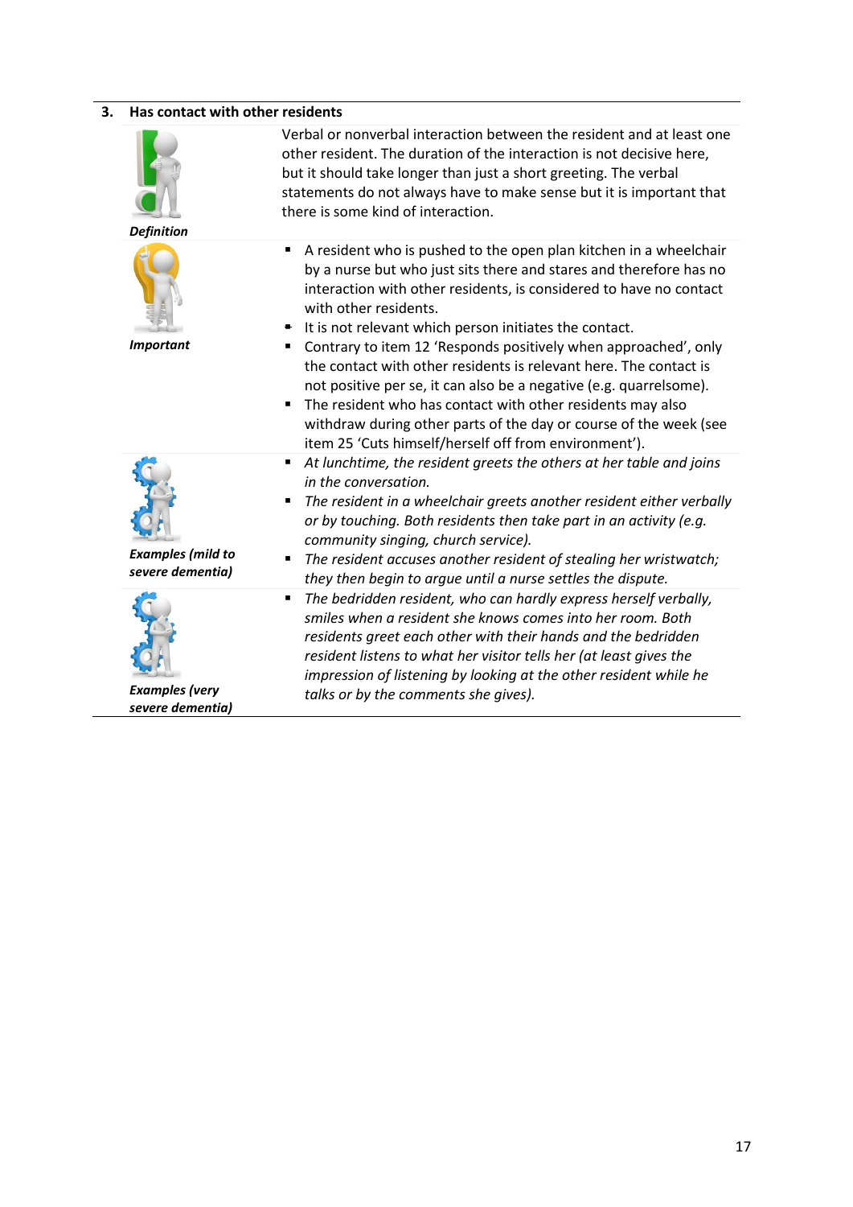### 3. Has contact with other residents

| | |
|---|---|
| ***Definition*** | Verbal or nonverbal interaction between the resident and at least one other resident. The duration of the interaction is not decisive here, but it should take longer than just a short greeting. The verbal statements do not always have to make sense but it is important that there is some kind of interaction. |
| ***Important*** | ▪ A resident who is pushed to the open plan kitchen in a wheelchair by a nurse but who just sits there and stares and therefore has no interaction with other residents, is considered to have no contact with other residents.<br>▪ It is not relevant which person initiates the contact.<br>▪ Contrary to item 12 'Responds positively when approached', only the contact with other residents is relevant here. The contact is not positive per se, it can also be a negative (e.g. quarrelsome).<br>▪ The resident who has contact with other residents may also withdraw during other parts of the day or course of the week (see item 25 'Cuts himself/herself off from environment'). |
| ***Examples (mild to severe dementia)*** | ▪ *At lunchtime, the resident greets the others at her table and joins in the conversation.*<br>▪ *The resident in a wheelchair greets another resident either verbally or by touching. Both residents then take part in an activity (e.g. community singing, church service).*<br>▪ *The resident accuses another resident of stealing her wristwatch; they then begin to argue until a nurse settles the dispute.* |
| ***Examples (very severe dementia)*** | ▪ *The bedridden resident, who can hardly express herself verbally, smiles when a resident she knows comes into her room. Both residents greet each other with their hands and the bedridden resident listens to what her visitor tells her (at least gives the impression of listening by looking at the other resident while he talks or by the comments she gives).* |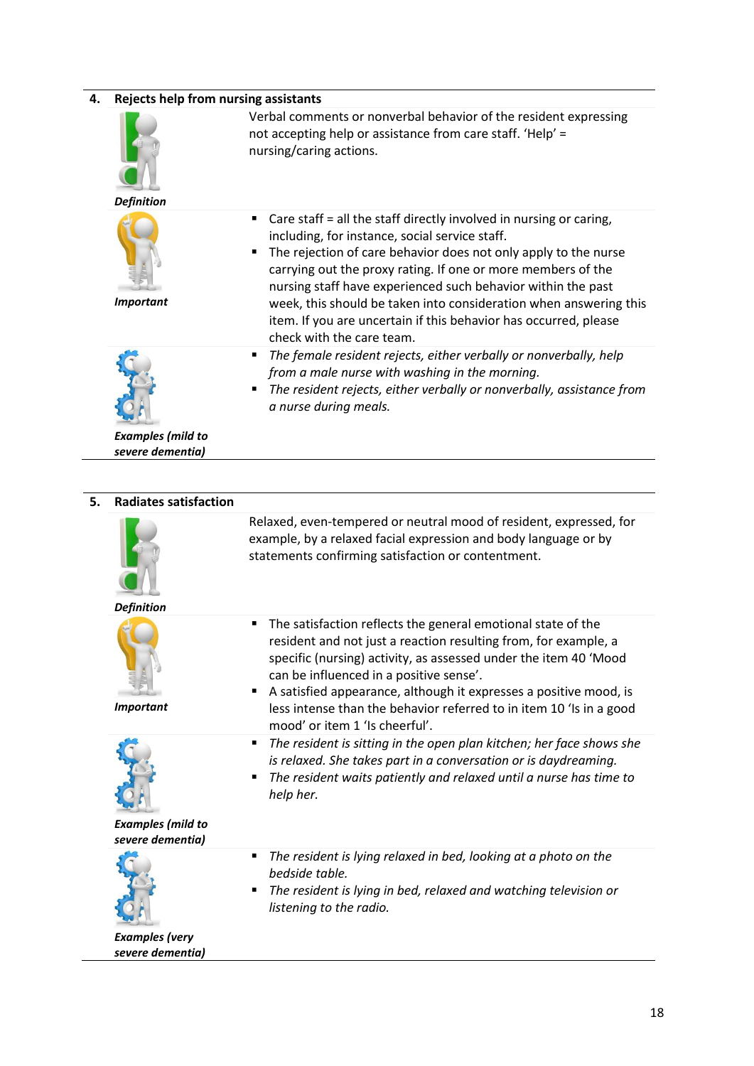## 4. Rejects help from nursing assistants

| | |
|---|---|
| ***Definition*** | Verbal comments or nonverbal behavior of the resident expressing not accepting help or assistance from care staff. 'Help' = nursing/caring actions. |
| ***Important*** | ▪ Care staff = all the staff directly involved in nursing or caring, including, for instance, social service staff.<br>▪ The rejection of care behavior does not only apply to the nurse carrying out the proxy rating. If one or more members of the nursing staff have experienced such behavior within the past week, this should be taken into consideration when answering this item. If you are uncertain if this behavior has occurred, please check with the care team. |
| ***Examples (mild to severe dementia)*** | ▪ *The female resident rejects, either verbally or nonverbally, help from a male nurse with washing in the morning.*<br>▪ *The resident rejects, either verbally or nonverbally, assistance from a nurse during meals.* |

## 5. Radiates satisfaction

| | |
|---|---|
| ***Definition*** | Relaxed, even-tempered or neutral mood of resident, expressed, for example, by a relaxed facial expression and body language or by statements confirming satisfaction or contentment. |
| ***Important*** | ▪ The satisfaction reflects the general emotional state of the resident and not just a reaction resulting from, for example, a specific (nursing) activity, as assessed under the item 40 'Mood can be influenced in a positive sense'.<br>▪ A satisfied appearance, although it expresses a positive mood, is less intense than the behavior referred to in item 10 'Is in a good mood' or item 1 'Is cheerful'. |
| ***Examples (mild to severe dementia)*** | ▪ *The resident is sitting in the open plan kitchen; her face shows she is relaxed. She takes part in a conversation or is daydreaming.*<br>▪ *The resident waits patiently and relaxed until a nurse has time to help her.* |
| ***Examples (very severe dementia)*** | ▪ *The resident is lying relaxed in bed, looking at a photo on the bedside table.*<br>▪ *The resident is lying in bed, relaxed and watching television or listening to the radio.* |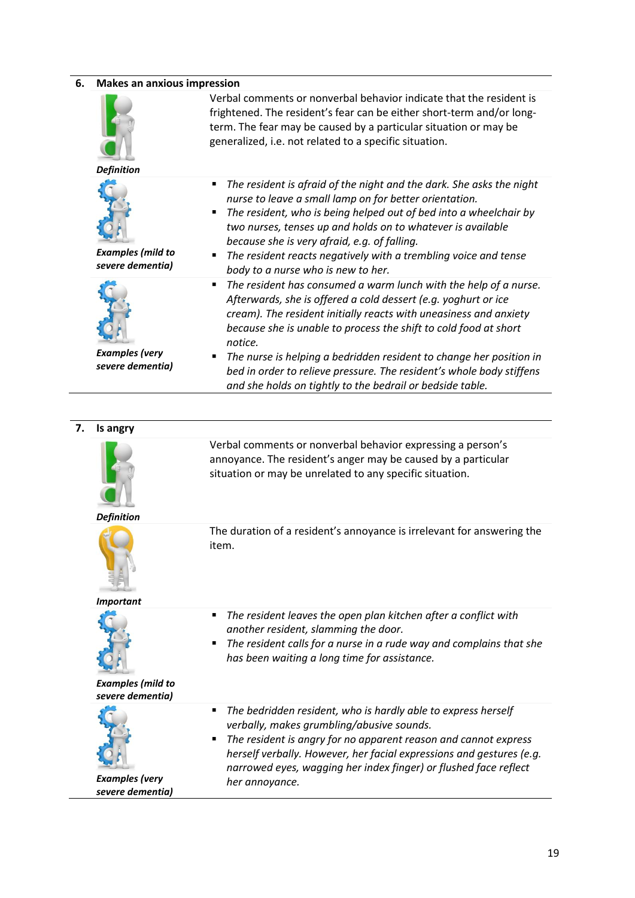## 6. Makes an anxious impression

| | |
|---|---|
| *Definition* | Verbal comments or nonverbal behavior indicate that the resident is frightened. The resident's fear can be either short-term and/or long-term. The fear may be caused by a particular situation or may be generalized, i.e. not related to a specific situation. |
| *Examples (mild to severe dementia)* | ▪ *The resident is afraid of the night and the dark. She asks the night nurse to leave a small lamp on for better orientation.*<br>▪ *The resident, who is being helped out of bed into a wheelchair by two nurses, tenses up and holds on to whatever is available because she is very afraid, e.g. of falling.*<br>▪ *The resident reacts negatively with a trembling voice and tense body to a nurse who is new to her.* |
| *Examples (very severe dementia)* | ▪ *The resident has consumed a warm lunch with the help of a nurse. Afterwards, she is offered a cold dessert (e.g. yoghurt or ice cream). The resident initially reacts with uneasiness and anxiety because she is unable to process the shift to cold food at short notice.*<br>▪ *The nurse is helping a bedridden resident to change her position in bed in order to relieve pressure. The resident's whole body stiffens and she holds on tightly to the bedrail or bedside table.* |

## 7. Is angry

| | |
|---|---|
| *Definition* | Verbal comments or nonverbal behavior expressing a person's annoyance. The resident's anger may be caused by a particular situation or may be unrelated to any specific situation. |
| *Important* | The duration of a resident's annoyance is irrelevant for answering the item. |
| *Examples (mild to severe dementia)* | ▪ *The resident leaves the open plan kitchen after a conflict with another resident, slamming the door.*<br>▪ *The resident calls for a nurse in a rude way and complains that she has been waiting a long time for assistance.* |
| *Examples (very severe dementia)* | ▪ *The bedridden resident, who is hardly able to express herself verbally, makes grumbling/abusive sounds.*<br>▪ *The resident is angry for no apparent reason and cannot express herself verbally. However, her facial expressions and gestures (e.g. narrowed eyes, wagging her index finger) or flushed face reflect her annoyance.* |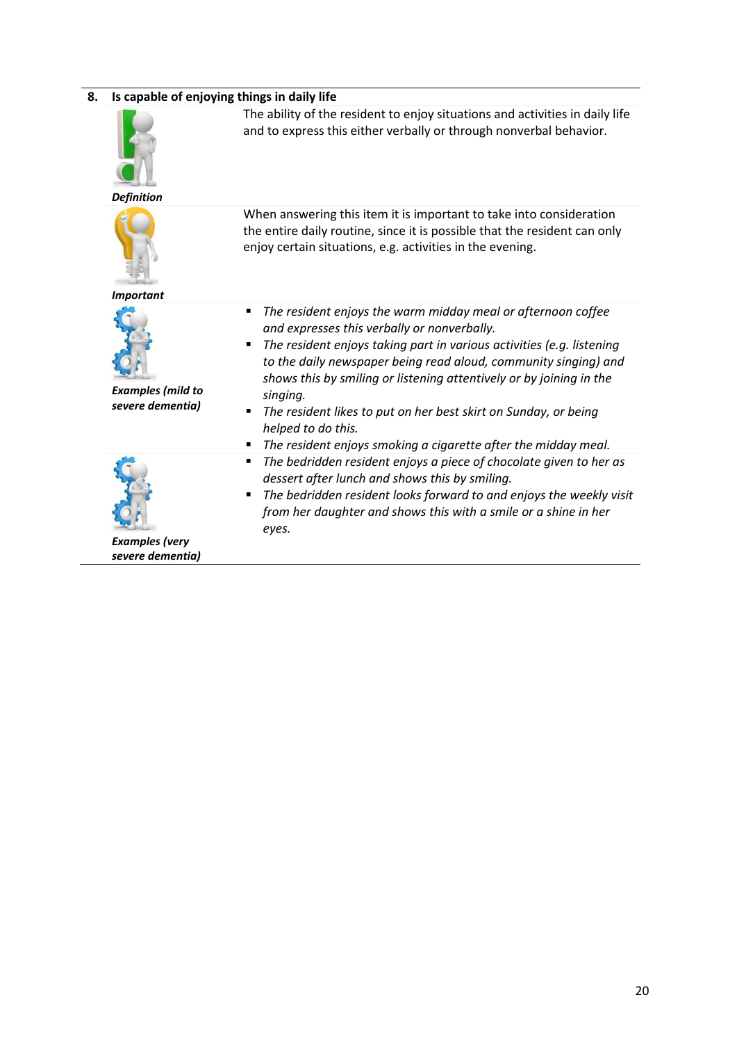## 8. Is capable of enjoying things in daily life

***Definition***

The ability of the resident to enjoy situations and activities in daily life and to express this either verbally or through nonverbal behavior.

***Important***

When answering this item it is important to take into consideration the entire daily routine, since it is possible that the resident can only enjoy certain situations, e.g. activities in the evening.

***Examples (mild to severe dementia)***

- *The resident enjoys the warm midday meal or afternoon coffee and expresses this verbally or nonverbally.*
- *The resident enjoys taking part in various activities (e.g. listening to the daily newspaper being read aloud, community singing) and shows this by smiling or listening attentively or by joining in the singing.*
- *The resident likes to put on her best skirt on Sunday, or being helped to do this.*
- *The resident enjoys smoking a cigarette after the midday meal.*

***Examples (very severe dementia)***

- *The bedridden resident enjoys a piece of chocolate given to her as dessert after lunch and shows this by smiling.*
- *The bedridden resident looks forward to and enjoys the weekly visit from her daughter and shows this with a smile or a shine in her eyes.*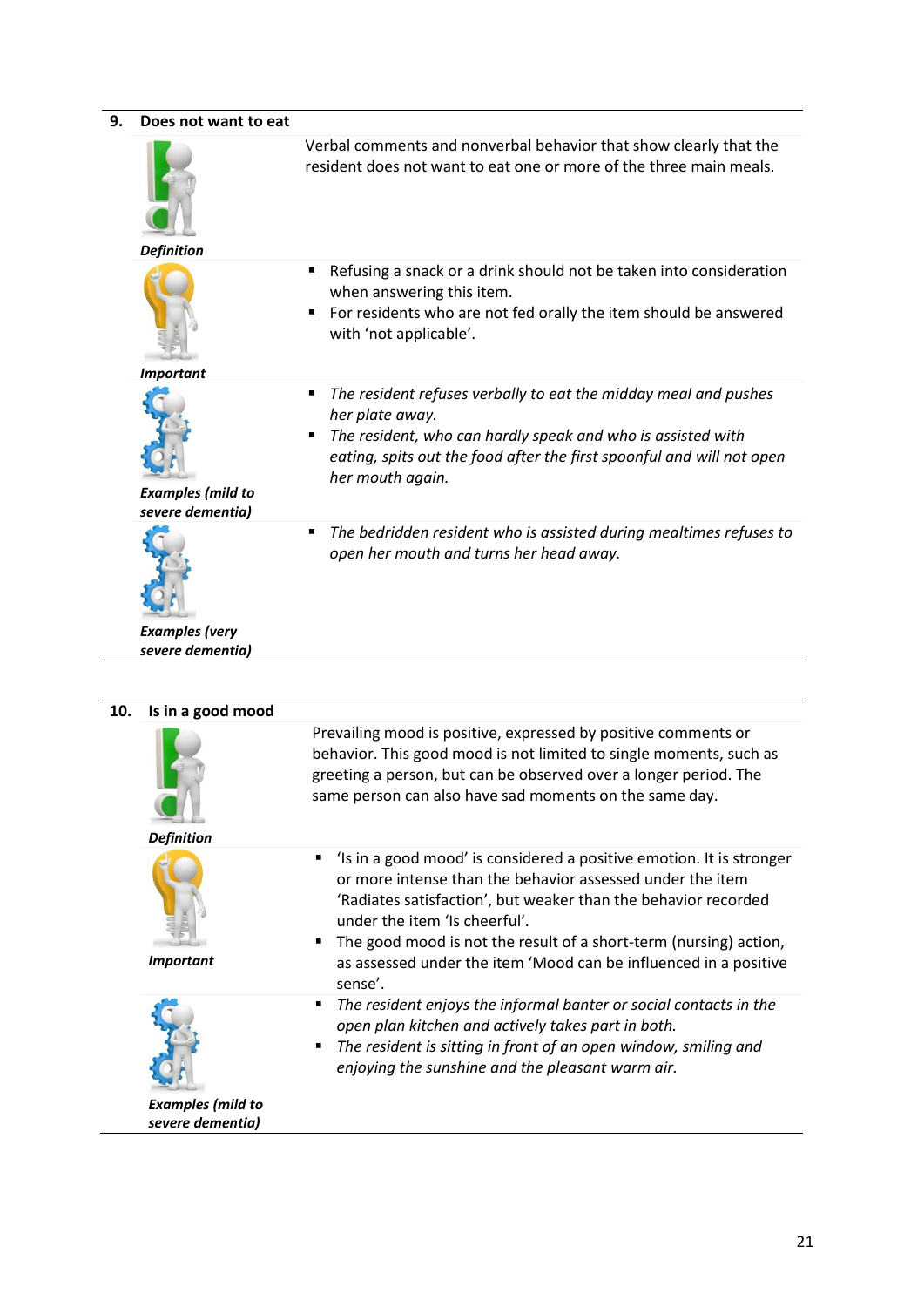## 9. Does not want to eat

| | |
|---|---|
| ***Definition*** | Verbal comments and nonverbal behavior that show clearly that the resident does not want to eat one or more of the three main meals. |
| ***Important*** | ▪ Refusing a snack or a drink should not be taken into consideration when answering this item. <br> ▪ For residents who are not fed orally the item should be answered with 'not applicable'. |
| ***Examples (mild to severe dementia)*** | ▪ *The resident refuses verbally to eat the midday meal and pushes her plate away.* <br> ▪ *The resident, who can hardly speak and who is assisted with eating, spits out the food after the first spoonful and will not open her mouth again.* |
| ***Examples (very severe dementia)*** | ▪ *The bedridden resident who is assisted during mealtimes refuses to open her mouth and turns her head away.* |

## 10. Is in a good mood

| | |
|---|---|
| ***Definition*** | Prevailing mood is positive, expressed by positive comments or behavior. This good mood is not limited to single moments, such as greeting a person, but can be observed over a longer period. The same person can also have sad moments on the same day. |
| ***Important*** | ▪ 'Is in a good mood' is considered a positive emotion. It is stronger or more intense than the behavior assessed under the item 'Radiates satisfaction', but weaker than the behavior recorded under the item 'Is cheerful'. <br> ▪ The good mood is not the result of a short-term (nursing) action, as assessed under the item 'Mood can be influenced in a positive sense'. |
| ***Examples (mild to severe dementia)*** | ▪ *The resident enjoys the informal banter or social contacts in the open plan kitchen and actively takes part in both.* <br> ▪ *The resident is sitting in front of an open window, smiling and enjoying the sunshine and the pleasant warm air.* |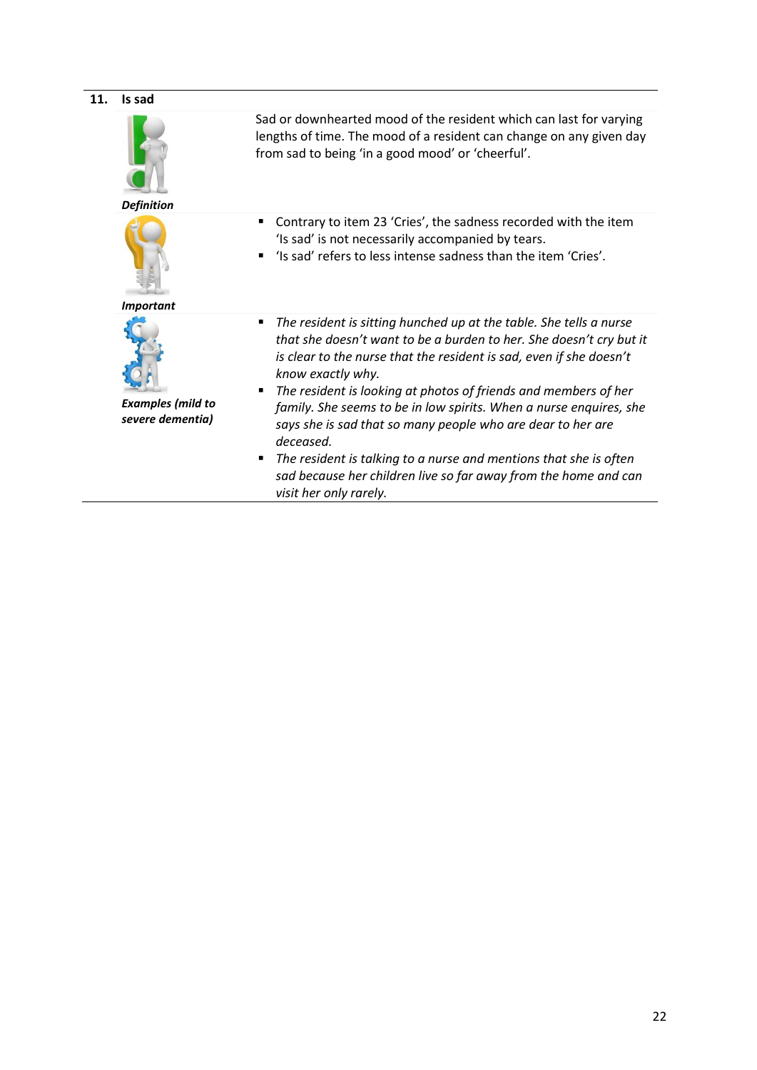## 11. Is sad

| | |
|---|---|
| ***Definition*** | Sad or downhearted mood of the resident which can last for varying lengths of time. The mood of a resident can change on any given day from sad to being 'in a good mood' or 'cheerful'. |
| ***Important*** | ▪ Contrary to item 23 'Cries', the sadness recorded with the item 'Is sad' is not necessarily accompanied by tears.<br>▪ 'Is sad' refers to less intense sadness than the item 'Cries'. |
| ***Examples (mild to severe dementia)*** | ▪ *The resident is sitting hunched up at the table. She tells a nurse that she doesn't want to be a burden to her. She doesn't cry but it is clear to the nurse that the resident is sad, even if she doesn't know exactly why.*<br>▪ *The resident is looking at photos of friends and members of her family. She seems to be in low spirits. When a nurse enquires, she says she is sad that so many people who are dear to her are deceased.*<br>▪ *The resident is talking to a nurse and mentions that she is often sad because her children live so far away from the home and can visit her only rarely.* |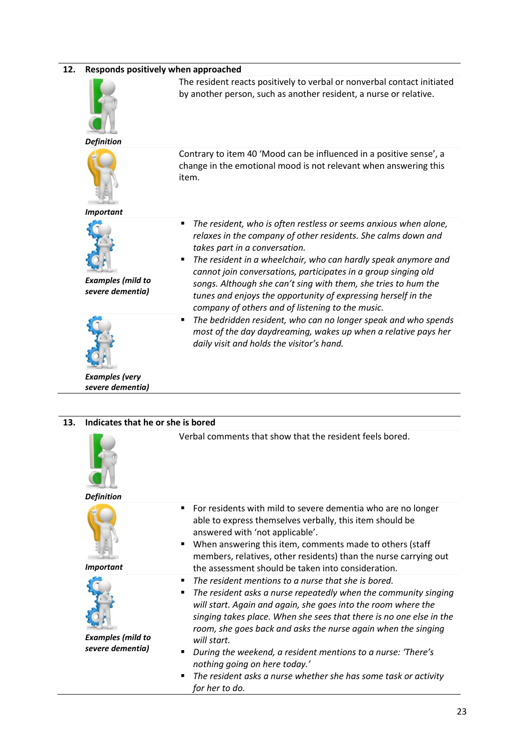## 12. Responds positively when approached

***Definition***

The resident reacts positively to verbal or nonverbal contact initiated by another person, such as another resident, a nurse or relative.

***Important***

Contrary to item 40 'Mood can be influenced in a positive sense', a change in the emotional mood is not relevant when answering this item.

***Examples (mild to severe dementia)***

- *The resident, who is often restless or seems anxious when alone, relaxes in the company of other residents. She calms down and takes part in a conversation.*
- *The resident in a wheelchair, who can hardly speak anymore and cannot join conversations, participates in a group singing old songs. Although she can't sing with them, she tries to hum the tunes and enjoys the opportunity of expressing herself in the company of others and of listening to the music.*

***Examples (very severe dementia)***

- *The bedridden resident, who can no longer speak and who spends most of the day daydreaming, wakes up when a relative pays her daily visit and holds the visitor's hand.*

## 13. Indicates that he or she is bored

***Definition***

Verbal comments that show that the resident feels bored.

***Important***

- For residents with mild to severe dementia who are no longer able to express themselves verbally, this item should be answered with 'not applicable'.
- When answering this item, comments made to others (staff members, relatives, other residents) than the nurse carrying out the assessment should be taken into consideration.

***Examples (mild to severe dementia)***

- *The resident mentions to a nurse that she is bored.*
- *The resident asks a nurse repeatedly when the community singing will start. Again and again, she goes into the room where the singing takes place. When she sees that there is no one else in the room, she goes back and asks the nurse again when the singing will start.*
- *During the weekend, a resident mentions to a nurse: 'There's nothing going on here today.'*
- *The resident asks a nurse whether she has some task or activity for her to do.*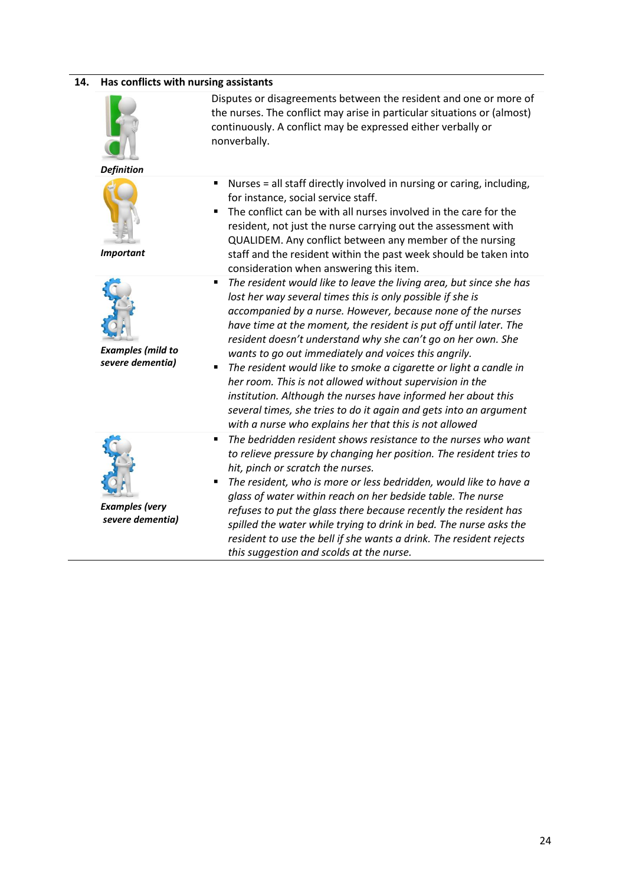## 14. Has conflicts with nursing assistants

| | |
|---|---|
| ***Definition*** | Disputes or disagreements between the resident and one or more of the nurses. The conflict may arise in particular situations or (almost) continuously. A conflict may be expressed either verbally or nonverbally. |
| ***Important*** | ▪ Nurses = all staff directly involved in nursing or caring, including, for instance, social service staff.<br>▪ The conflict can be with all nurses involved in the care for the resident, not just the nurse carrying out the assessment with QUALIDEM. Any conflict between any member of the nursing staff and the resident within the past week should be taken into consideration when answering this item. |
| ***Examples (mild to severe dementia)*** | ▪ *The resident would like to leave the living area, but since she has lost her way several times this is only possible if she is accompanied by a nurse. However, because none of the nurses have time at the moment, the resident is put off until later. The resident doesn't understand why she can't go on her own. She wants to go out immediately and voices this angrily.*<br>▪ *The resident would like to smoke a cigarette or light a candle in her room. This is not allowed without supervision in the institution. Although the nurses have informed her about this several times, she tries to do it again and gets into an argument with a nurse who explains her that this is not allowed* |
| ***Examples (very severe dementia)*** | ▪ *The bedridden resident shows resistance to the nurses who want to relieve pressure by changing her position. The resident tries to hit, pinch or scratch the nurses.*<br>▪ *The resident, who is more or less bedridden, would like to have a glass of water within reach on her bedside table. The nurse refuses to put the glass there because recently the resident has spilled the water while trying to drink in bed. The nurse asks the resident to use the bell if she wants a drink. The resident rejects this suggestion and scolds at the nurse.* |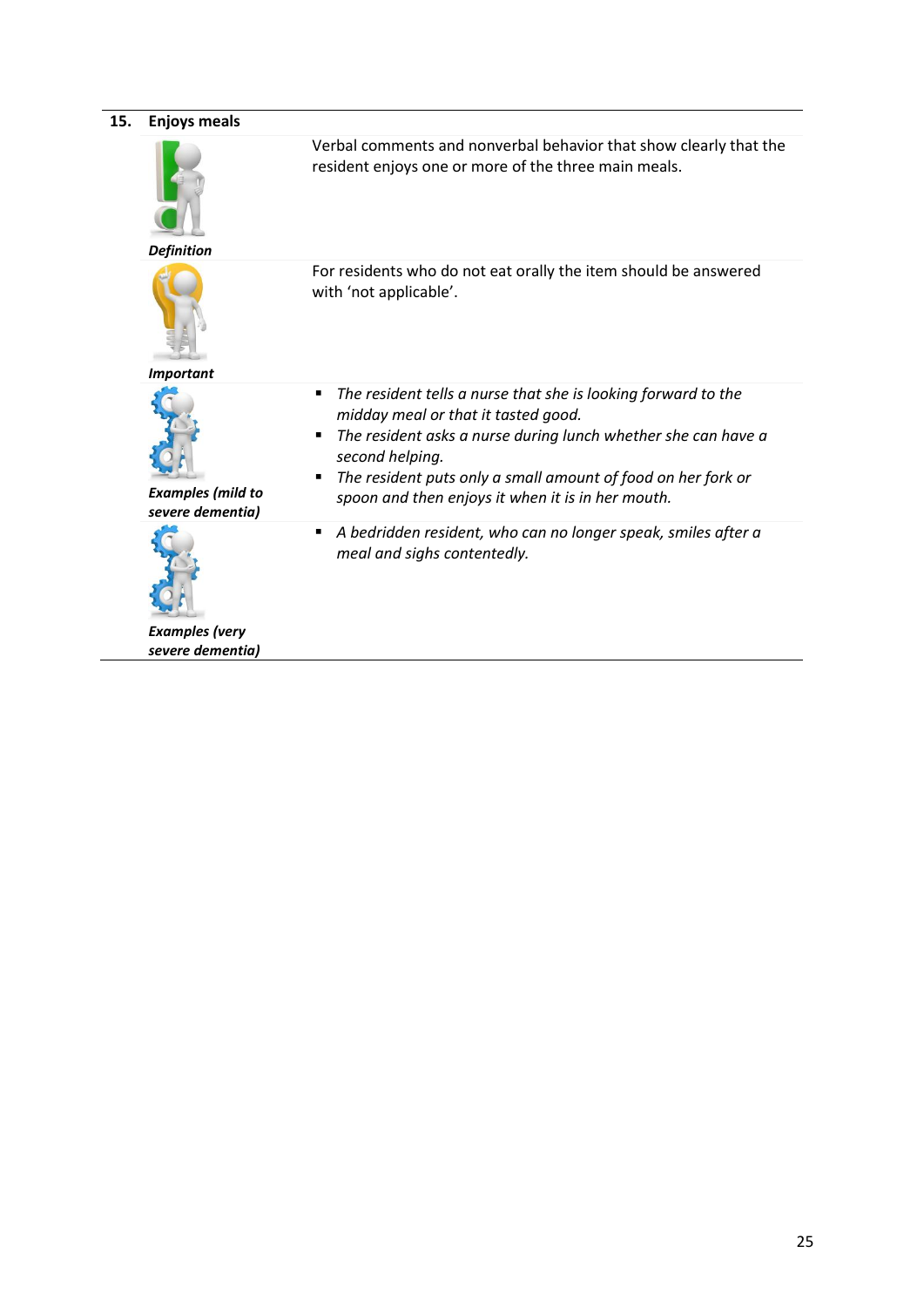## 15. Enjoys meals

| | |
|---|---|
| ***Definition*** | Verbal comments and nonverbal behavior that show clearly that the resident enjoys one or more of the three main meals. |
| ***Important*** | For residents who do not eat orally the item should be answered with 'not applicable'. |
| ***Examples (mild to severe dementia)*** | ▪ *The resident tells a nurse that she is looking forward to the midday meal or that it tasted good.*<br>▪ *The resident asks a nurse during lunch whether she can have a second helping.*<br>▪ *The resident puts only a small amount of food on her fork or spoon and then enjoys it when it is in her mouth.* |
| ***Examples (very severe dementia)*** | ▪ *A bedridden resident, who can no longer speak, smiles after a meal and sighs contentedly.* |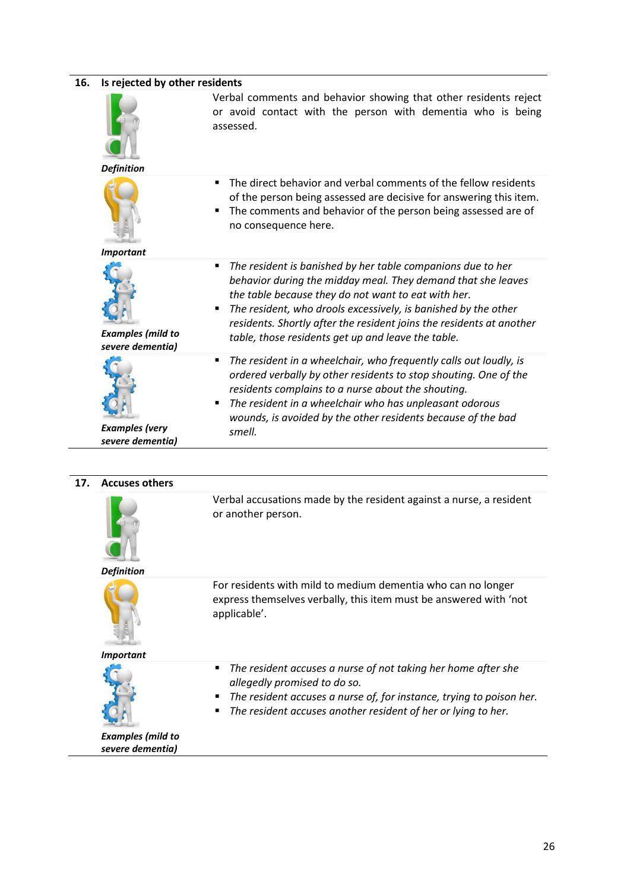## 16. Is rejected by other residents

***Definition***

Verbal comments and behavior showing that other residents reject or avoid contact with the person with dementia who is being assessed.

***Important***

- The direct behavior and verbal comments of the fellow residents of the person being assessed are decisive for answering this item.
- The comments and behavior of the person being assessed are of no consequence here.

***Examples (mild to severe dementia)***

- *The resident is banished by her table companions due to her behavior during the midday meal. They demand that she leaves the table because they do not want to eat with her.*
- *The resident, who drools excessively, is banished by the other residents. Shortly after the resident joins the residents at another table, those residents get up and leave the table.*

***Examples (very severe dementia)***

- *The resident in a wheelchair, who frequently calls out loudly, is ordered verbally by other residents to stop shouting. One of the residents complains to a nurse about the shouting.*
- *The resident in a wheelchair who has unpleasant odorous wounds, is avoided by the other residents because of the bad smell.*

## 17. Accuses others

***Definition***

Verbal accusations made by the resident against a nurse, a resident or another person.

***Important***

For residents with mild to medium dementia who can no longer express themselves verbally, this item must be answered with 'not applicable'.

***Examples (mild to severe dementia)***

- *The resident accuses a nurse of not taking her home after she allegedly promised to do so.*
- *The resident accuses a nurse of, for instance, trying to poison her.*
- *The resident accuses another resident of her or lying to her.*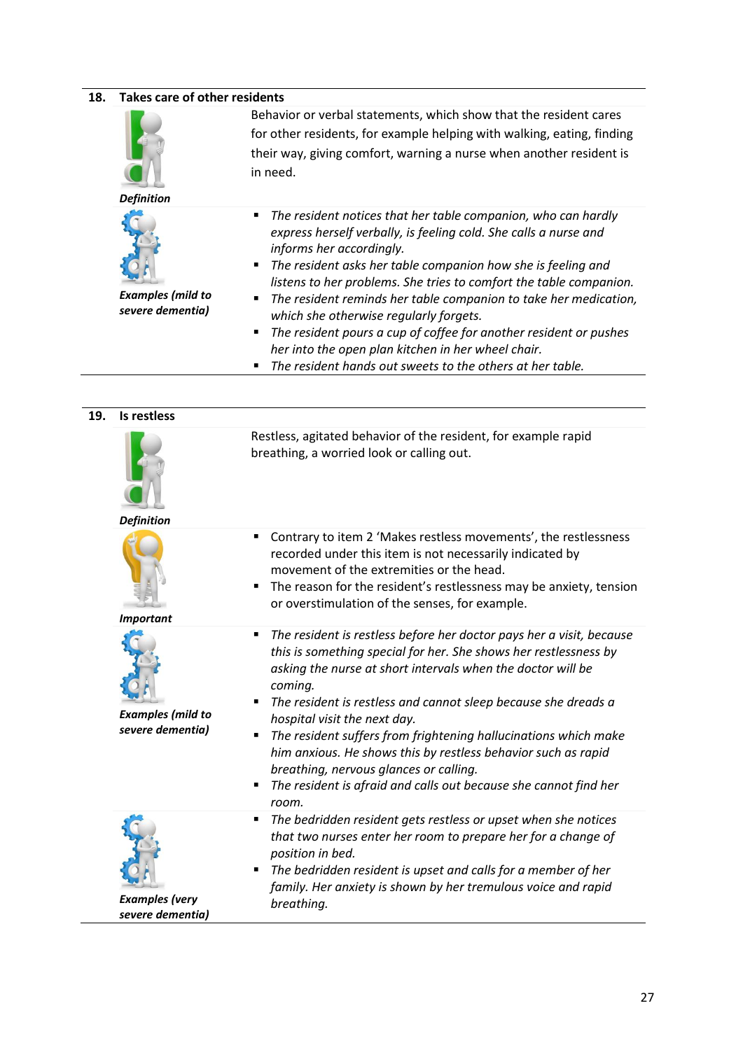## 18. Takes care of other residents

**Definition**

Behavior or verbal statements, which show that the resident cares for other residents, for example helping with walking, eating, finding their way, giving comfort, warning a nurse when another resident is in need.

***Examples (mild to severe dementia)***

- *The resident notices that her table companion, who can hardly express herself verbally, is feeling cold. She calls a nurse and informs her accordingly.*
- *The resident asks her table companion how she is feeling and listens to her problems. She tries to comfort the table companion.*
- *The resident reminds her table companion to take her medication, which she otherwise regularly forgets.*
- *The resident pours a cup of coffee for another resident or pushes her into the open plan kitchen in her wheel chair.*
- *The resident hands out sweets to the others at her table.*

## 19. Is restless

**Definition**

Restless, agitated behavior of the resident, for example rapid breathing, a worried look or calling out.

***Important***

- Contrary to item 2 'Makes restless movements', the restlessness recorded under this item is not necessarily indicated by movement of the extremities or the head.
- The reason for the resident's restlessness may be anxiety, tension or overstimulation of the senses, for example.

***Examples (mild to severe dementia)***

- *The resident is restless before her doctor pays her a visit, because this is something special for her. She shows her restlessness by asking the nurse at short intervals when the doctor will be coming.*
- *The resident is restless and cannot sleep because she dreads a hospital visit the next day.*
- *The resident suffers from frightening hallucinations which make him anxious. He shows this by restless behavior such as rapid breathing, nervous glances or calling.*
- *The resident is afraid and calls out because she cannot find her room.*

***Examples (very severe dementia)***

- *The bedridden resident gets restless or upset when she notices that two nurses enter her room to prepare her for a change of position in bed.*
- *The bedridden resident is upset and calls for a member of her family. Her anxiety is shown by her tremulous voice and rapid breathing.*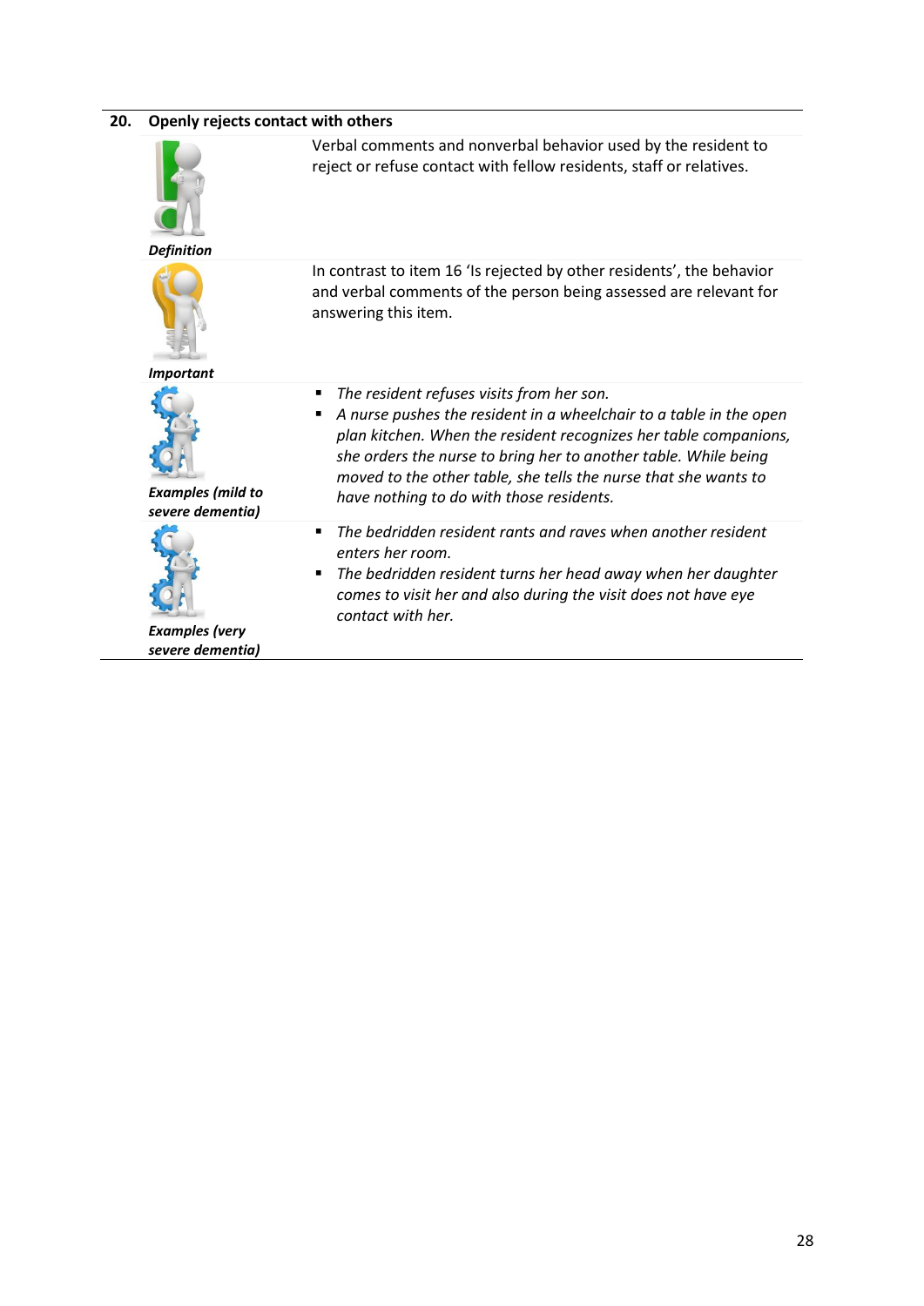## 20. Openly rejects contact with others

| | |
|---|---|
| ***Definition*** | Verbal comments and nonverbal behavior used by the resident to reject or refuse contact with fellow residents, staff or relatives. |
| ***Important*** | In contrast to item 16 'Is rejected by other residents', the behavior and verbal comments of the person being assessed are relevant for answering this item. |
| ***Examples (mild to severe dementia)*** | ▪ *The resident refuses visits from her son.*<br>▪ *A nurse pushes the resident in a wheelchair to a table in the open plan kitchen. When the resident recognizes her table companions, she orders the nurse to bring her to another table. While being moved to the other table, she tells the nurse that she wants to have nothing to do with those residents.* |
| ***Examples (very severe dementia)*** | ▪ *The bedridden resident rants and raves when another resident enters her room.*<br>▪ *The bedridden resident turns her head away when her daughter comes to visit her and also during the visit does not have eye contact with her.* |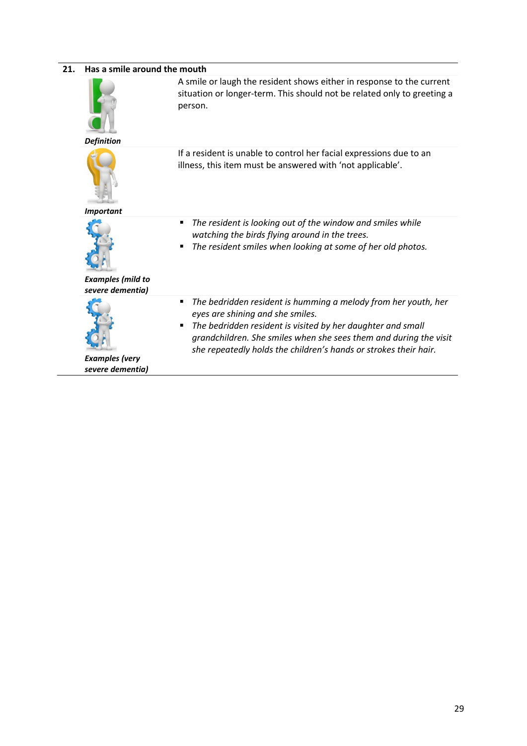## 21. Has a smile around the mouth

| | |
|---|---|
| ***Definition*** | A smile or laugh the resident shows either in response to the current situation or longer-term. This should not be related only to greeting a person. |
| ***Important*** | If a resident is unable to control her facial expressions due to an illness, this item must be answered with 'not applicable'. |
| ***Examples (mild to severe dementia)*** | ▪ *The resident is looking out of the window and smiles while watching the birds flying around in the trees.*<br>▪ *The resident smiles when looking at some of her old photos.* |
| ***Examples (very severe dementia)*** | ▪ *The bedridden resident is humming a melody from her youth, her eyes are shining and she smiles.*<br>▪ *The bedridden resident is visited by her daughter and small grandchildren. She smiles when she sees them and during the visit she repeatedly holds the children's hands or strokes their hair.* |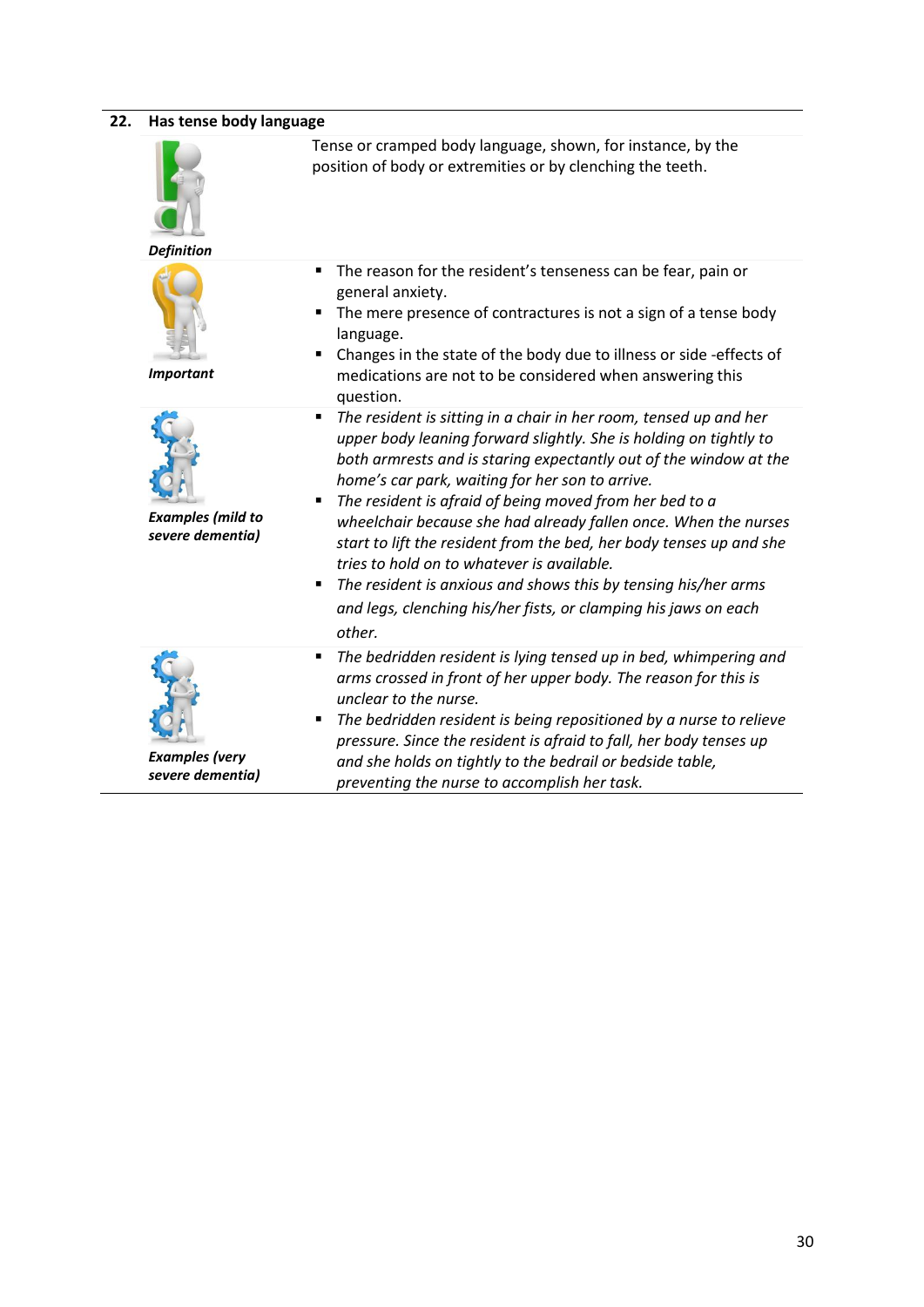## 22. Has tense body language

| | |
|---|---|
| ***Definition*** | Tense or cramped body language, shown, for instance, by the position of body or extremities or by clenching the teeth. |
| ***Important*** | ▪ The reason for the resident's tenseness can be fear, pain or general anxiety.<br>▪ The mere presence of contractures is not a sign of a tense body language.<br>▪ Changes in the state of the body due to illness or side -effects of medications are not to be considered when answering this question. |
| ***Examples (mild to severe dementia)*** | ▪ *The resident is sitting in a chair in her room, tensed up and her upper body leaning forward slightly. She is holding on tightly to both armrests and is staring expectantly out of the window at the home's car park, waiting for her son to arrive.*<br>▪ *The resident is afraid of being moved from her bed to a wheelchair because she had already fallen once. When the nurses start to lift the resident from the bed, her body tenses up and she tries to hold on to whatever is available.*<br>▪ *The resident is anxious and shows this by tensing his/her arms and legs, clenching his/her fists, or clamping his jaws on each other.* |
| ***Examples (very severe dementia)*** | ▪ *The bedridden resident is lying tensed up in bed, whimpering and arms crossed in front of her upper body. The reason for this is unclear to the nurse.*<br>▪ *The bedridden resident is being repositioned by a nurse to relieve pressure. Since the resident is afraid to fall, her body tenses up and she holds on tightly to the bedrail or bedside table, preventing the nurse to accomplish her task.* |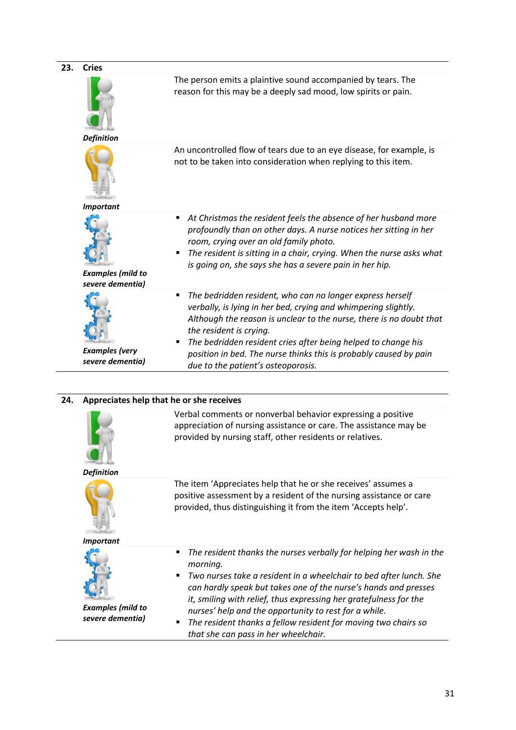## 23. Cries

| | |
|---|---|
| ***Definition*** | The person emits a plaintive sound accompanied by tears. The reason for this may be a deeply sad mood, low spirits or pain. |
| ***Important*** | An uncontrolled flow of tears due to an eye disease, for example, is not to be taken into consideration when replying to this item. |
| ***Examples (mild to severe dementia)*** | ▪ *At Christmas the resident feels the absence of her husband more profoundly than on other days. A nurse notices her sitting in her room, crying over an old family photo.*<br>▪ *The resident is sitting in a chair, crying. When the nurse asks what is going on, she says she has a severe pain in her hip.* |
| ***Examples (very severe dementia)*** | ▪ *The bedridden resident, who can no longer express herself verbally, is lying in her bed, crying and whimpering slightly. Although the reason is unclear to the nurse, there is no doubt that the resident is crying.*<br>▪ *The bedridden resident cries after being helped to change his position in bed. The nurse thinks this is probably caused by pain due to the patient's osteoporosis.* |

## 24. Appreciates help that he or she receives

| | |
|---|---|
| ***Definition*** | Verbal comments or nonverbal behavior expressing a positive appreciation of nursing assistance or care. The assistance may be provided by nursing staff, other residents or relatives. |
| ***Important*** | The item 'Appreciates help that he or she receives' assumes a positive assessment by a resident of the nursing assistance or care provided, thus distinguishing it from the item 'Accepts help'. |
| ***Examples (mild to severe dementia)*** | ▪ *The resident thanks the nurses verbally for helping her wash in the morning.*<br>▪ *Two nurses take a resident in a wheelchair to bed after lunch. She can hardly speak but takes one of the nurse's hands and presses it, smiling with relief, thus expressing her gratefulness for the nurses' help and the opportunity to rest for a while.*<br>▪ *The resident thanks a fellow resident for moving two chairs so that she can pass in her wheelchair.* |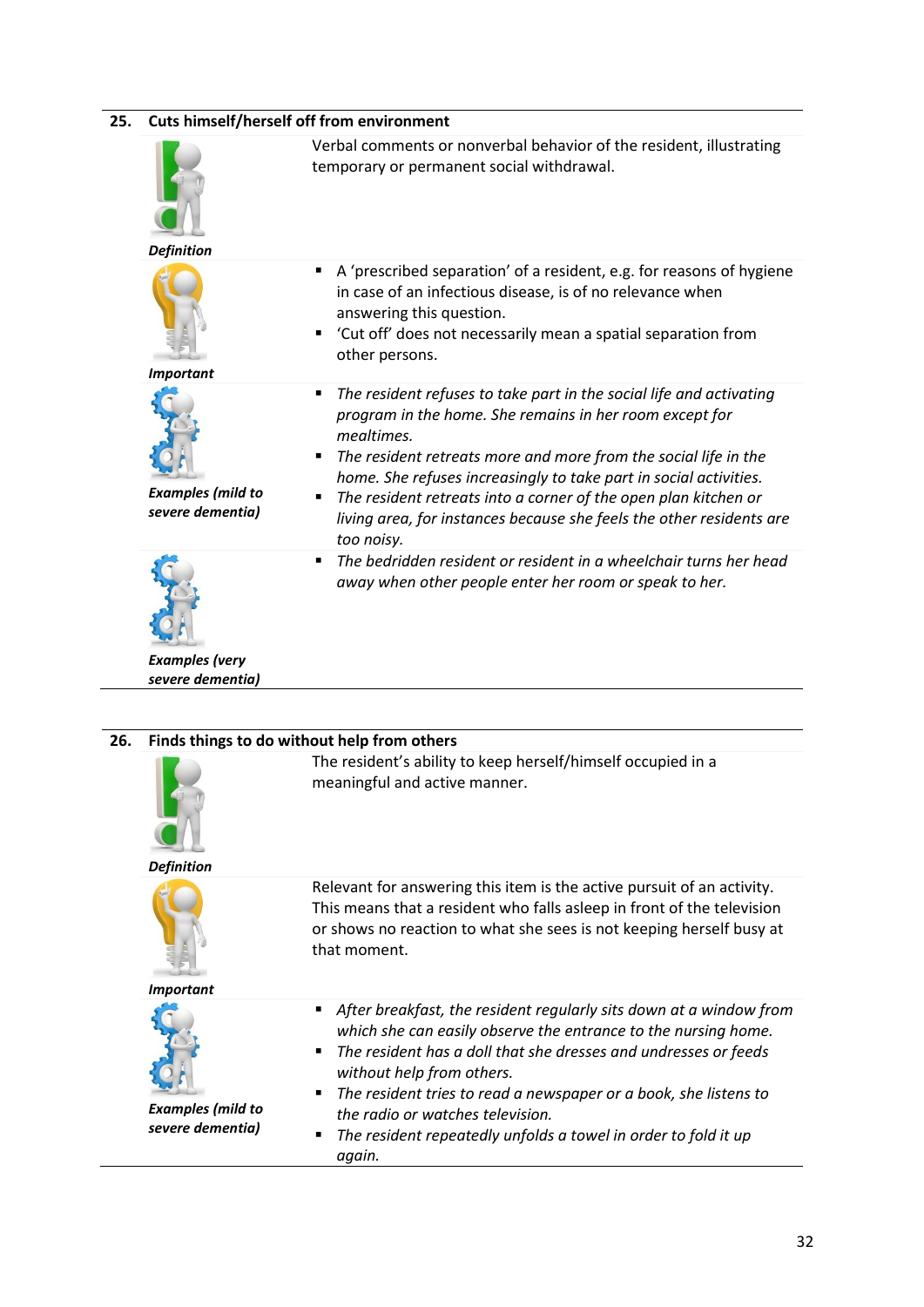## 25. Cuts himself/herself off from environment

**Definition**

Verbal comments or nonverbal behavior of the resident, illustrating temporary or permanent social withdrawal.

**Important**

- A 'prescribed separation' of a resident, e.g. for reasons of hygiene in case of an infectious disease, is of no relevance when answering this question.
- 'Cut off' does not necessarily mean a spatial separation from other persons.

**Examples (mild to severe dementia)**

- *The resident refuses to take part in the social life and activating program in the home. She remains in her room except for mealtimes.*
- *The resident retreats more and more from the social life in the home. She refuses increasingly to take part in social activities.*
- *The resident retreats into a corner of the open plan kitchen or living area, for instances because she feels the other residents are too noisy.*

**Examples (very severe dementia)**

- *The bedridden resident or resident in a wheelchair turns her head away when other people enter her room or speak to her.*

## 26. Finds things to do without help from others

**Definition**

The resident's ability to keep herself/himself occupied in a meaningful and active manner.

**Important**

Relevant for answering this item is the active pursuit of an activity. This means that a resident who falls asleep in front of the television or shows no reaction to what she sees is not keeping herself busy at that moment.

**Examples (mild to severe dementia)**

- *After breakfast, the resident regularly sits down at a window from which she can easily observe the entrance to the nursing home.*
- *The resident has a doll that she dresses and undresses or feeds without help from others.*
- *The resident tries to read a newspaper or a book, she listens to the radio or watches television.*
- *The resident repeatedly unfolds a towel in order to fold it up again.*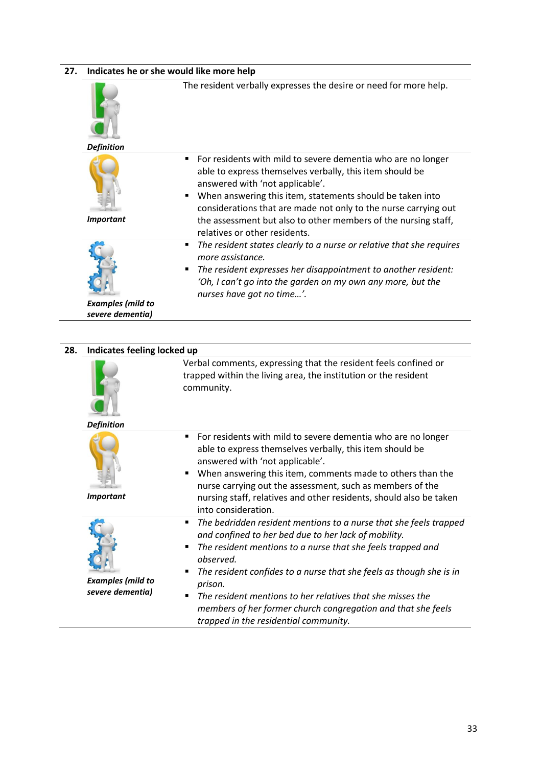## 27. Indicates he or she would like more help

| | |
|---|---|
| ***Definition*** | The resident verbally expresses the desire or need for more help. |
| ***Important*** | ▪ For residents with mild to severe dementia who are no longer able to express themselves verbally, this item should be answered with 'not applicable'.<br>▪ When answering this item, statements should be taken into considerations that are made not only to the nurse carrying out the assessment but also to other members of the nursing staff, relatives or other residents. |
| ***Examples (mild to severe dementia)*** | ▪ *The resident states clearly to a nurse or relative that she requires more assistance.*<br>▪ *The resident expresses her disappointment to another resident: 'Oh, I can't go into the garden on my own any more, but the nurses have got no time…'.* |

## 28. Indicates feeling locked up

| | |
|---|---|
| ***Definition*** | Verbal comments, expressing that the resident feels confined or trapped within the living area, the institution or the resident community. |
| ***Important*** | ▪ For residents with mild to severe dementia who are no longer able to express themselves verbally, this item should be answered with 'not applicable'.<br>▪ When answering this item, comments made to others than the nurse carrying out the assessment, such as members of the nursing staff, relatives and other residents, should also be taken into consideration. |
| ***Examples (mild to severe dementia)*** | ▪ *The bedridden resident mentions to a nurse that she feels trapped and confined to her bed due to her lack of mobility.*<br>▪ *The resident mentions to a nurse that she feels trapped and observed.*<br>▪ *The resident confides to a nurse that she feels as though she is in prison.*<br>▪ *The resident mentions to her relatives that she misses the members of her former church congregation and that she feels trapped in the residential community.* |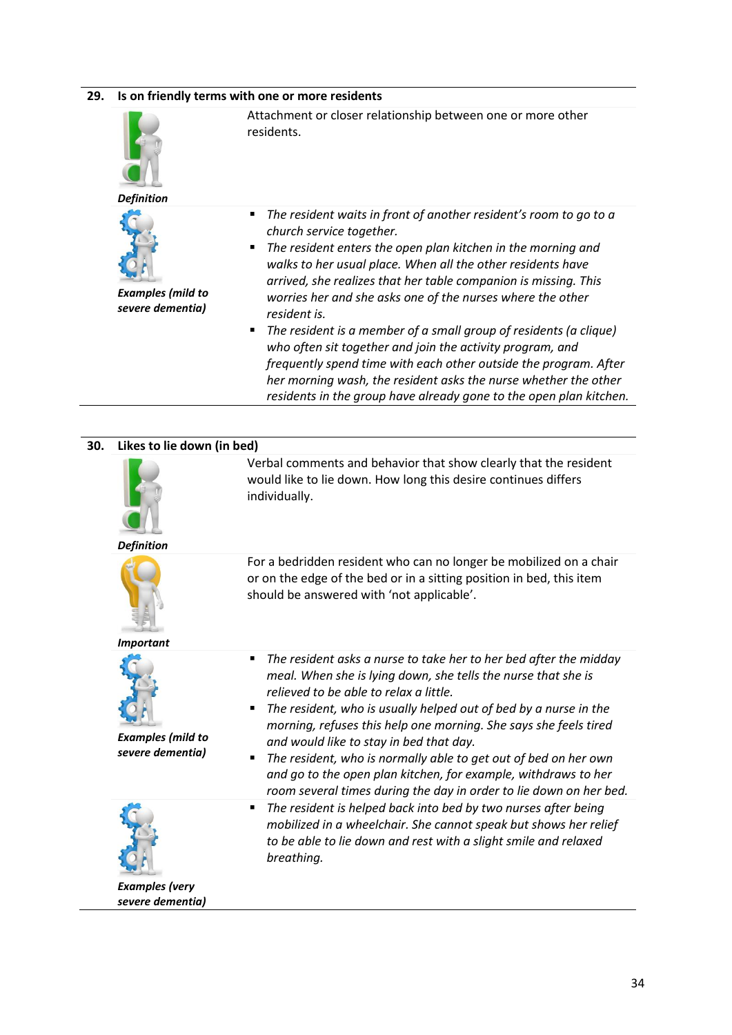## 29. Is on friendly terms with one or more residents

***Definition***

Attachment or closer relationship between one or more other residents.

***Examples (mild to severe dementia)***

- *The resident waits in front of another resident's room to go to a church service together.*
- *The resident enters the open plan kitchen in the morning and walks to her usual place. When all the other residents have arrived, she realizes that her table companion is missing. This worries her and she asks one of the nurses where the other resident is.*
- *The resident is a member of a small group of residents (a clique) who often sit together and join the activity program, and frequently spend time with each other outside the program. After her morning wash, the resident asks the nurse whether the other residents in the group have already gone to the open plan kitchen.*

## 30. Likes to lie down (in bed)

***Definition***

Verbal comments and behavior that show clearly that the resident would like to lie down. How long this desire continues differs individually.

***Important***

For a bedridden resident who can no longer be mobilized on a chair or on the edge of the bed or in a sitting position in bed, this item should be answered with 'not applicable'.

***Examples (mild to severe dementia)***

- *The resident asks a nurse to take her to her bed after the midday meal. When she is lying down, she tells the nurse that she is relieved to be able to relax a little.*
- *The resident, who is usually helped out of bed by a nurse in the morning, refuses this help one morning. She says she feels tired and would like to stay in bed that day.*
- *The resident, who is normally able to get out of bed on her own and go to the open plan kitchen, for example, withdraws to her room several times during the day in order to lie down on her bed.*

***Examples (very severe dementia)***

- *The resident is helped back into bed by two nurses after being mobilized in a wheelchair. She cannot speak but shows her relief to be able to lie down and rest with a slight smile and relaxed breathing.*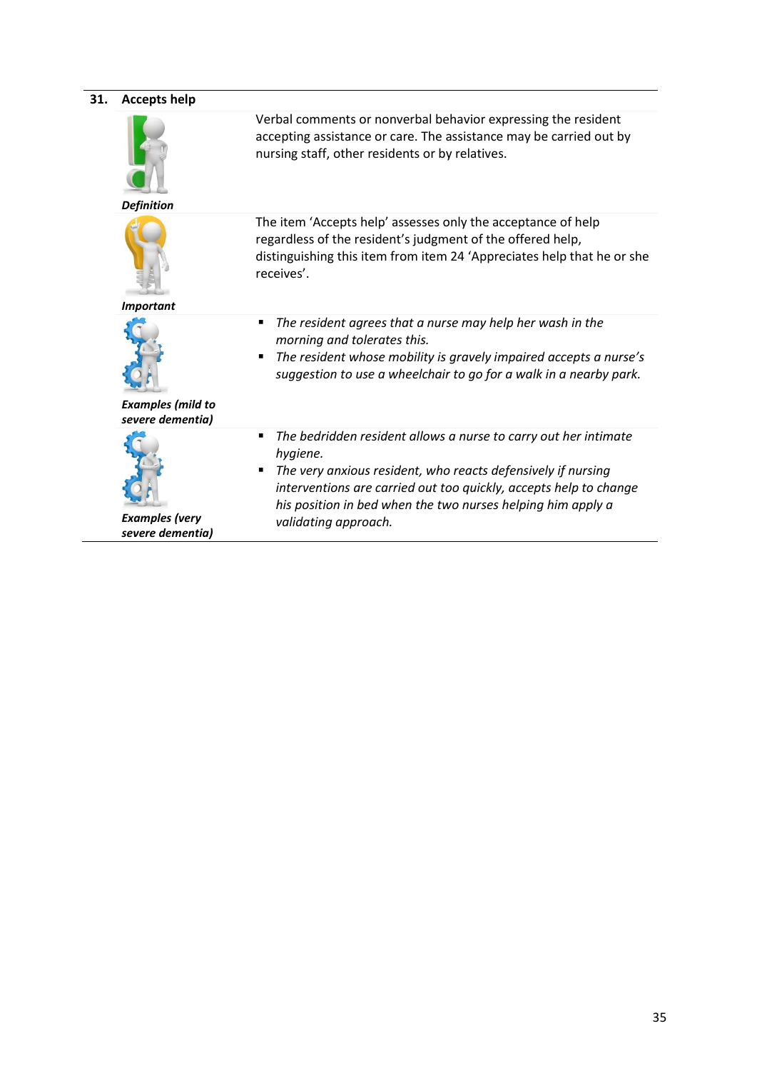## 31. Accepts help

| | |
|---|---|
| ***Definition*** | Verbal comments or nonverbal behavior expressing the resident accepting assistance or care. The assistance may be carried out by nursing staff, other residents or by relatives. |
| ***Important*** | The item 'Accepts help' assesses only the acceptance of help regardless of the resident's judgment of the offered help, distinguishing this item from item 24 'Appreciates help that he or she receives'. |
| ***Examples (mild to severe dementia)*** | ▪ *The resident agrees that a nurse may help her wash in the morning and tolerates this.*<br>▪ *The resident whose mobility is gravely impaired accepts a nurse's suggestion to use a wheelchair to go for a walk in a nearby park.* |
| ***Examples (very severe dementia)*** | ▪ *The bedridden resident allows a nurse to carry out her intimate hygiene.*<br>▪ *The very anxious resident, who reacts defensively if nursing interventions are carried out too quickly, accepts help to change his position in bed when the two nurses helping him apply a validating approach.* |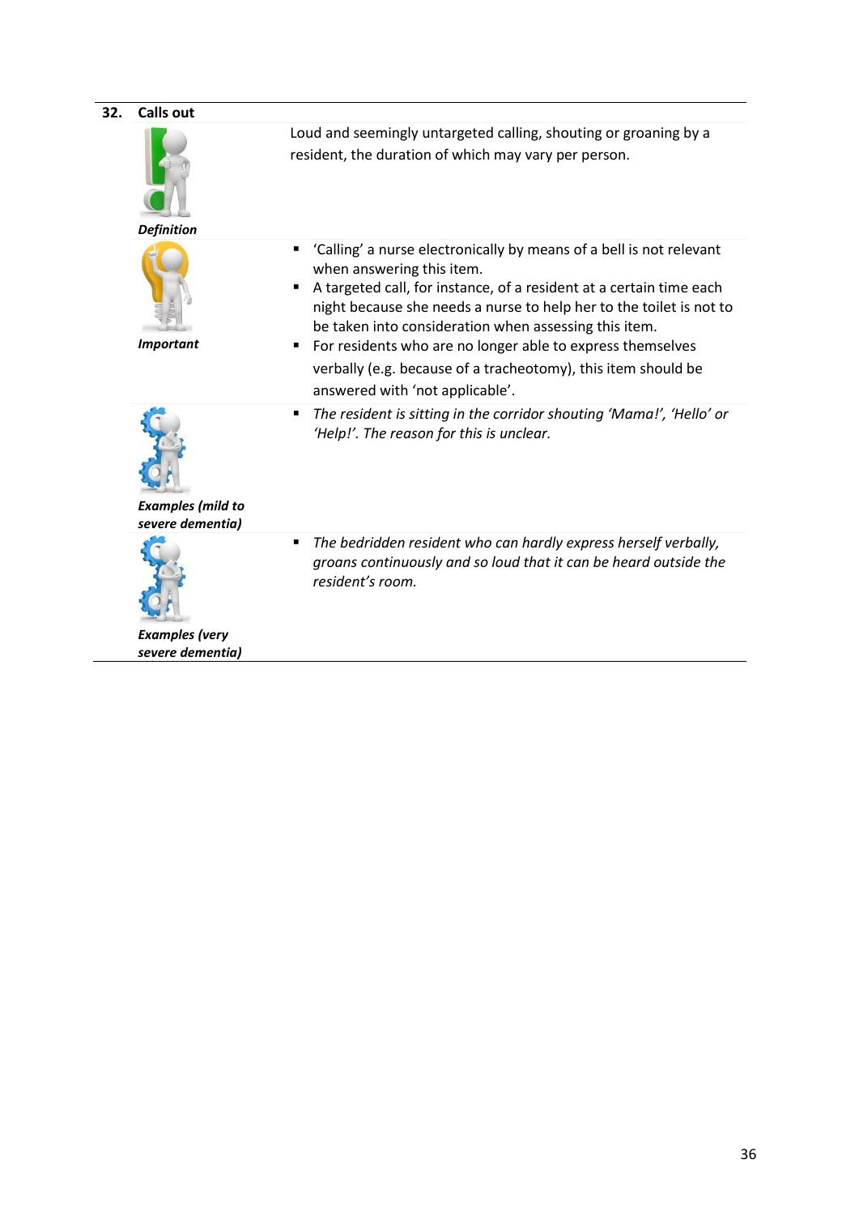## 32. Calls out

***Definition***

Loud and seemingly untargeted calling, shouting or groaning by a resident, the duration of which may vary per person.

***Important***

- 'Calling' a nurse electronically by means of a bell is not relevant when answering this item.
- A targeted call, for instance, of a resident at a certain time each night because she needs a nurse to help her to the toilet is not to be taken into consideration when assessing this item.
- For residents who are no longer able to express themselves verbally (e.g. because of a tracheotomy), this item should be answered with 'not applicable'.

***Examples (mild to severe dementia)***

- *The resident is sitting in the corridor shouting 'Mama!', 'Hello' or 'Help!'. The reason for this is unclear.*

***Examples (very severe dementia)***

- *The bedridden resident who can hardly express herself verbally, groans continuously and so loud that it can be heard outside the resident's room.*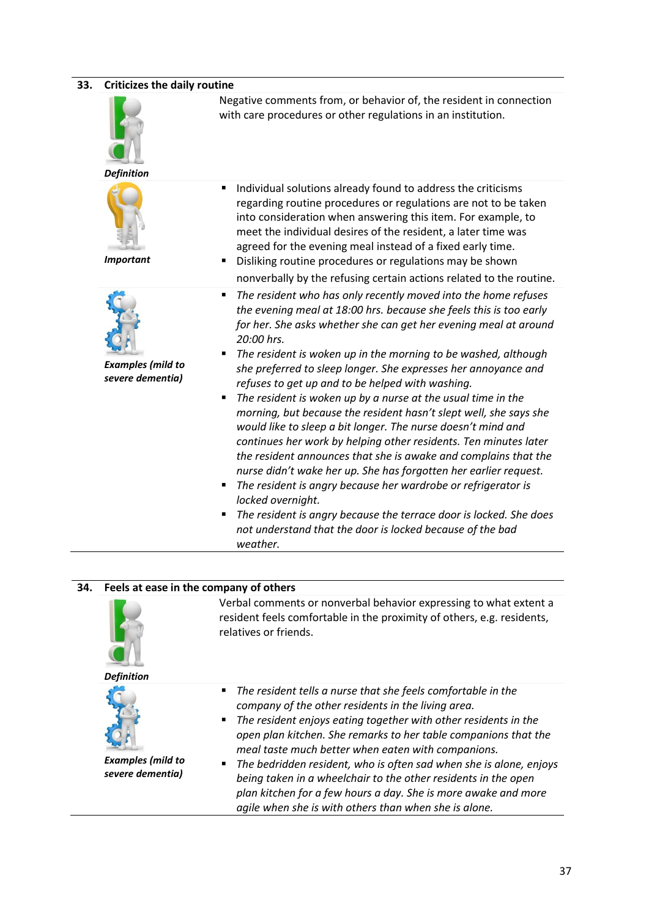## 33. Criticizes the daily routine

***Definition***

Negative comments from, or behavior of, the resident in connection with care procedures or other regulations in an institution.

***Important***

- Individual solutions already found to address the criticisms regarding routine procedures or regulations are not to be taken into consideration when answering this item. For example, to meet the individual desires of the resident, a later time was agreed for the evening meal instead of a fixed early time.
- Disliking routine procedures or regulations may be shown nonverbally by the refusing certain actions related to the routine.

***Examples (mild to severe dementia)***

- *The resident who has only recently moved into the home refuses the evening meal at 18:00 hrs. because she feels this is too early for her. She asks whether she can get her evening meal at around 20:00 hrs.*
- *The resident is woken up in the morning to be washed, although she preferred to sleep longer. She expresses her annoyance and refuses to get up and to be helped with washing.*
- *The resident is woken up by a nurse at the usual time in the morning, but because the resident hasn't slept well, she says she would like to sleep a bit longer. The nurse doesn't mind and continues her work by helping other residents. Ten minutes later the resident announces that she is awake and complains that the nurse didn't wake her up. She has forgotten her earlier request.*
- *The resident is angry because her wardrobe or refrigerator is locked overnight.*
- *The resident is angry because the terrace door is locked. She does not understand that the door is locked because of the bad weather.*

## 34. Feels at ease in the company of others

***Definition***

Verbal comments or nonverbal behavior expressing to what extent a resident feels comfortable in the proximity of others, e.g. residents, relatives or friends.

***Examples (mild to severe dementia)***

- *The resident tells a nurse that she feels comfortable in the company of the other residents in the living area.*
- *The resident enjoys eating together with other residents in the open plan kitchen. She remarks to her table companions that the meal taste much better when eaten with companions.*
- *The bedridden resident, who is often sad when she is alone, enjoys being taken in a wheelchair to the other residents in the open plan kitchen for a few hours a day. She is more awake and more agile when she is with others than when she is alone.*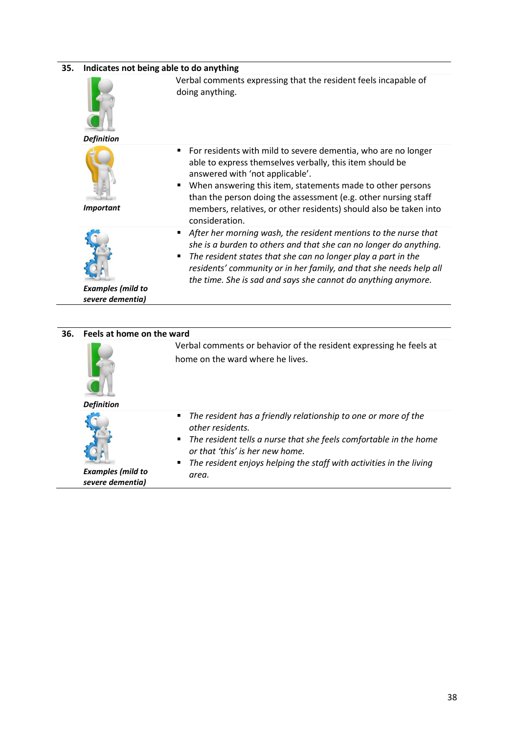## 35. Indicates not being able to do anything

| | |
|---|---|
| ***Definition*** | Verbal comments expressing that the resident feels incapable of doing anything. |
| ***Important*** | - For residents with mild to severe dementia, who are no longer able to express themselves verbally, this item should be answered with 'not applicable'.<br>- When answering this item, statements made to other persons than the person doing the assessment (e.g. other nursing staff members, relatives, or other residents) should also be taken into consideration. |
| ***Examples (mild to severe dementia)*** | - *After her morning wash, the resident mentions to the nurse that she is a burden to others and that she can no longer do anything.*<br>- *The resident states that she can no longer play a part in the residents' community or in her family, and that she needs help all the time. She is sad and says she cannot do anything anymore.* |

## 36. Feels at home on the ward

| | |
|---|---|
| ***Definition*** | Verbal comments or behavior of the resident expressing he feels at home on the ward where he lives. |
| ***Examples (mild to severe dementia)*** | - *The resident has a friendly relationship to one or more of the other residents.*<br>- *The resident tells a nurse that she feels comfortable in the home or that 'this' is her new home.*<br>- *The resident enjoys helping the staff with activities in the living area.* |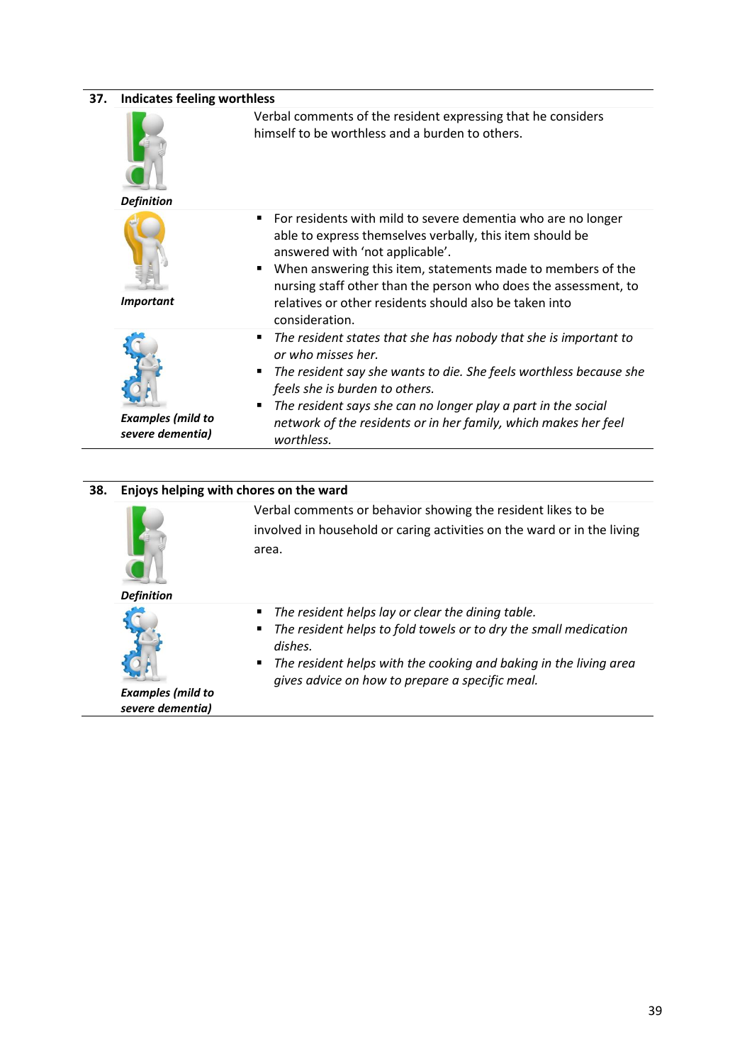### 37. Indicates feeling worthless

***Definition***

Verbal comments of the resident expressing that he considers himself to be worthless and a burden to others.

***Important***

- For residents with mild to severe dementia who are no longer able to express themselves verbally, this item should be answered with ‘not applicable’.
- When answering this item, statements made to members of the nursing staff other than the person who does the assessment, to relatives or other residents should also be taken into consideration.

***Examples (mild to severe dementia)***

- *The resident states that she has nobody that she is important to or who misses her.*
- *The resident say she wants to die. She feels worthless because she feels she is burden to others.*
- *The resident says she can no longer play a part in the social network of the residents or in her family, which makes her feel worthless.*

### 38. Enjoys helping with chores on the ward

***Definition***

Verbal comments or behavior showing the resident likes to be involved in household or caring activities on the ward or in the living area.

***Examples (mild to severe dementia)***

- *The resident helps lay or clear the dining table.*
- *The resident helps to fold towels or to dry the small medication dishes.*
- *The resident helps with the cooking and baking in the living area gives advice on how to prepare a specific meal.*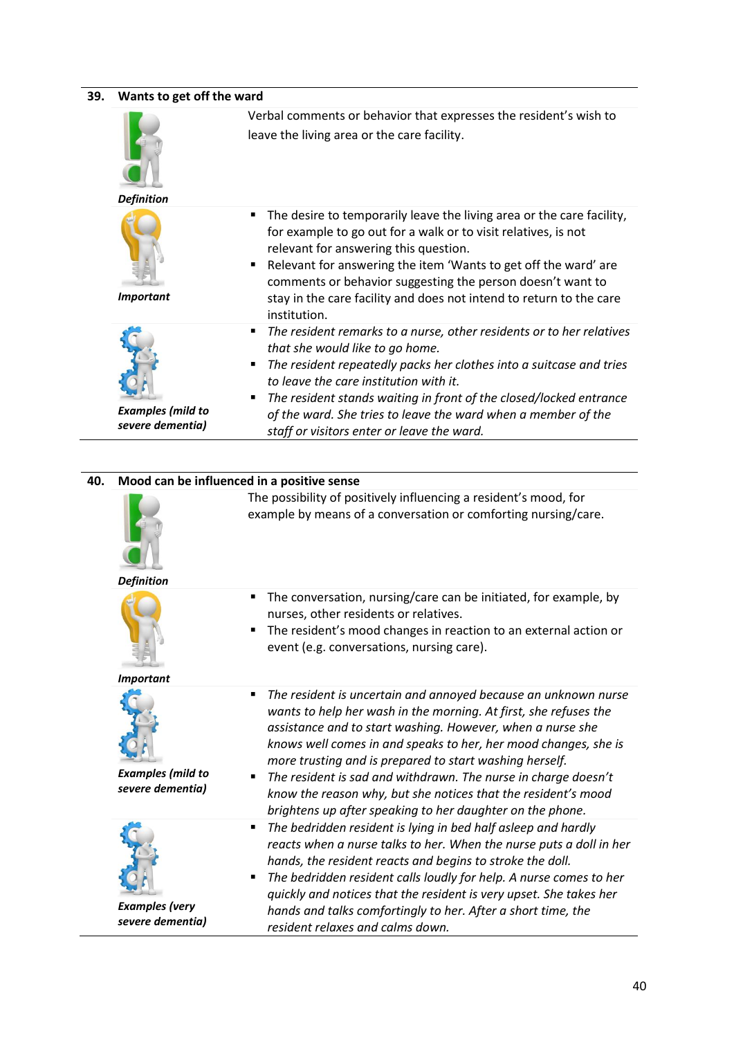## 39. Wants to get off the ward

| | |
|---|---|
| *Definition* | Verbal comments or behavior that expresses the resident's wish to leave the living area or the care facility. |
| *Important* | ▪ The desire to temporarily leave the living area or the care facility, for example to go out for a walk or to visit relatives, is not relevant for answering this question.<br>▪ Relevant for answering the item 'Wants to get off the ward' are comments or behavior suggesting the person doesn't want to stay in the care facility and does not intend to return to the care institution. |
| *Examples (mild to severe dementia)* | ▪ *The resident remarks to a nurse, other residents or to her relatives that she would like to go home.*<br>▪ *The resident repeatedly packs her clothes into a suitcase and tries to leave the care institution with it.*<br>▪ *The resident stands waiting in front of the closed/locked entrance of the ward. She tries to leave the ward when a member of the staff or visitors enter or leave the ward.* |

## 40. Mood can be influenced in a positive sense

| | |
|---|---|
| *Definition* | The possibility of positively influencing a resident's mood, for example by means of a conversation or comforting nursing/care. |
| *Important* | ▪ The conversation, nursing/care can be initiated, for example, by nurses, other residents or relatives.<br>▪ The resident's mood changes in reaction to an external action or event (e.g. conversations, nursing care). |
| *Examples (mild to severe dementia)* | ▪ *The resident is uncertain and annoyed because an unknown nurse wants to help her wash in the morning. At first, she refuses the assistance and to start washing. However, when a nurse she knows well comes in and speaks to her, her mood changes, she is more trusting and is prepared to start washing herself.*<br>▪ *The resident is sad and withdrawn. The nurse in charge doesn't know the reason why, but she notices that the resident's mood brightens up after speaking to her daughter on the phone.* |
| *Examples (very severe dementia)* | ▪ *The bedridden resident is lying in bed half asleep and hardly reacts when a nurse talks to her. When the nurse puts a doll in her hands, the resident reacts and begins to stroke the doll.*<br>▪ *The bedridden resident calls loudly for help. A nurse comes to her quickly and notices that the resident is very upset. She takes her hands and talks comfortingly to her. After a short time, the resident relaxes and calms down.* |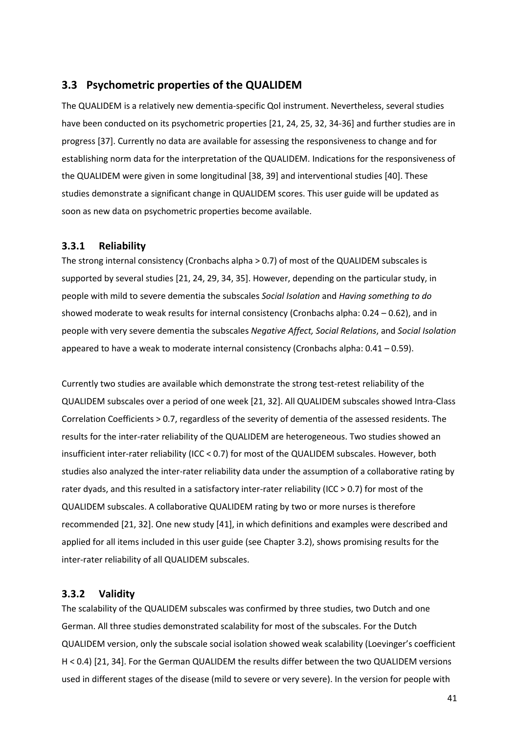## 3.3 Psychometric properties of the QUALIDEM

The QUALIDEM is a relatively new dementia-specific Qol instrument. Nevertheless, several studies have been conducted on its psychometric properties [21, 24, 25, 32, 34-36] and further studies are in progress [37]. Currently no data are available for assessing the responsiveness to change and for establishing norm data for the interpretation of the QUALIDEM. Indications for the responsiveness of the QUALIDEM were given in some longitudinal [38, 39] and interventional studies [40]. These studies demonstrate a significant change in QUALIDEM scores. This user guide will be updated as soon as new data on psychometric properties become available.

### 3.3.1 Reliability

The strong internal consistency (Cronbachs alpha > 0.7) of most of the QUALIDEM subscales is supported by several studies [21, 24, 29, 34, 35]. However, depending on the particular study, in people with mild to severe dementia the subscales *Social Isolation* and *Having something to do* showed moderate to weak results for internal consistency (Cronbachs alpha: 0.24 – 0.62), and in people with very severe dementia the subscales *Negative Affect, Social Relations*, and *Social Isolation* appeared to have a weak to moderate internal consistency (Cronbachs alpha: 0.41 – 0.59).

Currently two studies are available which demonstrate the strong test-retest reliability of the QUALIDEM subscales over a period of one week [21, 32]. All QUALIDEM subscales showed Intra-Class Correlation Coefficients > 0.7, regardless of the severity of dementia of the assessed residents. The results for the inter-rater reliability of the QUALIDEM are heterogeneous. Two studies showed an insufficient inter-rater reliability (ICC < 0.7) for most of the QUALIDEM subscales. However, both studies also analyzed the inter-rater reliability data under the assumption of a collaborative rating by rater dyads, and this resulted in a satisfactory inter-rater reliability (ICC > 0.7) for most of the QUALIDEM subscales. A collaborative QUALIDEM rating by two or more nurses is therefore recommended [21, 32]. One new study [41], in which definitions and examples were described and applied for all items included in this user guide (see Chapter 3.2), shows promising results for the inter-rater reliability of all QUALIDEM subscales.

### 3.3.2 Validity

The scalability of the QUALIDEM subscales was confirmed by three studies, two Dutch and one German. All three studies demonstrated scalability for most of the subscales. For the Dutch QUALIDEM version, only the subscale social isolation showed weak scalability (Loevinger's coefficient H < 0.4) [21, 34]. For the German QUALIDEM the results differ between the two QUALIDEM versions used in different stages of the disease (mild to severe or very severe). In the version for people with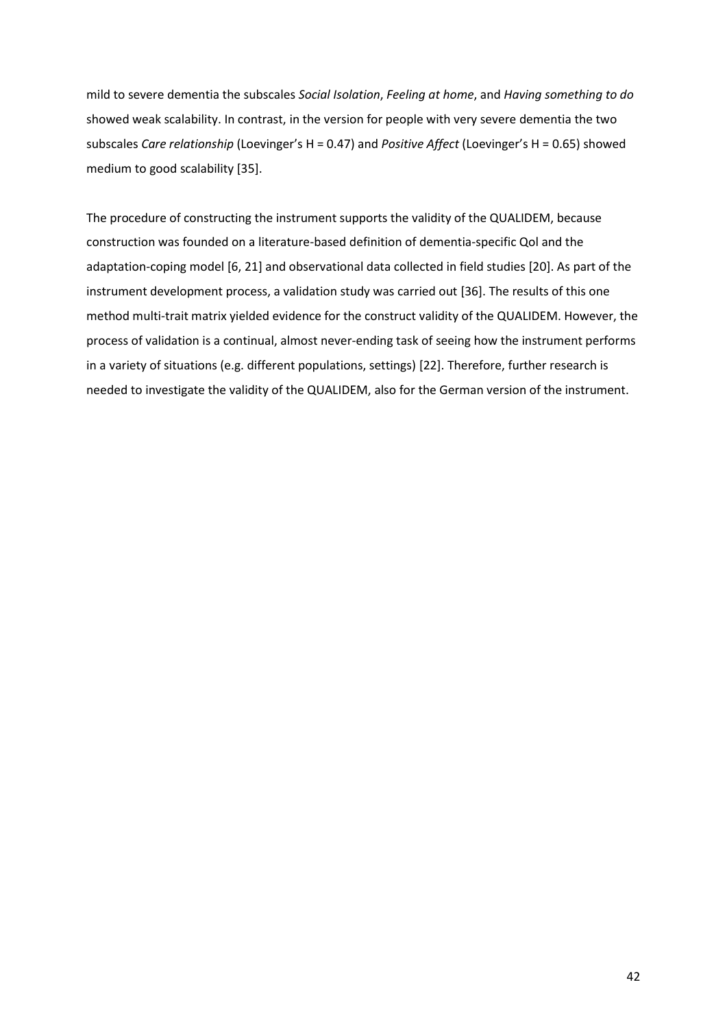mild to severe dementia the subscales *Social Isolation*, *Feeling at home*, and *Having something to do* showed weak scalability. In contrast, in the version for people with very severe dementia the two subscales *Care relationship* (Loevinger's H = 0.47) and *Positive Affect* (Loevinger's H = 0.65) showed medium to good scalability [35].

The procedure of constructing the instrument supports the validity of the QUALIDEM, because construction was founded on a literature-based definition of dementia-specific Qol and the adaptation-coping model [6, 21] and observational data collected in field studies [20]. As part of the instrument development process, a validation study was carried out [36]. The results of this one method multi-trait matrix yielded evidence for the construct validity of the QUALIDEM. However, the process of validation is a continual, almost never-ending task of seeing how the instrument performs in a variety of situations (e.g. different populations, settings) [22]. Therefore, further research is needed to investigate the validity of the QUALIDEM, also for the German version of the instrument.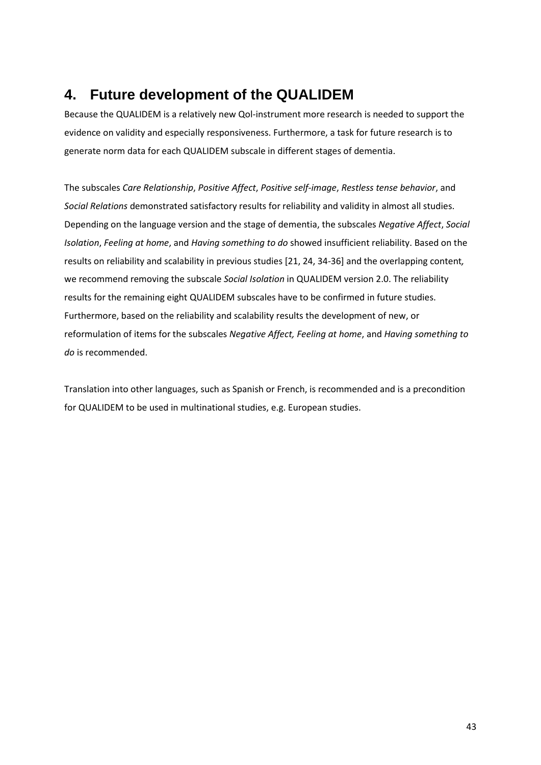# 4. Future development of the QUALIDEM

Because the QUALIDEM is a relatively new Qol-instrument more research is needed to support the evidence on validity and especially responsiveness. Furthermore, a task for future research is to generate norm data for each QUALIDEM subscale in different stages of dementia.

The subscales *Care Relationship*, *Positive Affect*, *Positive self-image*, *Restless tense behavior*, and *Social Relations* demonstrated satisfactory results for reliability and validity in almost all studies. Depending on the language version and the stage of dementia, the subscales *Negative Affect*, *Social Isolation*, *Feeling at home*, and *Having something to do* showed insufficient reliability. Based on the results on reliability and scalability in previous studies [21, 24, 34-36] and the overlapping content, we recommend removing the subscale *Social Isolation* in QUALIDEM version 2.0. The reliability results for the remaining eight QUALIDEM subscales have to be confirmed in future studies. Furthermore, based on the reliability and scalability results the development of new, or reformulation of items for the subscales *Negative Affect, Feeling at home*, and *Having something to do* is recommended.

Translation into other languages, such as Spanish or French, is recommended and is a precondition for QUALIDEM to be used in multinational studies, e.g. European studies.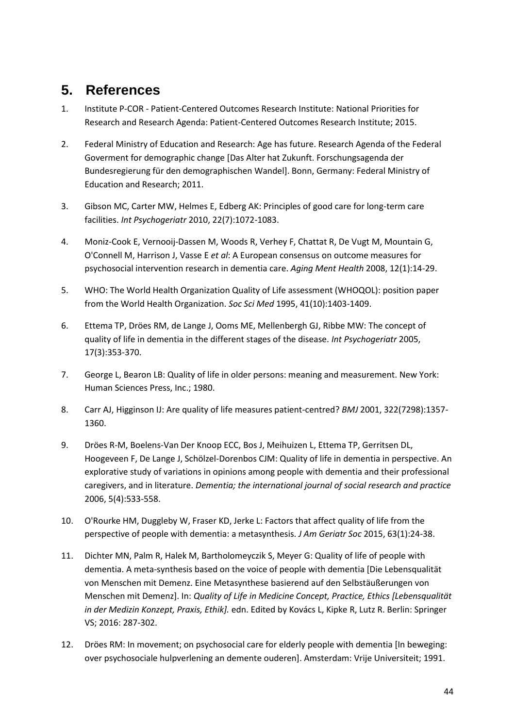## 5. References

1. Institute P-COR - Patient-Centered Outcomes Research Institute: National Priorities for Research and Research Agenda: Patient-Centered Outcomes Research Institute; 2015.

2. Federal Ministry of Education and Research: Age has future. Research Agenda of the Federal Goverment for demographic change [Das Alter hat Zukunft. Forschungsagenda der Bundesregierung für den demographischen Wandel]. Bonn, Germany: Federal Ministry of Education and Research; 2011.

3. Gibson MC, Carter MW, Helmes E, Edberg AK: Principles of good care for long-term care facilities. *Int Psychogeriatr* 2010, 22(7):1072-1083.

4. Moniz-Cook E, Vernooij-Dassen M, Woods R, Verhey F, Chattat R, De Vugt M, Mountain G, O'Connell M, Harrison J, Vasse E *et al*: A European consensus on outcome measures for psychosocial intervention research in dementia care. *Aging Ment Health* 2008, 12(1):14-29.

5. WHO: The World Health Organization Quality of Life assessment (WHOQOL): position paper from the World Health Organization. *Soc Sci Med* 1995, 41(10):1403-1409.

6. Ettema TP, Dröes RM, de Lange J, Ooms ME, Mellenbergh GJ, Ribbe MW: The concept of quality of life in dementia in the different stages of the disease. *Int Psychogeriatr* 2005, 17(3):353-370.

7. George L, Bearon LB: Quality of life in older persons: meaning and measurement. New York: Human Sciences Press, Inc.; 1980.

8. Carr AJ, Higginson IJ: Are quality of life measures patient-centred? *BMJ* 2001, 322(7298):1357-1360.

9. Dröes R-M, Boelens-Van Der Knoop ECC, Bos J, Meihuizen L, Ettema TP, Gerritsen DL, Hoogeveen F, De Lange J, Schölzel-Dorenbos CJM: Quality of life in dementia in perspective. An explorative study of variations in opinions among people with dementia and their professional caregivers, and in literature. *Dementia; the international journal of social research and practice* 2006, 5(4):533-558.

10. O'Rourke HM, Duggleby W, Fraser KD, Jerke L: Factors that affect quality of life from the perspective of people with dementia: a metasynthesis. *J Am Geriatr Soc* 2015, 63(1):24-38.

11. Dichter MN, Palm R, Halek M, Bartholomeyczik S, Meyer G: Quality of life of people with dementia. A meta-synthesis based on the voice of people with dementia [Die Lebensqualität von Menschen mit Demenz. Eine Metasynthese basierend auf den Selbstäußerungen von Menschen mit Demenz]. In: *Quality of Life in Medicine Concept, Practice, Ethics [Lebensqualität in der Medizin Konzept, Praxis, Ethik].* edn. Edited by Kovács L, Kipke R, Lutz R. Berlin: Springer VS; 2016: 287-302.

12. Dröes RM: In movement; on psychosocial care for elderly people with dementia [In beweging: over psychosociale hulpverlening an demente ouderen]. Amsterdam: Vrije Universiteit; 1991.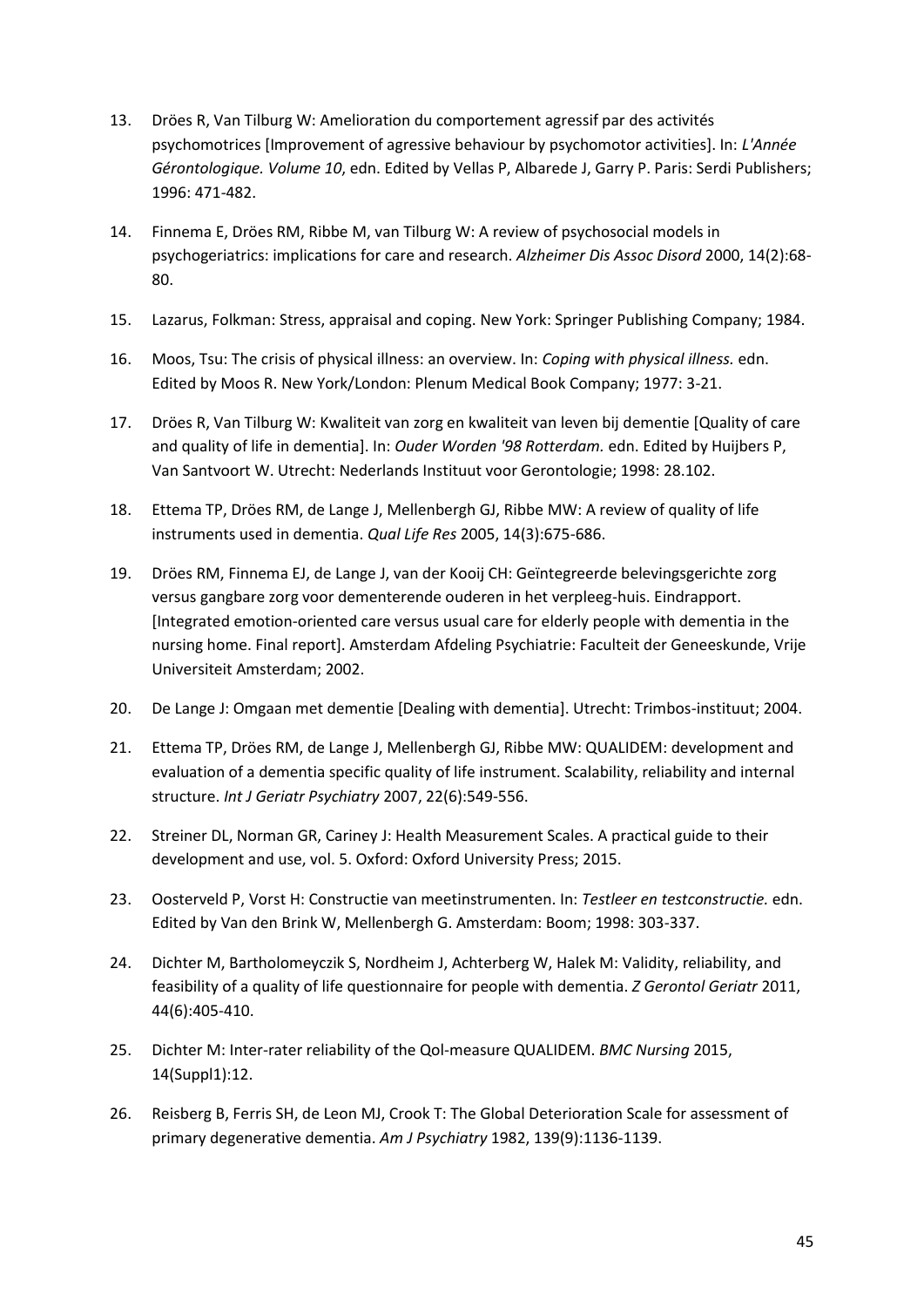13. Dröes R, Van Tilburg W: Amelioration du comportement agressif par des activités psychomotrices [Improvement of agressive behaviour by psychomotor activities]. In: *L'Année Gérontologique. Volume 10*, edn. Edited by Vellas P, Albarede J, Garry P. Paris: Serdi Publishers; 1996: 471-482.

14. Finnema E, Dröes RM, Ribbe M, van Tilburg W: A review of psychosocial models in psychogeriatrics: implications for care and research. *Alzheimer Dis Assoc Disord* 2000, 14(2):68-80.

15. Lazarus, Folkman: Stress, appraisal and coping. New York: Springer Publishing Company; 1984.

16. Moos, Tsu: The crisis of physical illness: an overview. In: *Coping with physical illness.* edn. Edited by Moos R. New York/London: Plenum Medical Book Company; 1977: 3-21.

17. Dröes R, Van Tilburg W: Kwaliteit van zorg en kwaliteit van leven bij dementie [Quality of care and quality of life in dementia]. In: *Ouder Worden '98 Rotterdam.* edn. Edited by Huijbers P, Van Santvoort W. Utrecht: Nederlands Instituut voor Gerontologie; 1998: 28.102.

18. Ettema TP, Dröes RM, de Lange J, Mellenbergh GJ, Ribbe MW: A review of quality of life instruments used in dementia. *Qual Life Res* 2005, 14(3):675-686.

19. Dröes RM, Finnema EJ, de Lange J, van der Kooij CH: Geïntegreerde belevingsgerichte zorg versus gangbare zorg voor dementerende ouderen in het verpleeg-huis. Eindrapport. [Integrated emotion-oriented care versus usual care for elderly people with dementia in the nursing home. Final report]. Amsterdam Afdeling Psychiatrie: Faculteit der Geneeskunde, Vrije Universiteit Amsterdam; 2002.

20. De Lange J: Omgaan met dementie [Dealing with dementia]. Utrecht: Trimbos-instituut; 2004.

21. Ettema TP, Dröes RM, de Lange J, Mellenbergh GJ, Ribbe MW: QUALIDEM: development and evaluation of a dementia specific quality of life instrument. Scalability, reliability and internal structure. *Int J Geriatr Psychiatry* 2007, 22(6):549-556.

22. Streiner DL, Norman GR, Cariney J: Health Measurement Scales. A practical guide to their development and use, vol. 5. Oxford: Oxford University Press; 2015.

23. Oosterveld P, Vorst H: Constructie van meetinstrumenten. In: *Testleer en testconstructie.* edn. Edited by Van den Brink W, Mellenbergh G. Amsterdam: Boom; 1998: 303-337.

24. Dichter M, Bartholomeyczik S, Nordheim J, Achterberg W, Halek M: Validity, reliability, and feasibility of a quality of life questionnaire for people with dementia. *Z Gerontol Geriatr* 2011, 44(6):405-410.

25. Dichter M: Inter-rater reliability of the Qol-measure QUALIDEM. *BMC Nursing* 2015, 14(Suppl1):12.

26. Reisberg B, Ferris SH, de Leon MJ, Crook T: The Global Deterioration Scale for assessment of primary degenerative dementia. *Am J Psychiatry* 1982, 139(9):1136-1139.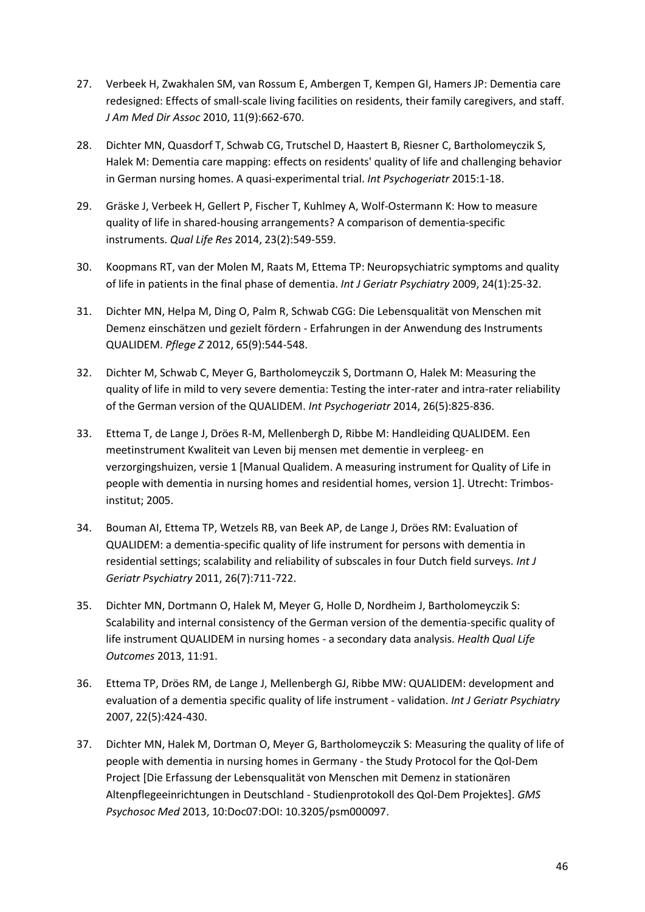27. Verbeek H, Zwakhalen SM, van Rossum E, Ambergen T, Kempen GI, Hamers JP: Dementia care redesigned: Effects of small-scale living facilities on residents, their family caregivers, and staff. *J Am Med Dir Assoc* 2010, 11(9):662-670.

28. Dichter MN, Quasdorf T, Schwab CG, Trutschel D, Haastert B, Riesner C, Bartholomeyczik S, Halek M: Dementia care mapping: effects on residents' quality of life and challenging behavior in German nursing homes. A quasi-experimental trial. *Int Psychogeriatr* 2015:1-18.

29. Gräske J, Verbeek H, Gellert P, Fischer T, Kuhlmey A, Wolf-Ostermann K: How to measure quality of life in shared-housing arrangements? A comparison of dementia-specific instruments. *Qual Life Res* 2014, 23(2):549-559.

30. Koopmans RT, van der Molen M, Raats M, Ettema TP: Neuropsychiatric symptoms and quality of life in patients in the final phase of dementia. *Int J Geriatr Psychiatry* 2009, 24(1):25-32.

31. Dichter MN, Helpa M, Ding O, Palm R, Schwab CGG: Die Lebensqualität von Menschen mit Demenz einschätzen und gezielt fördern - Erfahrungen in der Anwendung des Instruments QUALIDEM. *Pflege Z* 2012, 65(9):544-548.

32. Dichter M, Schwab C, Meyer G, Bartholomeyczik S, Dortmann O, Halek M: Measuring the quality of life in mild to very severe dementia: Testing the inter-rater and intra-rater reliability of the German version of the QUALIDEM. *Int Psychogeriatr* 2014, 26(5):825-836.

33. Ettema T, de Lange J, Dröes R-M, Mellenbergh D, Ribbe M: Handleiding QUALIDEM. Een meetinstrument Kwaliteit van Leven bij mensen met dementie in verpleeg- en verzorgingshuizen, versie 1 [Manual Qualidem. A measuring instrument for Quality of Life in people with dementia in nursing homes and residential homes, version 1]. Utrecht: Trimbos-institut; 2005.

34. Bouman AI, Ettema TP, Wetzels RB, van Beek AP, de Lange J, Dröes RM: Evaluation of QUALIDEM: a dementia-specific quality of life instrument for persons with dementia in residential settings; scalability and reliability of subscales in four Dutch field surveys. *Int J Geriatr Psychiatry* 2011, 26(7):711-722.

35. Dichter MN, Dortmann O, Halek M, Meyer G, Holle D, Nordheim J, Bartholomeyczik S: Scalability and internal consistency of the German version of the dementia-specific quality of life instrument QUALIDEM in nursing homes - a secondary data analysis. *Health Qual Life Outcomes* 2013, 11:91.

36. Ettema TP, Dröes RM, de Lange J, Mellenbergh GJ, Ribbe MW: QUALIDEM: development and evaluation of a dementia specific quality of life instrument - validation. *Int J Geriatr Psychiatry* 2007, 22(5):424-430.

37. Dichter MN, Halek M, Dortman O, Meyer G, Bartholomeyczik S: Measuring the quality of life of people with dementia in nursing homes in Germany - the Study Protocol for the Qol-Dem Project [Die Erfassung der Lebensqualität von Menschen mit Demenz in stationären Altenpflegeeinrichtungen in Deutschland - Studienprotokoll des Qol-Dem Projektes]. *GMS Psychosoc Med* 2013, 10:Doc07:DOI: 10.3205/psm000097.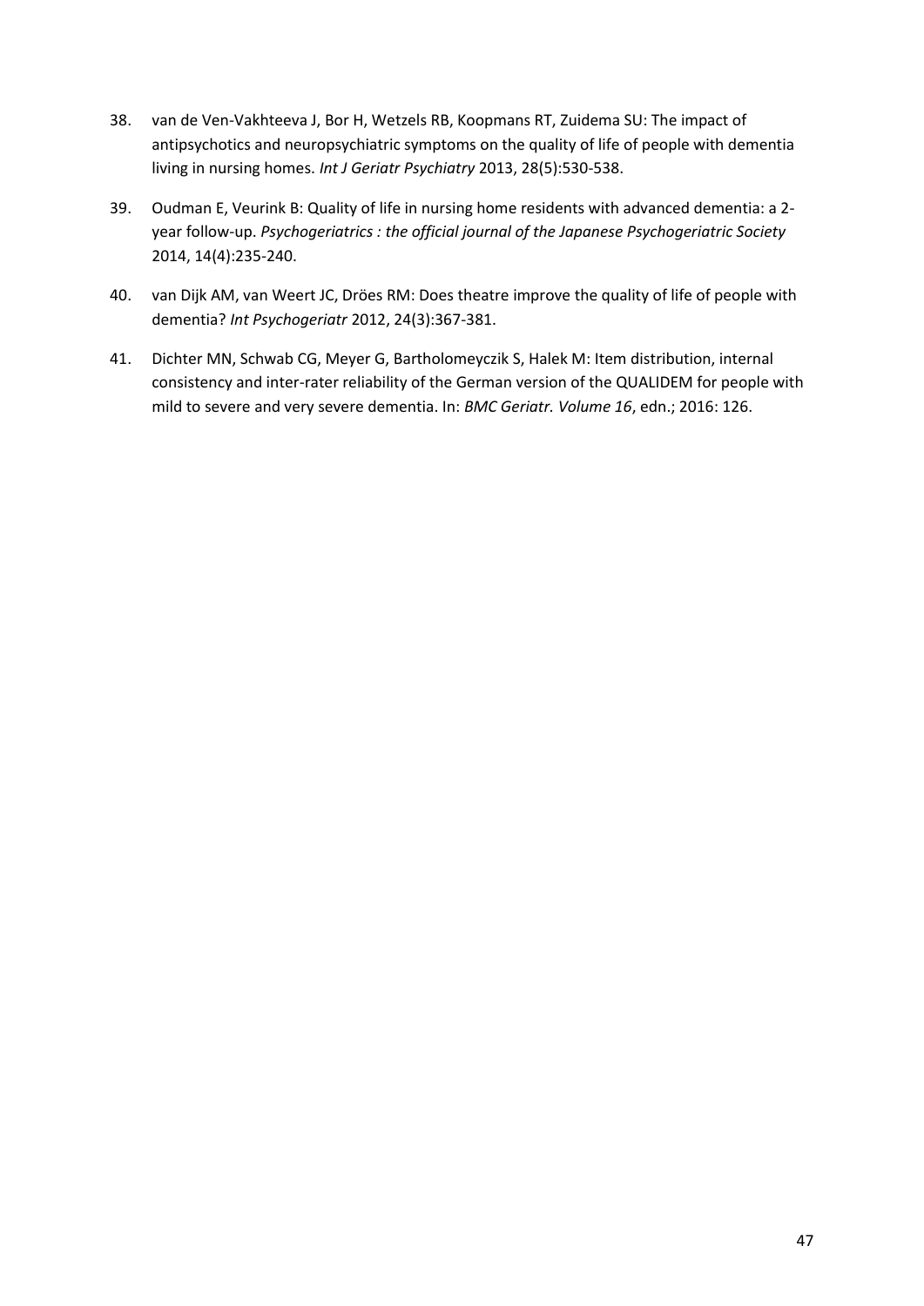38. van de Ven-Vakhteeva J, Bor H, Wetzels RB, Koopmans RT, Zuidema SU: The impact of antipsychotics and neuropsychiatric symptoms on the quality of life of people with dementia living in nursing homes. *Int J Geriatr Psychiatry* 2013, 28(5):530-538.

39. Oudman E, Veurink B: Quality of life in nursing home residents with advanced dementia: a 2-year follow-up. *Psychogeriatrics : the official journal of the Japanese Psychogeriatric Society* 2014, 14(4):235-240.

40. van Dijk AM, van Weert JC, Dröes RM: Does theatre improve the quality of life of people with dementia? *Int Psychogeriatr* 2012, 24(3):367-381.

41. Dichter MN, Schwab CG, Meyer G, Bartholomeyczik S, Halek M: Item distribution, internal consistency and inter-rater reliability of the German version of the QUALIDEM for people with mild to severe and very severe dementia. In: *BMC Geriatr. Volume 16*, edn.; 2016: 126.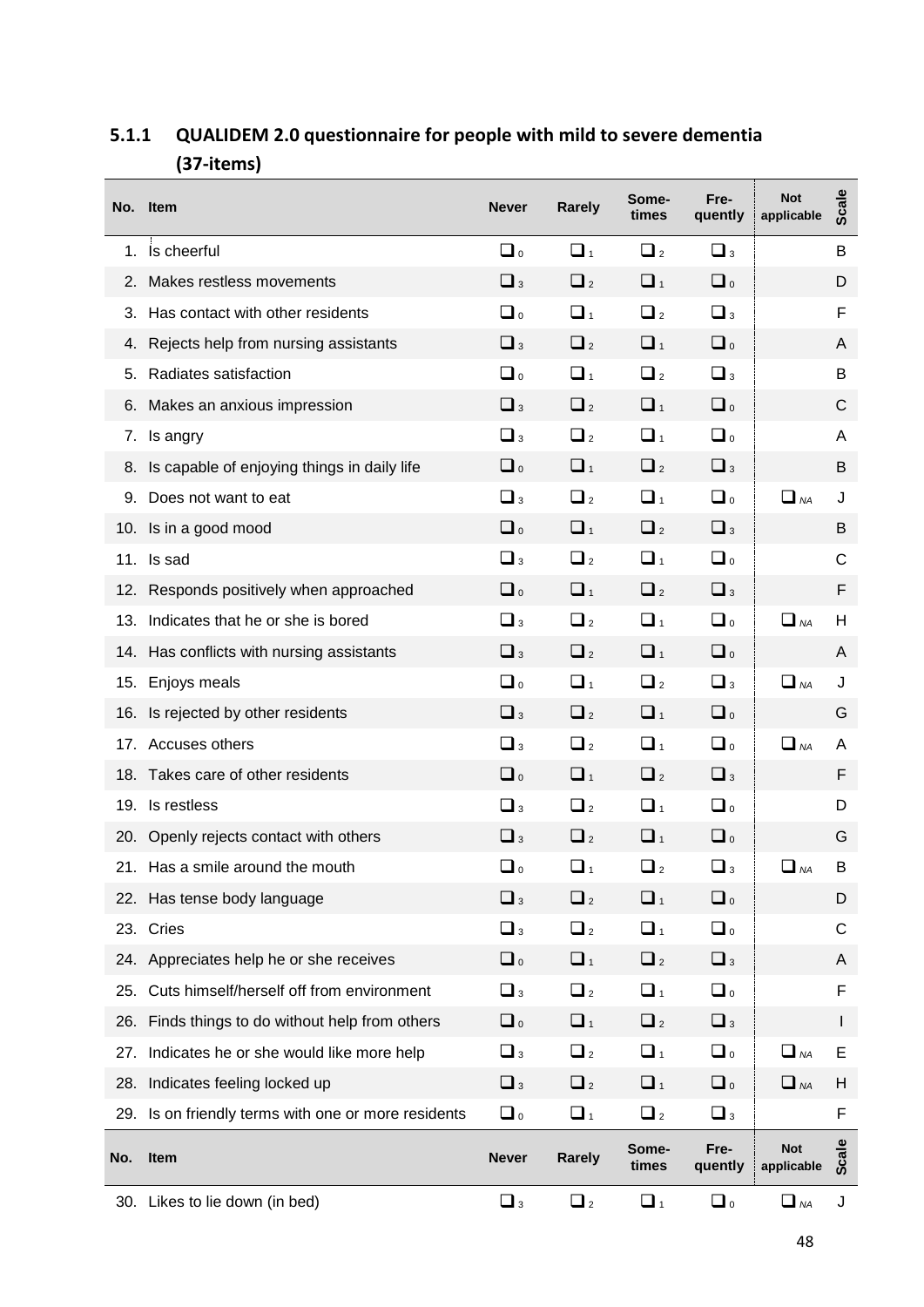### 5.1.1 QUALIDEM 2.0 questionnaire for people with mild to severe dementia (37-items)

| No. | Item | Never | Rarely | Some-times | Fre-quently | Not applicable | Scale |
|---|---|---|---|---|---|---|---|
| 1. | Is cheerful | ❑ 0 | ❑ 1 | ❑ 2 | ❑ 3 | | B |
| 2. | Makes restless movements | ❑ 3 | ❑ 2 | ❑ 1 | ❑ 0 | | D |
| 3. | Has contact with other residents | ❑ 0 | ❑ 1 | ❑ 2 | ❑ 3 | | F |
| 4. | Rejects help from nursing assistants | ❑ 3 | ❑ 2 | ❑ 1 | ❑ 0 | | A |
| 5. | Radiates satisfaction | ❑ 0 | ❑ 1 | ❑ 2 | ❑ 3 | | B |
| 6. | Makes an anxious impression | ❑ 3 | ❑ 2 | ❑ 1 | ❑ 0 | | C |
| 7. | Is angry | ❑ 3 | ❑ 2 | ❑ 1 | ❑ 0 | | A |
| 8. | Is capable of enjoying things in daily life | ❑ 0 | ❑ 1 | ❑ 2 | ❑ 3 | | B |
| 9. | Does not want to eat | ❑ 3 | ❑ 2 | ❑ 1 | ❑ 0 | ❑ NA | J |
| 10. | Is in a good mood | ❑ 0 | ❑ 1 | ❑ 2 | ❑ 3 | | B |
| 11. | Is sad | ❑ 3 | ❑ 2 | ❑ 1 | ❑ 0 | | C |
| 12. | Responds positively when approached | ❑ 0 | ❑ 1 | ❑ 2 | ❑ 3 | | F |
| 13. | Indicates that he or she is bored | ❑ 3 | ❑ 2 | ❑ 1 | ❑ 0 | ❑ NA | H |
| 14. | Has conflicts with nursing assistants | ❑ 3 | ❑ 2 | ❑ 1 | ❑ 0 | | A |
| 15. | Enjoys meals | ❑ 0 | ❑ 1 | ❑ 2 | ❑ 3 | ❑ NA | J |
| 16. | Is rejected by other residents | ❑ 3 | ❑ 2 | ❑ 1 | ❑ 0 | | G |
| 17. | Accuses others | ❑ 3 | ❑ 2 | ❑ 1 | ❑ 0 | ❑ NA | A |
| 18. | Takes care of other residents | ❑ 0 | ❑ 1 | ❑ 2 | ❑ 3 | | F |
| 19. | Is restless | ❑ 3 | ❑ 2 | ❑ 1 | ❑ 0 | | D |
| 20. | Openly rejects contact with others | ❑ 3 | ❑ 2 | ❑ 1 | ❑ 0 | | G |
| 21. | Has a smile around the mouth | ❑ 0 | ❑ 1 | ❑ 2 | ❑ 3 | ❑ NA | B |
| 22. | Has tense body language | ❑ 3 | ❑ 2 | ❑ 1 | ❑ 0 | | D |
| 23. | Cries | ❑ 3 | ❑ 2 | ❑ 1 | ❑ 0 | | C |
| 24. | Appreciates help he or she receives | ❑ 0 | ❑ 1 | ❑ 2 | ❑ 3 | | A |
| 25. | Cuts himself/herself off from environment | ❑ 3 | ❑ 2 | ❑ 1 | ❑ 0 | | F |
| 26. | Finds things to do without help from others | ❑ 0 | ❑ 1 | ❑ 2 | ❑ 3 | | I |
| 27. | Indicates he or she would like more help | ❑ 3 | ❑ 2 | ❑ 1 | ❑ 0 | ❑ NA | E |
| 28. | Indicates feeling locked up | ❑ 3 | ❑ 2 | ❑ 1 | ❑ 0 | ❑ NA | H |
| 29. | Is on friendly terms with one or more residents | ❑ 0 | ❑ 1 | ❑ 2 | ❑ 3 | | F |
| 30. | Likes to lie down (in bed) | ❑ 3 | ❑ 2 | ❑ 1 | ❑ 0 | ❑ NA | J |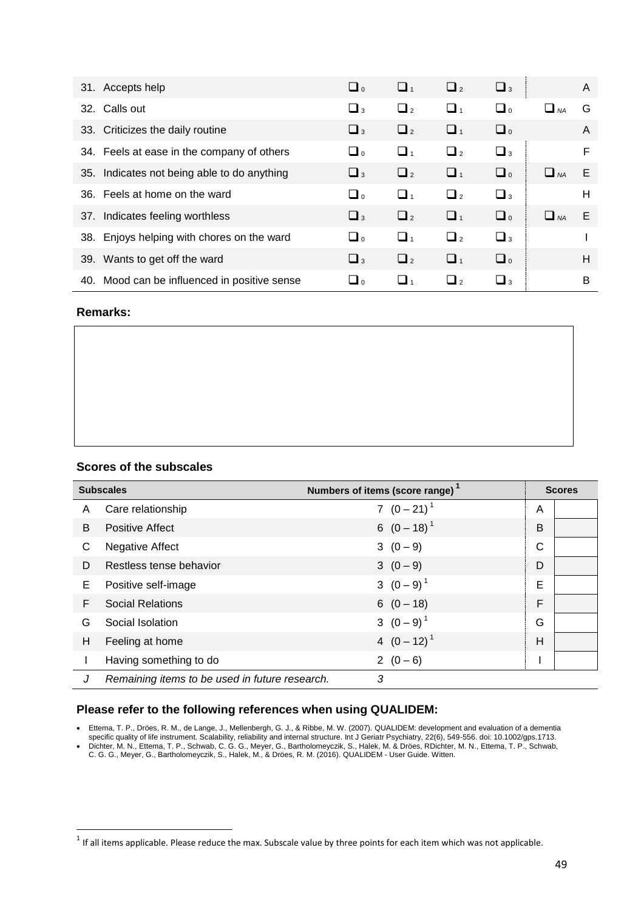| Item | | | | | | |
|---|---|---|---|---|---|---|
| 31. Accepts help | ❑ 0 | ❑ 1 | ❑ 2 | ❑ 3 | | A |
| 32. Calls out | ❑ 3 | ❑ 2 | ❑ 1 | ❑ 0 | ❑ NA | G |
| 33. Criticizes the daily routine | ❑ 3 | ❑ 2 | ❑ 1 | ❑ 0 | | A |
| 34. Feels at ease in the company of others | ❑ 0 | ❑ 1 | ❑ 2 | ❑ 3 | | F |
| 35. Indicates not being able to do anything | ❑ 3 | ❑ 2 | ❑ 1 | ❑ 0 | ❑ NA | E |
| 36. Feels at home on the ward | ❑ 0 | ❑ 1 | ❑ 2 | ❑ 3 | | H |
| 37. Indicates feeling worthless | ❑ 3 | ❑ 2 | ❑ 1 | ❑ 0 | ❑ NA | E |
| 38. Enjoys helping with chores on the ward | ❑ 0 | ❑ 1 | ❑ 2 | ❑ 3 | | I |
| 39. Wants to get off the ward | ❑ 3 | ❑ 2 | ❑ 1 | ❑ 0 | | H |
| 40. Mood can be influenced in positive sense | ❑ 0 | ❑ 1 | ❑ 2 | ❑ 3 | | B |

**Remarks:**

### Scores of the subscales

| | Subscales | Numbers of items (score range) [1] | Scores | |
|---|---|---|---|---|
| A | Care relationship | 7 (0 – 21) [1] | A | |
| B | Positive Affect | 6 (0 – 18) [1] | B | |
| C | Negative Affect | 3 (0 – 9) | C | |
| D | Restless tense behavior | 3 (0 – 9) | D | |
| E | Positive self-image | 3 (0 – 9) [1] | E | |
| F | Social Relations | 6 (0 – 18) | F | |
| G | Social Isolation | 3 (0 – 9) [1] | G | |
| H | Feeling at home | 4 (0 – 12) [1] | H | |
| I | Having something to do | 2 (0 – 6) | I | |
| *J* | *Remaining items to be used in future research.* | *3* | | |

### Please refer to the following references when using QUALIDEM:

- Ettema, T. P., Dröes, R. M., de Lange, J., Mellenbergh, G. J., & Ribbe, M. W. (2007). QUALIDEM: development and evaluation of a dementia specific quality of life instrument. Scalability, reliability and internal structure. Int J Geriatr Psychiatry, 22(6), 549-556. doi: 10.1002/gps.1713.
- Dichter, M. N., Ettema, T. P., Schwab, C. G. G., Meyer, G., Bartholomeyczik, S., Halek, M. & Dröes, RDichter, M. N., Ettema, T. P., Schwab, C. G. G., Meyer, G., Bartholomeyczik, S., Halek, M., & Dröes, R. M. (2016). QUALIDEM - User Guide. Witten.

[1] If all items applicable. Please reduce the max. Subscale value by three points for each item which was not applicable.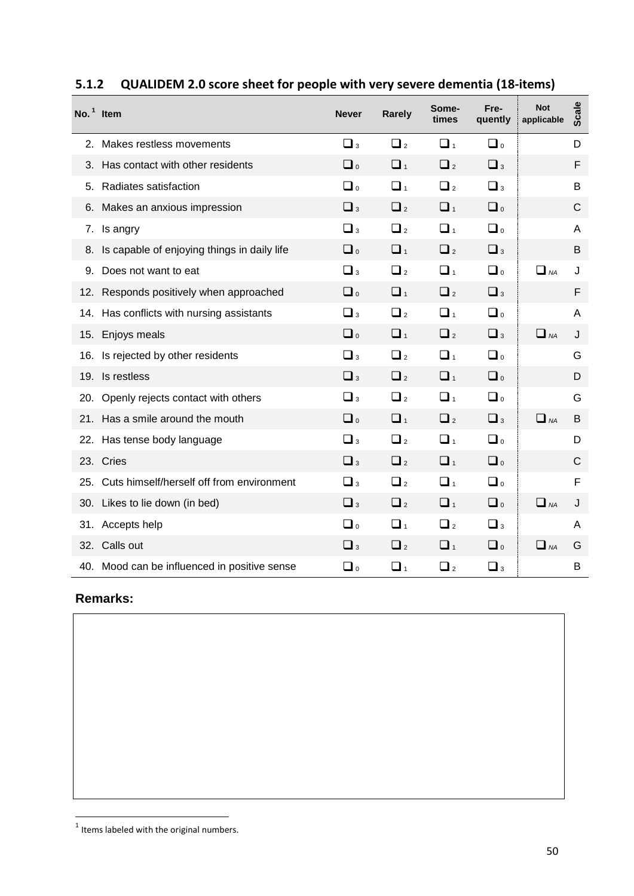### 5.1.2 QUALIDEM 2.0 score sheet for people with very severe dementia (18-items)

| No. [1] | Item | Never | Rarely | Some-times | Fre-quently | Not applicable | Scale |
|---|---|---|---|---|---|---|---|
| 2. | Makes restless movements | ❑ 3 | ❑ 2 | ❑ 1 | ❑ 0 | | D |
| 3. | Has contact with other residents | ❑ 0 | ❑ 1 | ❑ 2 | ❑ 3 | | F |
| 5. | Radiates satisfaction | ❑ 0 | ❑ 1 | ❑ 2 | ❑ 3 | | B |
| 6. | Makes an anxious impression | ❑ 3 | ❑ 2 | ❑ 1 | ❑ 0 | | C |
| 7. | Is angry | ❑ 3 | ❑ 2 | ❑ 1 | ❑ 0 | | A |
| 8. | Is capable of enjoying things in daily life | ❑ 0 | ❑ 1 | ❑ 2 | ❑ 3 | | B |
| 9. | Does not want to eat | ❑ 3 | ❑ 2 | ❑ 1 | ❑ 0 | ❑ NA | J |
| 12. | Responds positively when approached | ❑ 0 | ❑ 1 | ❑ 2 | ❑ 3 | | F |
| 14. | Has conflicts with nursing assistants | ❑ 3 | ❑ 2 | ❑ 1 | ❑ 0 | | A |
| 15. | Enjoys meals | ❑ 0 | ❑ 1 | ❑ 2 | ❑ 3 | ❑ NA | J |
| 16. | Is rejected by other residents | ❑ 3 | ❑ 2 | ❑ 1 | ❑ 0 | | G |
| 19. | Is restless | ❑ 3 | ❑ 2 | ❑ 1 | ❑ 0 | | D |
| 20. | Openly rejects contact with others | ❑ 3 | ❑ 2 | ❑ 1 | ❑ 0 | | G |
| 21. | Has a smile around the mouth | ❑ 0 | ❑ 1 | ❑ 2 | ❑ 3 | ❑ NA | B |
| 22. | Has tense body language | ❑ 3 | ❑ 2 | ❑ 1 | ❑ 0 | | D |
| 23. | Cries | ❑ 3 | ❑ 2 | ❑ 1 | ❑ 0 | | C |
| 25. | Cuts himself/herself off from environment | ❑ 3 | ❑ 2 | ❑ 1 | ❑ 0 | | F |
| 30. | Likes to lie down (in bed) | ❑ 3 | ❑ 2 | ❑ 1 | ❑ 0 | ❑ NA | J |
| 31. | Accepts help | ❑ 0 | ❑ 1 | ❑ 2 | ❑ 3 | | A |
| 32. | Calls out | ❑ 3 | ❑ 2 | ❑ 1 | ❑ 0 | ❑ NA | G |
| 40. | Mood can be influenced in positive sense | ❑ 0 | ❑ 1 | ❑ 2 | ❑ 3 | | B |

**Remarks:**

[1] Items labeled with the original numbers.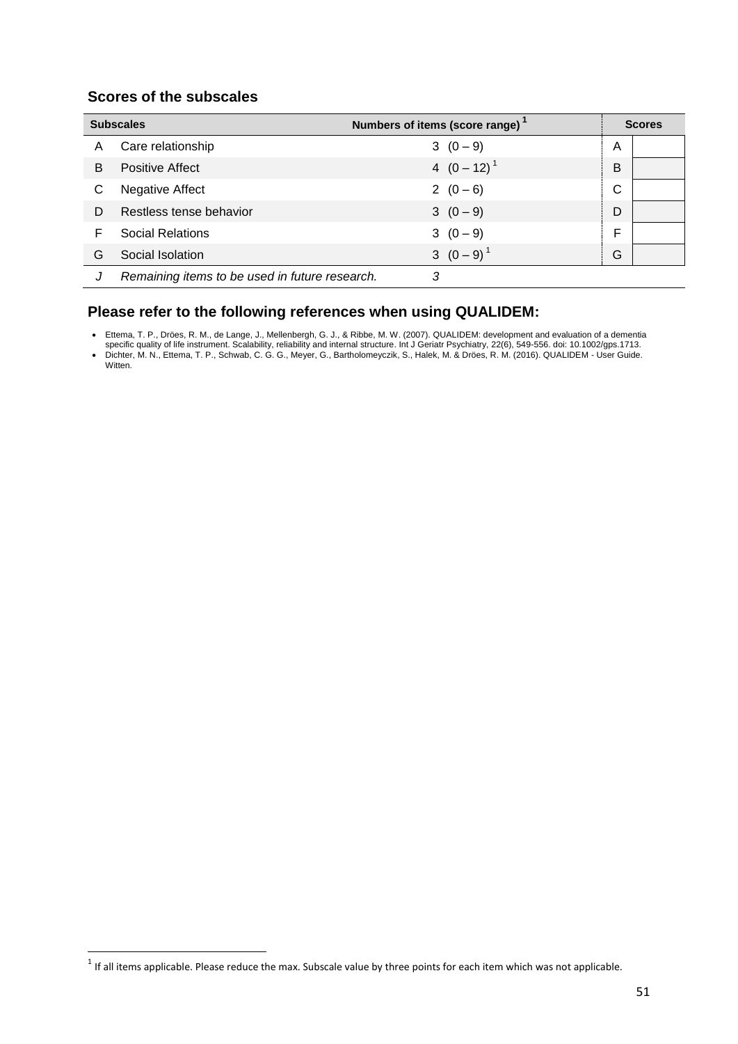### Scores of the subscales

| Subscales | | Numbers of items (score range) [1] | Scores | |
|---|---|---|---|---|
| A | Care relationship | 3 (0 – 9) | A | |
| B | Positive Affect | 4 (0 – 12) [1] | B | |
| C | Negative Affect | 2 (0 – 6) | C | |
| D | Restless tense behavior | 3 (0 – 9) | D | |
| F | Social Relations | 3 (0 – 9) | F | |
| G | Social Isolation | 3 (0 – 9) [1] | G | |
| *J* | *Remaining items to be used in future research.* | *3* | | |

### Please refer to the following references when using QUALIDEM:

- Ettema, T. P., Dröes, R. M., de Lange, J., Mellenbergh, G. J., & Ribbe, M. W. (2007). QUALIDEM: development and evaluation of a dementia specific quality of life instrument. Scalability, reliability and internal structure. Int J Geriatr Psychiatry, 22(6), 549-556. doi: 10.1002/gps.1713.
- Dichter, M. N., Ettema, T. P., Schwab, C. G. G., Meyer, G., Bartholomeyczik, S., Halek, M. & Dröes, R. M. (2016). QUALIDEM - User Guide. Witten.

[1] If all items applicable. Please reduce the max. Subscale value by three points for each item which was not applicable.